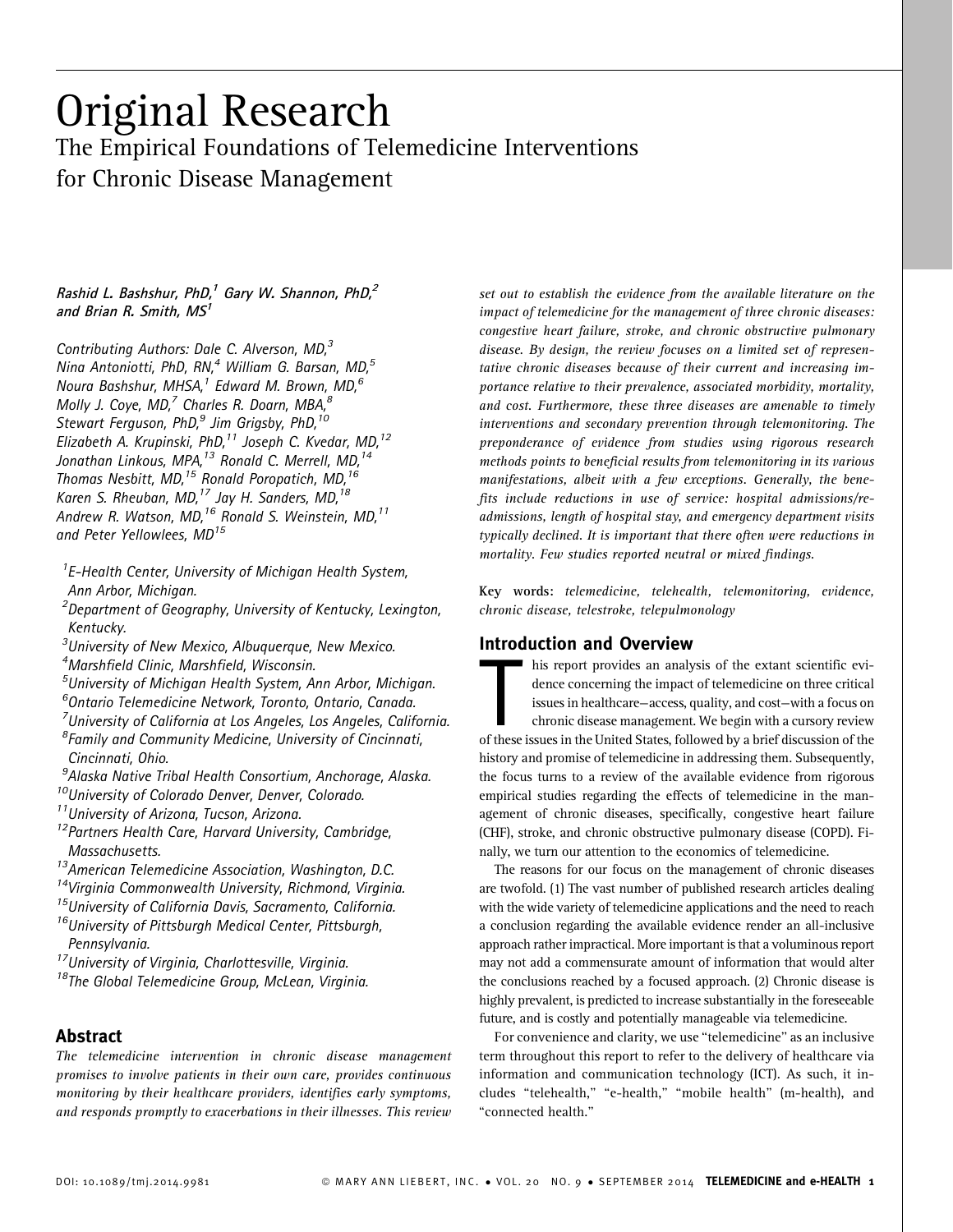# Original Research

## The Empirical Foundations of Telemedicine Interventions for Chronic Disease Management

*Rashid L. Bashshur, PhD,[1] Gary W. Shannon, PhD,[2] and Brian R. Smith, MS[1]*

*Contributing Authors: Dale C. Alverson, MD,[3] Nina Antoniotti, PhD, RN,[4] William G. Barsan, MD,[5] Noura Bashshur, MHSA,[1] Edward M. Brown, MD,[6] Molly J. Coye, MD,[7] Charles R. Doarn, MBA,[8] Stewart Ferguson, PhD,[9] Jim Grigsby, PhD,[10] Elizabeth A. Krupinski, PhD,[11] Joseph C. Kvedar, MD,[12] Jonathan Linkous, MPA,[13] Ronald C. Merrell, MD,[14] Thomas Nesbitt, MD,[15] Ronald Poropatich, MD,[16] Karen S. Rheuban, MD,[17] Jay H. Sanders, MD,[18] Andrew R. Watson, MD,[16] Ronald S. Weinstein, MD,[11] and Peter Yellowlees, MD[15]*

[1]*E-Health Center, University of Michigan Health System, Ann Arbor, Michigan.*
[2]*Department of Geography, University of Kentucky, Lexington, Kentucky.*
[3]*University of New Mexico, Albuquerque, New Mexico.*
[4]*Marshfield Clinic, Marshfield, Wisconsin.*
[5]*University of Michigan Health System, Ann Arbor, Michigan.*
[6]*Ontario Telemedicine Network, Toronto, Ontario, Canada.*
[7]*University of California at Los Angeles, Los Angeles, California.*
[8]*Family and Community Medicine, University of Cincinnati, Cincinnati, Ohio.*
[9]*Alaska Native Tribal Health Consortium, Anchorage, Alaska.*
[10]*University of Colorado Denver, Denver, Colorado.*
[11]*University of Arizona, Tucson, Arizona.*
[12]*Partners Health Care, Harvard University, Cambridge, Massachusetts.*
[13]*American Telemedicine Association, Washington, D.C.*
[14]*Virginia Commonwealth University, Richmond, Virginia.*
[15]*University of California Davis, Sacramento, California.*
[16]*University of Pittsburgh Medical Center, Pittsburgh, Pennsylvania.*
[17]*University of Virginia, Charlottesville, Virginia.*
[18]*The Global Telemedicine Group, McLean, Virginia.*

## Abstract

*The telemedicine intervention in chronic disease management promises to involve patients in their own care, provides continuous monitoring by their healthcare providers, identifies early symptoms, and responds promptly to exacerbations in their illnesses. This review set out to establish the evidence from the available literature on the impact of telemedicine for the management of three chronic diseases: congestive heart failure, stroke, and chronic obstructive pulmonary disease. By design, the review focuses on a limited set of representative chronic diseases because of their current and increasing importance relative to their prevalence, associated morbidity, mortality, and cost. Furthermore, these three diseases are amenable to timely interventions and secondary prevention through telemonitoring. The preponderance of evidence from studies using rigorous research methods points to beneficial results from telemonitoring in its various manifestations, albeit with a few exceptions. Generally, the benefits include reductions in use of service: hospital admissions/re-admissions, length of hospital stay, and emergency department visits typically declined. It is important that there often were reductions in mortality. Few studies reported neutral or mixed findings.*

**Key words:** *telemedicine, telehealth, telemonitoring, evidence, chronic disease, telestroke, telepulmonology*

## Introduction and Overview

This report provides an analysis of the extant scientific evidence concerning the impact of telemedicine on three critical issues in healthcare—access, quality, and cost—with a focus on chronic disease management. We begin with a cursory review of these issues in the United States, followed by a brief discussion of the history and promise of telemedicine in addressing them. Subsequently, the focus turns to a review of the available evidence from rigorous empirical studies regarding the effects of telemedicine in the management of chronic diseases, specifically, congestive heart failure (CHF), stroke, and chronic obstructive pulmonary disease (COPD). Finally, we turn our attention to the economics of telemedicine.

The reasons for our focus on the management of chronic diseases are twofold. (1) The vast number of published research articles dealing with the wide variety of telemedicine applications and the need to reach a conclusion regarding the available evidence render an all-inclusive approach rather impractical. More important is that a voluminous report may not add a commensurate amount of information that would alter the conclusions reached by a focused approach. (2) Chronic disease is highly prevalent, is predicted to increase substantially in the foreseeable future, and is costly and potentially manageable via telemedicine.

For convenience and clarity, we use "telemedicine" as an inclusive term throughout this report to refer to the delivery of healthcare via information and communication technology (ICT). As such, it includes "telehealth," "e-health," "mobile health" (m-health), and "connected health."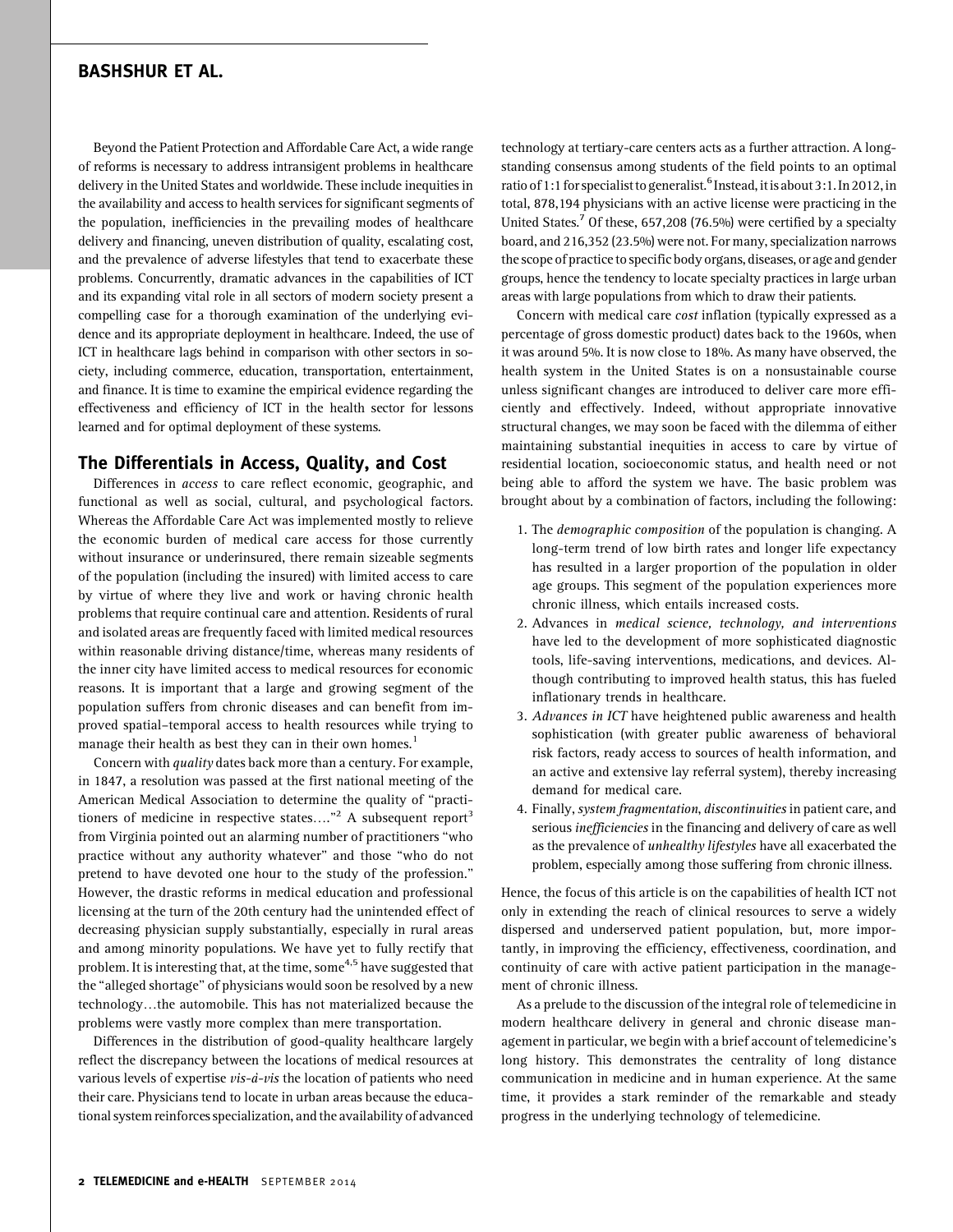Beyond the Patient Protection and Affordable Care Act, a wide range of reforms is necessary to address intransigent problems in healthcare delivery in the United States and worldwide. These include inequities in the availability and access to health services for significant segments of the population, inefficiencies in the prevailing modes of healthcare delivery and financing, uneven distribution of quality, escalating cost, and the prevalence of adverse lifestyles that tend to exacerbate these problems. Concurrently, dramatic advances in the capabilities of ICT and its expanding vital role in all sectors of modern society present a compelling case for a thorough examination of the underlying evidence and its appropriate deployment in healthcare. Indeed, the use of ICT in healthcare lags behind in comparison with other sectors in society, including commerce, education, transportation, entertainment, and finance. It is time to examine the empirical evidence regarding the effectiveness and efficiency of ICT in the health sector for lessons learned and for optimal deployment of these systems.

## The Differentials in Access, Quality, and Cost

Differences in *access* to care reflect economic, geographic, and functional as well as social, cultural, and psychological factors. Whereas the Affordable Care Act was implemented mostly to relieve the economic burden of medical care access for those currently without insurance or underinsured, there remain sizeable segments of the population (including the insured) with limited access to care by virtue of where they live and work or having chronic health problems that require continual care and attention. Residents of rural and isolated areas are frequently faced with limited medical resources within reasonable driving distance/time, whereas many residents of the inner city have limited access to medical resources for economic reasons. It is important that a large and growing segment of the population suffers from chronic diseases and can benefit from improved spatial–temporal access to health resources while trying to manage their health as best they can in their own homes.[1]

Concern with *quality* dates back more than a century. For example, in 1847, a resolution was passed at the first national meeting of the American Medical Association to determine the quality of "practitioners of medicine in respective states…."[2] A subsequent report[3] from Virginia pointed out an alarming number of practitioners "who practice without any authority whatever" and those "who do not pretend to have devoted one hour to the study of the profession." However, the drastic reforms in medical education and professional licensing at the turn of the 20th century had the unintended effect of decreasing physician supply substantially, especially in rural areas and among minority populations. We have yet to fully rectify that problem. It is interesting that, at the time, some[4,5] have suggested that the "alleged shortage" of physicians would soon be resolved by a new technology…the automobile. This has not materialized because the problems were vastly more complex than mere transportation.

Differences in the distribution of good-quality healthcare largely reflect the discrepancy between the locations of medical resources at various levels of expertise *vis-à-vis* the location of patients who need their care. Physicians tend to locate in urban areas because the educational system reinforces specialization, and the availability of advanced technology at tertiary-care centers acts as a further attraction. A long-standing consensus among students of the field points to an optimal ratio of 1:1 for specialist to generalist.[6] Instead, it is about 3:1. In 2012, in total, 878,194 physicians with an active license were practicing in the United States.[7] Of these, 657,208 (76.5%) were certified by a specialty board, and 216,352 (23.5%) were not. For many, specialization narrows the scope of practice to specific body organs, diseases, or age and gender groups, hence the tendency to locate specialty practices in large urban areas with large populations from which to draw their patients.

Concern with medical care *cost* inflation (typically expressed as a percentage of gross domestic product) dates back to the 1960s, when it was around 5%. It is now close to 18%. As many have observed, the health system in the United States is on a nonsustainable course unless significant changes are introduced to deliver care more efficiently and effectively. Indeed, without appropriate innovative structural changes, we may soon be faced with the dilemma of either maintaining substantial inequities in access to care by virtue of residential location, socioeconomic status, and health need or not being able to afford the system we have. The basic problem was brought about by a combination of factors, including the following:

1. The *demographic composition* of the population is changing. A long-term trend of low birth rates and longer life expectancy has resulted in a larger proportion of the population in older age groups. This segment of the population experiences more chronic illness, which entails increased costs.
2. Advances in *medical science, technology, and interventions* have led to the development of more sophisticated diagnostic tools, life-saving interventions, medications, and devices. Although contributing to improved health status, this has fueled inflationary trends in healthcare.
3. *Advances in ICT* have heightened public awareness and health sophistication (with greater public awareness of behavioral risk factors, ready access to sources of health information, and an active and extensive lay referral system), thereby increasing demand for medical care.
4. Finally, *system fragmentation*, *discontinuities* in patient care, and serious *inefficiencies* in the financing and delivery of care as well as the prevalence of *unhealthy lifestyles* have all exacerbated the problem, especially among those suffering from chronic illness.

Hence, the focus of this article is on the capabilities of health ICT not only in extending the reach of clinical resources to serve a widely dispersed and underserved patient population, but, more importantly, in improving the efficiency, effectiveness, coordination, and continuity of care with active patient participation in the management of chronic illness.

As a prelude to the discussion of the integral role of telemedicine in modern healthcare delivery in general and chronic disease management in particular, we begin with a brief account of telemedicine's long history. This demonstrates the centrality of long distance communication in medicine and in human experience. At the same time, it provides a stark reminder of the remarkable and steady progress in the underlying technology of telemedicine.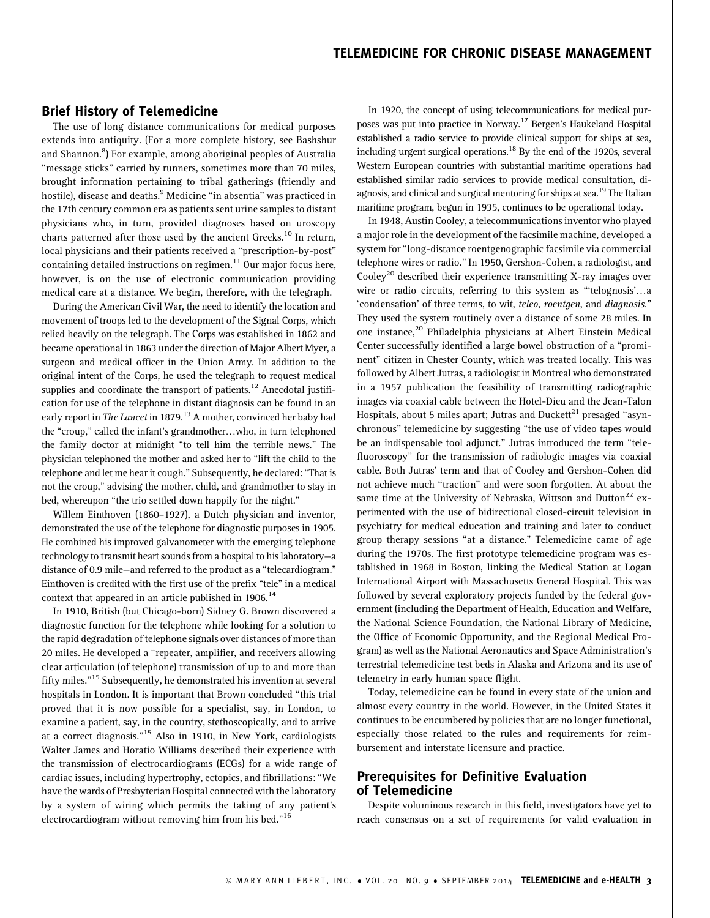## Brief History of Telemedicine

The use of long distance communications for medical purposes extends into antiquity. (For a more complete history, see Bashshur and Shannon.[8]) For example, among aboriginal peoples of Australia "message sticks" carried by runners, sometimes more than 70 miles, brought information pertaining to tribal gatherings (friendly and hostile), disease and deaths.[9] Medicine "in absentia" was practiced in the 17th century common era as patients sent urine samples to distant physicians who, in turn, provided diagnoses based on uroscopy charts patterned after those used by the ancient Greeks.[10] In return, local physicians and their patients received a "prescription-by-post" containing detailed instructions on regimen.[11] Our major focus here, however, is on the use of electronic communication providing medical care at a distance. We begin, therefore, with the telegraph.

During the American Civil War, the need to identify the location and movement of troops led to the development of the Signal Corps, which relied heavily on the telegraph. The Corps was established in 1862 and became operational in 1863 under the direction of Major Albert Myer, a surgeon and medical officer in the Union Army. In addition to the original intent of the Corps, he used the telegraph to request medical supplies and coordinate the transport of patients.[12] Anecdotal justification for use of the telephone in distant diagnosis can be found in an early report in *The Lancet* in 1879.[13] A mother, convinced her baby had the "croup," called the infant's grandmother…who, in turn telephoned the family doctor at midnight "to tell him the terrible news." The physician telephoned the mother and asked her to "lift the child to the telephone and let me hear it cough." Subsequently, he declared: "That is not the croup," advising the mother, child, and grandmother to stay in bed, whereupon "the trio settled down happily for the night."

Willem Einthoven (1860–1927), a Dutch physician and inventor, demonstrated the use of the telephone for diagnostic purposes in 1905. He combined his improved galvanometer with the emerging telephone technology to transmit heart sounds from a hospital to his laboratory—a distance of 0.9 mile—and referred to the product as a "telecardiogram." Einthoven is credited with the first use of the prefix "tele" in a medical context that appeared in an article published in 1906.[14]

In 1910, British (but Chicago-born) Sidney G. Brown discovered a diagnostic function for the telephone while looking for a solution to the rapid degradation of telephone signals over distances of more than 20 miles. He developed a "repeater, amplifier, and receivers allowing clear articulation (of telephone) transmission of up to and more than fifty miles."[15] Subsequently, he demonstrated his invention at several hospitals in London. It is important that Brown concluded "this trial proved that it is now possible for a specialist, say, in London, to examine a patient, say, in the country, stethoscopically, and to arrive at a correct diagnosis."[15] Also in 1910, in New York, cardiologists Walter James and Horatio Williams described their experience with the transmission of electrocardiograms (ECGs) for a wide range of cardiac issues, including hypertrophy, ectopics, and fibrillations: "We have the wards of Presbyterian Hospital connected with the laboratory by a system of wiring which permits the taking of any patient's electrocardiogram without removing him from his bed."[16]

In 1920, the concept of using telecommunications for medical purposes was put into practice in Norway.[17] Bergen's Haukeland Hospital established a radio service to provide clinical support for ships at sea, including urgent surgical operations.[18] By the end of the 1920s, several Western European countries with substantial maritime operations had established similar radio services to provide medical consultation, diagnosis, and clinical and surgical mentoring for ships at sea.[19] The Italian maritime program, begun in 1935, continues to be operational today.

In 1948, Austin Cooley, a telecommunications inventor who played a major role in the development of the facsimile machine, developed a system for "long-distance roentgenographic facsimile via commercial telephone wires or radio." In 1950, Gershon-Cohen, a radiologist, and Cooley[20] described their experience transmitting X-ray images over wire or radio circuits, referring to this system as "'telognosis'…a 'condensation' of three terms, to wit, *teleo*, *roentgen*, and *diagnosis*." They used the system routinely over a distance of some 28 miles. In one instance,[20] Philadelphia physicians at Albert Einstein Medical Center successfully identified a large bowel obstruction of a "prominent" citizen in Chester County, which was treated locally. This was followed by Albert Jutras, a radiologist in Montreal who demonstrated in a 1957 publication the feasibility of transmitting radiographic images via coaxial cable between the Hotel-Dieu and the Jean-Talon Hospitals, about 5 miles apart; Jutras and Duckett[21] presaged "asynchronous" telemedicine by suggesting "the use of video tapes would be an indispensable tool adjunct." Jutras introduced the term "telefluoroscopy" for the transmission of radiologic images via coaxial cable. Both Jutras' term and that of Cooley and Gershon-Cohen did not achieve much "traction" and were soon forgotten. At about the same time at the University of Nebraska, Wittson and Dutton[22] experimented with the use of bidirectional closed-circuit television in psychiatry for medical education and training and later to conduct group therapy sessions "at a distance." Telemedicine came of age during the 1970s. The first prototype telemedicine program was established in 1968 in Boston, linking the Medical Station at Logan International Airport with Massachusetts General Hospital. This was followed by several exploratory projects funded by the federal government (including the Department of Health, Education and Welfare, the National Science Foundation, the National Library of Medicine, the Office of Economic Opportunity, and the Regional Medical Program) as well as the National Aeronautics and Space Administration's terrestrial telemedicine test beds in Alaska and Arizona and its use of telemetry in early human space flight.

Today, telemedicine can be found in every state of the union and almost every country in the world. However, in the United States it continues to be encumbered by policies that are no longer functional, especially those related to the rules and requirements for reimbursement and interstate licensure and practice.

## Prerequisites for Definitive Evaluation of Telemedicine

Despite voluminous research in this field, investigators have yet to reach consensus on a set of requirements for valid evaluation in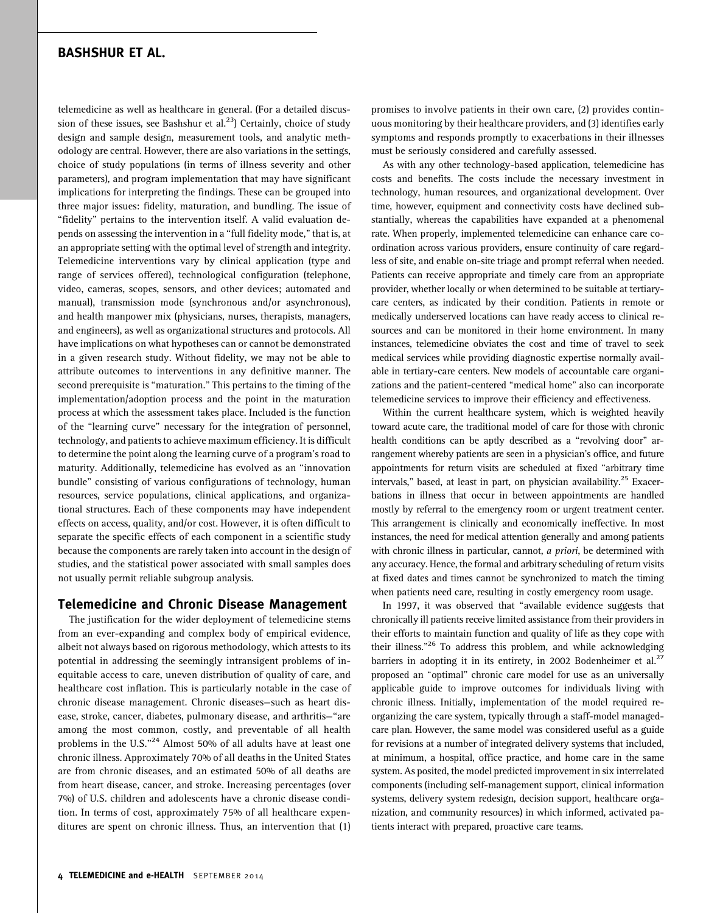telemedicine as well as healthcare in general. (For a detailed discussion of these issues, see Bashshur et al.[23]) Certainly, choice of study design and sample design, measurement tools, and analytic methodology are central. However, there are also variations in the settings, choice of study populations (in terms of illness severity and other parameters), and program implementation that may have significant implications for interpreting the findings. These can be grouped into three major issues: fidelity, maturation, and bundling. The issue of "fidelity" pertains to the intervention itself. A valid evaluation depends on assessing the intervention in a "full fidelity mode," that is, at an appropriate setting with the optimal level of strength and integrity. Telemedicine interventions vary by clinical application (type and range of services offered), technological configuration (telephone, video, cameras, scopes, sensors, and other devices; automated and manual), transmission mode (synchronous and/or asynchronous), and health manpower mix (physicians, nurses, therapists, managers, and engineers), as well as organizational structures and protocols. All have implications on what hypotheses can or cannot be demonstrated in a given research study. Without fidelity, we may not be able to attribute outcomes to interventions in any definitive manner. The second prerequisite is "maturation." This pertains to the timing of the implementation/adoption process and the point in the maturation process at which the assessment takes place. Included is the function of the "learning curve" necessary for the integration of personnel, technology, and patients to achieve maximum efficiency. It is difficult to determine the point along the learning curve of a program's road to maturity. Additionally, telemedicine has evolved as an "innovation bundle" consisting of various configurations of technology, human resources, service populations, clinical applications, and organizational structures. Each of these components may have independent effects on access, quality, and/or cost. However, it is often difficult to separate the specific effects of each component in a scientific study because the components are rarely taken into account in the design of studies, and the statistical power associated with small samples does not usually permit reliable subgroup analysis.

## Telemedicine and Chronic Disease Management

The justification for the wider deployment of telemedicine stems from an ever-expanding and complex body of empirical evidence, albeit not always based on rigorous methodology, which attests to its potential in addressing the seemingly intransigent problems of inequitable access to care, uneven distribution of quality of care, and healthcare cost inflation. This is particularly notable in the case of chronic disease management. Chronic diseases—such as heart disease, stroke, cancer, diabetes, pulmonary disease, and arthritis—"are among the most common, costly, and preventable of all health problems in the U.S."[24] Almost 50% of all adults have at least one chronic illness. Approximately 70% of all deaths in the United States are from chronic diseases, and an estimated 50% of all deaths are from heart disease, cancer, and stroke. Increasing percentages (over 7%) of U.S. children and adolescents have a chronic disease condition. In terms of cost, approximately 75% of all healthcare expenditures are spent on chronic illness. Thus, an intervention that (1) promises to involve patients in their own care, (2) provides continuous monitoring by their healthcare providers, and (3) identifies early symptoms and responds promptly to exacerbations in their illnesses must be seriously considered and carefully assessed.

As with any other technology-based application, telemedicine has costs and benefits. The costs include the necessary investment in technology, human resources, and organizational development. Over time, however, equipment and connectivity costs have declined substantially, whereas the capabilities have expanded at a phenomenal rate. When properly, implemented telemedicine can enhance care coordination across various providers, ensure continuity of care regardless of site, and enable on-site triage and prompt referral when needed. Patients can receive appropriate and timely care from an appropriate provider, whether locally or when determined to be suitable at tertiary-care centers, as indicated by their condition. Patients in remote or medically underserved locations can have ready access to clinical resources and can be monitored in their home environment. In many instances, telemedicine obviates the cost and time of travel to seek medical services while providing diagnostic expertise normally available in tertiary-care centers. New models of accountable care organizations and the patient-centered "medical home" also can incorporate telemedicine services to improve their efficiency and effectiveness.

Within the current healthcare system, which is weighted heavily toward acute care, the traditional model of care for those with chronic health conditions can be aptly described as a "revolving door" arrangement whereby patients are seen in a physician's office, and future appointments for return visits are scheduled at fixed "arbitrary time intervals," based, at least in part, on physician availability.[25] Exacerbations in illness that occur in between appointments are handled mostly by referral to the emergency room or urgent treatment center. This arrangement is clinically and economically ineffective. In most instances, the need for medical attention generally and among patients with chronic illness in particular, cannot, *a priori*, be determined with any accuracy. Hence, the formal and arbitrary scheduling of return visits at fixed dates and times cannot be synchronized to match the timing when patients need care, resulting in costly emergency room usage.

In 1997, it was observed that "available evidence suggests that chronically ill patients receive limited assistance from their providers in their efforts to maintain function and quality of life as they cope with their illness."[26] To address this problem, and while acknowledging barriers in adopting it in its entirety, in 2002 Bodenheimer et al.[27] proposed an "optimal" chronic care model for use as an universally applicable guide to improve outcomes for individuals living with chronic illness. Initially, implementation of the model required reorganizing the care system, typically through a staff-model managed-care plan. However, the same model was considered useful as a guide for revisions at a number of integrated delivery systems that included, at minimum, a hospital, office practice, and home care in the same system. As posited, the model predicted improvement in six interrelated components (including self-management support, clinical information systems, delivery system redesign, decision support, healthcare organization, and community resources) in which informed, activated patients interact with prepared, proactive care teams.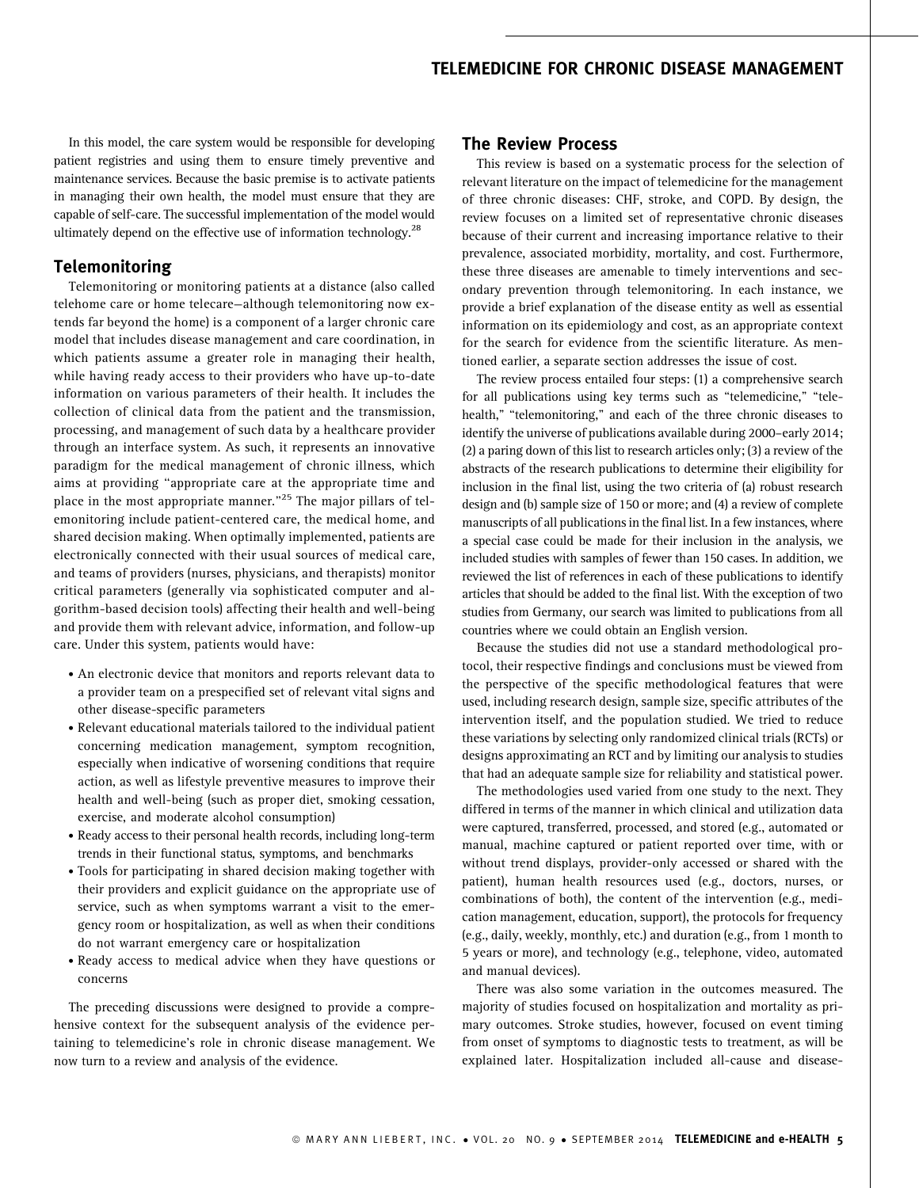In this model, the care system would be responsible for developing patient registries and using them to ensure timely preventive and maintenance services. Because the basic premise is to activate patients in managing their own health, the model must ensure that they are capable of self-care. The successful implementation of the model would ultimately depend on the effective use of information technology.[28]

## Telemonitoring

Telemonitoring or monitoring patients at a distance (also called telehome care or home telecare—although telemonitoring now extends far beyond the home) is a component of a larger chronic care model that includes disease management and care coordination, in which patients assume a greater role in managing their health, while having ready access to their providers who have up-to-date information on various parameters of their health. It includes the collection of clinical data from the patient and the transmission, processing, and management of such data by a healthcare provider through an interface system. As such, it represents an innovative paradigm for the medical management of chronic illness, which aims at providing "appropriate care at the appropriate time and place in the most appropriate manner."[25] The major pillars of telemonitoring include patient-centered care, the medical home, and shared decision making. When optimally implemented, patients are electronically connected with their usual sources of medical care, and teams of providers (nurses, physicians, and therapists) monitor critical parameters (generally via sophisticated computer and algorithm-based decision tools) affecting their health and well-being and provide them with relevant advice, information, and follow-up care. Under this system, patients would have:

- An electronic device that monitors and reports relevant data to a provider team on a prespecified set of relevant vital signs and other disease-specific parameters
- Relevant educational materials tailored to the individual patient concerning medication management, symptom recognition, especially when indicative of worsening conditions that require action, as well as lifestyle preventive measures to improve their health and well-being (such as proper diet, smoking cessation, exercise, and moderate alcohol consumption)
- Ready access to their personal health records, including long-term trends in their functional status, symptoms, and benchmarks
- Tools for participating in shared decision making together with their providers and explicit guidance on the appropriate use of service, such as when symptoms warrant a visit to the emergency room or hospitalization, as well as when their conditions do not warrant emergency care or hospitalization
- Ready access to medical advice when they have questions or concerns

The preceding discussions were designed to provide a comprehensive context for the subsequent analysis of the evidence pertaining to telemedicine's role in chronic disease management. We now turn to a review and analysis of the evidence.

## The Review Process

This review is based on a systematic process for the selection of relevant literature on the impact of telemedicine for the management of three chronic diseases: CHF, stroke, and COPD. By design, the review focuses on a limited set of representative chronic diseases because of their current and increasing importance relative to their prevalence, associated morbidity, mortality, and cost. Furthermore, these three diseases are amenable to timely interventions and secondary prevention through telemonitoring. In each instance, we provide a brief explanation of the disease entity as well as essential information on its epidemiology and cost, as an appropriate context for the search for evidence from the scientific literature. As mentioned earlier, a separate section addresses the issue of cost.

The review process entailed four steps: (1) a comprehensive search for all publications using key terms such as "telemedicine," "telehealth," "telemonitoring," and each of the three chronic diseases to identify the universe of publications available during 2000–early 2014; (2) a paring down of this list to research articles only; (3) a review of the abstracts of the research publications to determine their eligibility for inclusion in the final list, using the two criteria of (a) robust research design and (b) sample size of 150 or more; and (4) a review of complete manuscripts of all publications in the final list. In a few instances, where a special case could be made for their inclusion in the analysis, we included studies with samples of fewer than 150 cases. In addition, we reviewed the list of references in each of these publications to identify articles that should be added to the final list. With the exception of two studies from Germany, our search was limited to publications from all countries where we could obtain an English version.

Because the studies did not use a standard methodological protocol, their respective findings and conclusions must be viewed from the perspective of the specific methodological features that were used, including research design, sample size, specific attributes of the intervention itself, and the population studied. We tried to reduce these variations by selecting only randomized clinical trials (RCTs) or designs approximating an RCT and by limiting our analysis to studies that had an adequate sample size for reliability and statistical power.

The methodologies used varied from one study to the next. They differed in terms of the manner in which clinical and utilization data were captured, transferred, processed, and stored (e.g., automated or manual, machine captured or patient reported over time, with or without trend displays, provider-only accessed or shared with the patient), human health resources used (e.g., doctors, nurses, or combinations of both), the content of the intervention (e.g., medication management, education, support), the protocols for frequency (e.g., daily, weekly, monthly, etc.) and duration (e.g., from 1 month to 5 years or more), and technology (e.g., telephone, video, automated and manual devices).

There was also some variation in the outcomes measured. The majority of studies focused on hospitalization and mortality as primary outcomes. Stroke studies, however, focused on event timing from onset of symptoms to diagnostic tests to treatment, as will be explained later. Hospitalization included all-cause and disease-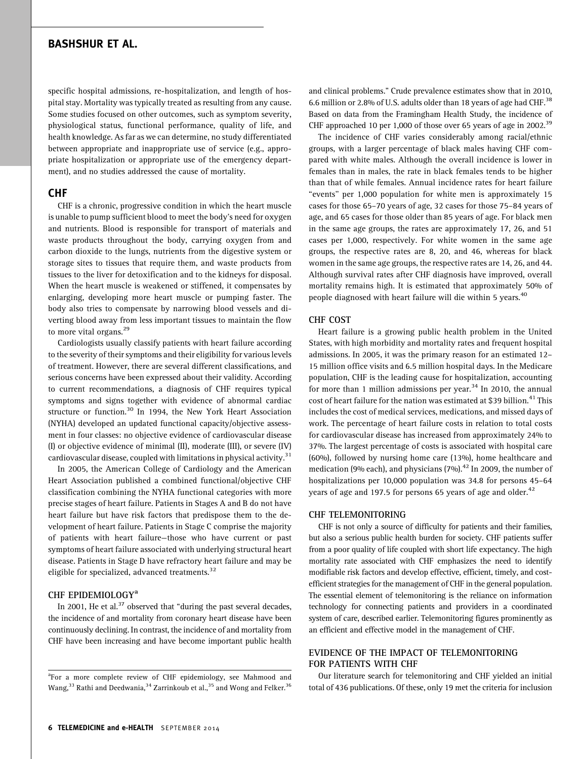specific hospital admissions, re-hospitalization, and length of hospital stay. Mortality was typically treated as resulting from any cause. Some studies focused on other outcomes, such as symptom severity, physiological status, functional performance, quality of life, and health knowledge. As far as we can determine, no study differentiated between appropriate and inappropriate use of service (e.g., appropriate hospitalization or appropriate use of the emergency department), and no studies addressed the cause of mortality.

## CHF

CHF is a chronic, progressive condition in which the heart muscle is unable to pump sufficient blood to meet the body's need for oxygen and nutrients. Blood is responsible for transport of materials and waste products throughout the body, carrying oxygen from and carbon dioxide to the lungs, nutrients from the digestive system or storage sites to tissues that require them, and waste products from tissues to the liver for detoxification and to the kidneys for disposal. When the heart muscle is weakened or stiffened, it compensates by enlarging, developing more heart muscle or pumping faster. The body also tries to compensate by narrowing blood vessels and diverting blood away from less important tissues to maintain the flow to more vital organs.[29]

Cardiologists usually classify patients with heart failure according to the severity of their symptoms and their eligibility for various levels of treatment. However, there are several different classifications, and serious concerns have been expressed about their validity. According to current recommendations, a diagnosis of CHF requires typical symptoms and signs together with evidence of abnormal cardiac structure or function.[30] In 1994, the New York Heart Association (NYHA) developed an updated functional capacity/objective assessment in four classes: no objective evidence of cardiovascular disease (I) or objective evidence of minimal (II), moderate (III), or severe (IV) cardiovascular disease, coupled with limitations in physical activity.[31]

In 2005, the American College of Cardiology and the American Heart Association published a combined functional/objective CHF classification combining the NYHA functional categories with more precise stages of heart failure. Patients in Stages A and B do not have heart failure but have risk factors that predispose them to the development of heart failure. Patients in Stage C comprise the majority of patients with heart failure—those who have current or past symptoms of heart failure associated with underlying structural heart disease. Patients in Stage D have refractory heart failure and may be eligible for specialized, advanced treatments.[32]

### CHF EPIDEMIOLOGY[a]

In 2001, He et al.[37] observed that "during the past several decades, the incidence of and mortality from coronary heart disease have been continuously declining. In contrast, the incidence of and mortality from CHF have been increasing and have become important public health and clinical problems." Crude prevalence estimates show that in 2010, 6.6 million or 2.8% of U.S. adults older than 18 years of age had CHF.[38] Based on data from the Framingham Health Study, the incidence of CHF approached 10 per 1,000 of those over 65 years of age in 2002.[39]

The incidence of CHF varies considerably among racial/ethnic groups, with a larger percentage of black males having CHF compared with white males. Although the overall incidence is lower in females than in males, the rate in black females tends to be higher than that of while females. Annual incidence rates for heart failure "events" per 1,000 population for white men is approximately 15 cases for those 65–70 years of age, 32 cases for those 75–84 years of age, and 65 cases for those older than 85 years of age. For black men in the same age groups, the rates are approximately 17, 26, and 51 cases per 1,000, respectively. For white women in the same age groups, the respective rates are 8, 20, and 46, whereas for black women in the same age groups, the respective rates are 14, 26, and 44. Although survival rates after CHF diagnosis have improved, overall mortality remains high. It is estimated that approximately 50% of people diagnosed with heart failure will die within 5 years.[40]

### CHF COST

Heart failure is a growing public health problem in the United States, with high morbidity and mortality rates and frequent hospital admissions. In 2005, it was the primary reason for an estimated 12–15 million office visits and 6.5 million hospital days. In the Medicare population, CHF is the leading cause for hospitalization, accounting for more than 1 million admissions per year.[34] In 2010, the annual cost of heart failure for the nation was estimated at $39 billion.[41] This includes the cost of medical services, medications, and missed days of work. The percentage of heart failure costs in relation to total costs for cardiovascular disease has increased from approximately 24% to 37%. The largest percentage of costs is associated with hospital care (60%), followed by nursing home care (13%), home healthcare and medication (9% each), and physicians (7%).[42] In 2009, the number of hospitalizations per 10,000 population was 34.8 for persons 45–64 years of age and 197.5 for persons 65 years of age and older.[42]

### CHF TELEMONITORING

CHF is not only a source of difficulty for patients and their families, but also a serious public health burden for society. CHF patients suffer from a poor quality of life coupled with short life expectancy. The high mortality rate associated with CHF emphasizes the need to identify modifiable risk factors and develop effective, efficient, timely, and cost-efficient strategies for the management of CHF in the general population. The essential element of telemonitoring is the reliance on information technology for connecting patients and providers in a coordinated system of care, described earlier. Telemonitoring figures prominently as an efficient and effective model in the management of CHF.

### EVIDENCE OF THE IMPACT OF TELEMONITORING FOR PATIENTS WITH CHF

Our literature search for telemonitoring and CHF yielded an initial total of 436 publications. Of these, only 19 met the criteria for inclusion

---

[a]For a more complete review of CHF epidemiology, see Mahmood and Wang,[33] Rathi and Deedwania,[34] Zarrinkoub et al.,[35] and Wong and Felker.[36]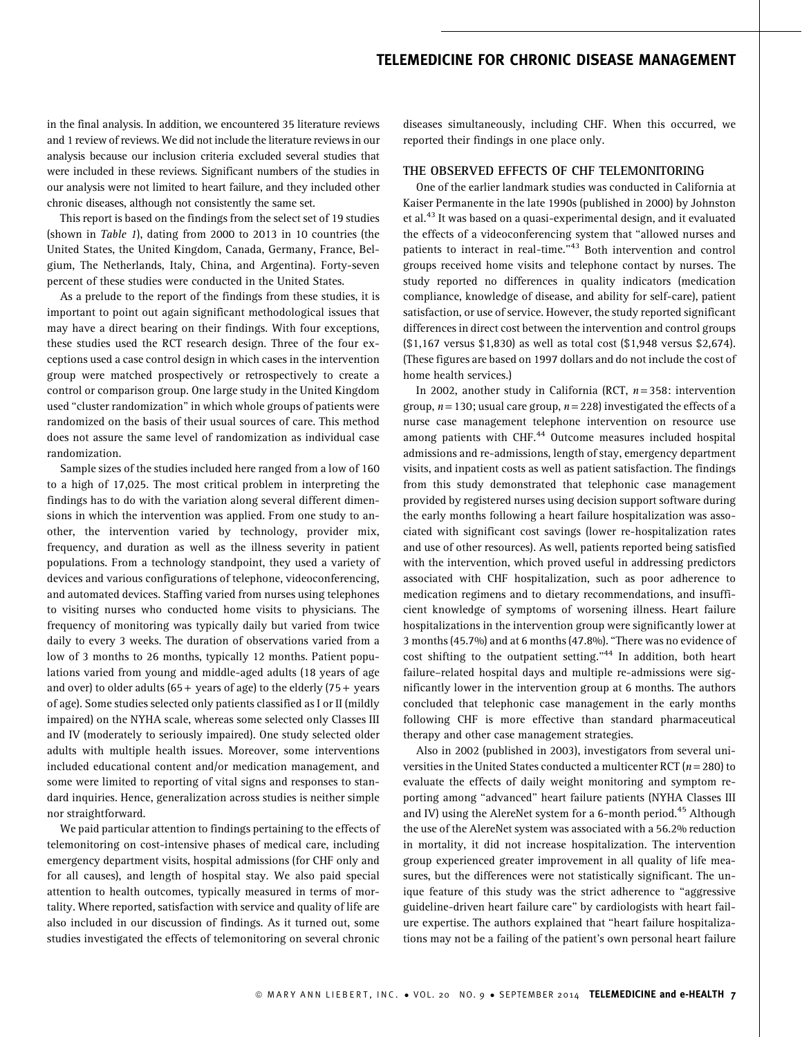in the final analysis. In addition, we encountered 35 literature reviews and 1 review of reviews. We did not include the literature reviews in our analysis because our inclusion criteria excluded several studies that were included in these reviews. Significant numbers of the studies in our analysis were not limited to heart failure, and they included other chronic diseases, although not consistently the same set.

This report is based on the findings from the select set of 19 studies (shown in *Table 1*), dating from 2000 to 2013 in 10 countries (the United States, the United Kingdom, Canada, Germany, France, Belgium, The Netherlands, Italy, China, and Argentina). Forty-seven percent of these studies were conducted in the United States.

As a prelude to the report of the findings from these studies, it is important to point out again significant methodological issues that may have a direct bearing on their findings. With four exceptions, these studies used the RCT research design. Three of the four exceptions used a case control design in which cases in the intervention group were matched prospectively or retrospectively to create a control or comparison group. One large study in the United Kingdom used "cluster randomization" in which whole groups of patients were randomized on the basis of their usual sources of care. This method does not assure the same level of randomization as individual case randomization.

Sample sizes of the studies included here ranged from a low of 160 to a high of 17,025. The most critical problem in interpreting the findings has to do with the variation along several different dimensions in which the intervention was applied. From one study to another, the intervention varied by technology, provider mix, frequency, and duration as well as the illness severity in patient populations. From a technology standpoint, they used a variety of devices and various configurations of telephone, videoconferencing, and automated devices. Staffing varied from nurses using telephones to visiting nurses who conducted home visits to physicians. The frequency of monitoring was typically daily but varied from twice daily to every 3 weeks. The duration of observations varied from a low of 3 months to 26 months, typically 12 months. Patient populations varied from young and middle-aged adults (18 years of age and over) to older adults (65+ years of age) to the elderly (75+ years of age). Some studies selected only patients classified as I or II (mildly impaired) on the NYHA scale, whereas some selected only Classes III and IV (moderately to seriously impaired). One study selected older adults with multiple health issues. Moreover, some interventions included educational content and/or medication management, and some were limited to reporting of vital signs and responses to standard inquiries. Hence, generalization across studies is neither simple nor straightforward.

We paid particular attention to findings pertaining to the effects of telemonitoring on cost-intensive phases of medical care, including emergency department visits, hospital admissions (for CHF only and for all causes), and length of hospital stay. We also paid special attention to health outcomes, typically measured in terms of mortality. Where reported, satisfaction with service and quality of life are also included in our discussion of findings. As it turned out, some studies investigated the effects of telemonitoring on several chronic diseases simultaneously, including CHF. When this occurred, we reported their findings in one place only.

## THE OBSERVED EFFECTS OF CHF TELEMONITORING

One of the earlier landmark studies was conducted in California at Kaiser Permanente in the late 1990s (published in 2000) by Johnston et al.[43] It was based on a quasi-experimental design, and it evaluated the effects of a videoconferencing system that "allowed nurses and patients to interact in real-time."[43] Both intervention and control groups received home visits and telephone contact by nurses. The study reported no differences in quality indicators (medication compliance, knowledge of disease, and ability for self-care), patient satisfaction, or use of service. However, the study reported significant differences in direct cost between the intervention and control groups ($1,167 versus $1,830) as well as total cost ($1,948 versus $2,674). (These figures are based on 1997 dollars and do not include the cost of home health services.)

In 2002, another study in California (RCT, $n=358$: intervention group, $n=130$; usual care group, $n=228$) investigated the effects of a nurse case management telephone intervention on resource use among patients with CHF.[44] Outcome measures included hospital admissions and re-admissions, length of stay, emergency department visits, and inpatient costs as well as patient satisfaction. The findings from this study demonstrated that telephonic case management provided by registered nurses using decision support software during the early months following a heart failure hospitalization was associated with significant cost savings (lower re-hospitalization rates and use of other resources). As well, patients reported being satisfied with the intervention, which proved useful in addressing predictors associated with CHF hospitalization, such as poor adherence to medication regimens and to dietary recommendations, and insufficient knowledge of symptoms of worsening illness. Heart failure hospitalizations in the intervention group were significantly lower at 3 months (45.7%) and at 6 months (47.8%). "There was no evidence of cost shifting to the outpatient setting."[44] In addition, both heart failure–related hospital days and multiple re-admissions were significantly lower in the intervention group at 6 months. The authors concluded that telephonic case management in the early months following CHF is more effective than standard pharmaceutical therapy and other case management strategies.

Also in 2002 (published in 2003), investigators from several universities in the United States conducted a multicenter RCT ($n=280$) to evaluate the effects of daily weight monitoring and symptom reporting among "advanced" heart failure patients (NYHA Classes III and IV) using the AlereNet system for a 6-month period.[45] Although the use of the AlereNet system was associated with a 56.2% reduction in mortality, it did not increase hospitalization. The intervention group experienced greater improvement in all quality of life measures, but the differences were not statistically significant. The unique feature of this study was the strict adherence to "aggressive guideline-driven heart failure care" by cardiologists with heart failure expertise. The authors explained that "heart failure hospitalizations may not be a failing of the patient's own personal heart failure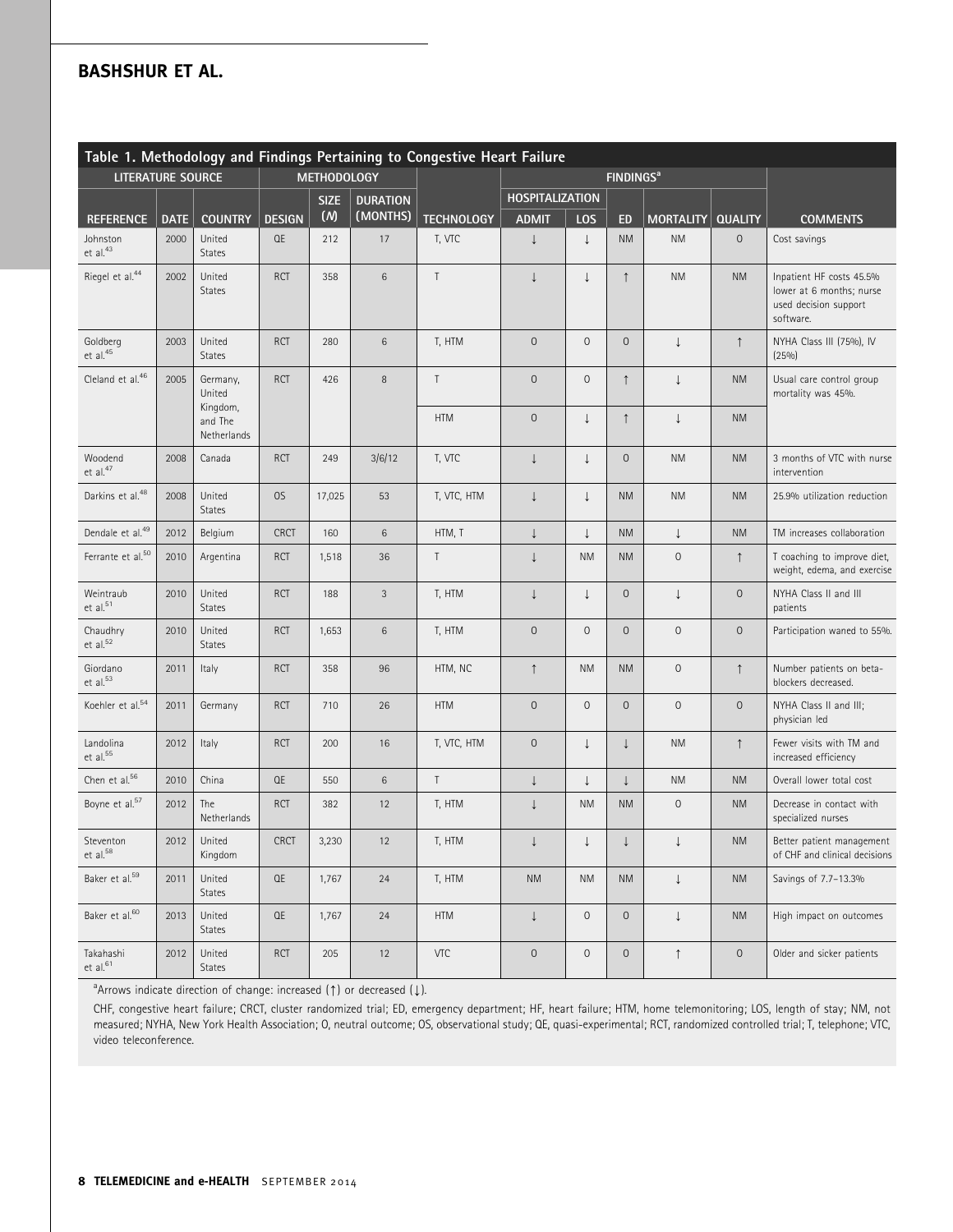**Table 1. Methodology and Findings Pertaining to Congestive Heart Failure**

| LITERATURE SOURCE | | | METHODOLOGY | | | | FINDINGS[a] | | | | | |
|---|---|---|---|---|---|---|---|---|---|---|---|---|
| | | | | | | | HOSPITALIZATION | | | | | |
| REFERENCE | DATE | COUNTRY | DESIGN | SIZE (N) | DURATION (MONTHS) | TECHNOLOGY | ADMIT | LOS | ED | MORTALITY | QUALITY | COMMENTS |
| Johnston et al.[43] | 2000 | United States | QE | 212 | 17 | T, VTC | ↓ | ↓ | NM | NM | O | Cost savings |
| Riegel et al.[44] | 2002 | United States | RCT | 358 | 6 | T | ↓ | ↓ | ↑ | NM | NM | Inpatient HF costs 45.5% lower at 6 months; nurse used decision support software. |
| Goldberg et al.[45] | 2003 | United States | RCT | 280 | 6 | T, HTM | O | O | O | ↓ | ↑ | NYHA Class III (75%), IV (25%) |
| Cleland et al.[46] | 2005 | Germany, United Kingdom, and The Netherlands | RCT | 426 | 8 | T | O | O | ↑ | ↓ | NM | Usual care control group mortality was 45%. |
| | | | | | | HTM | O | ↓ | ↑ | ↓ | NM | |
| Woodend et al.[47] | 2008 | Canada | RCT | 249 | 3/6/12 | T, VTC | ↓ | ↓ | O | NM | NM | 3 months of VTC with nurse intervention |
| Darkins et al.[48] | 2008 | United States | OS | 17,025 | 53 | T, VTC, HTM | ↓ | ↓ | NM | NM | NM | 25.9% utilization reduction |
| Dendale et al.[49] | 2012 | Belgium | CRCT | 160 | 6 | HTM, T | ↓ | ↓ | NM | ↓ | NM | TM increases collaboration |
| Ferrante et al.[50] | 2010 | Argentina | RCT | 1,518 | 36 | T | ↓ | NM | NM | O | ↑ | T coaching to improve diet, weight, edema, and exercise |
| Weintraub et al.[51] | 2010 | United States | RCT | 188 | 3 | T, HTM | ↓ | ↓ | O | ↓ | O | NYHA Class II and III patients |
| Chaudhry et al.[52] | 2010 | United States | RCT | 1,653 | 6 | T, HTM | O | O | O | O | O | Participation waned to 55%. |
| Giordano et al.[53] | 2011 | Italy | RCT | 358 | 96 | HTM, NC | ↑ | NM | NM | O | ↑ | Number patients on beta-blockers decreased. |
| Koehler et al.[54] | 2011 | Germany | RCT | 710 | 26 | HTM | O | O | O | O | O | NYHA Class II and III; physician led |
| Landolina et al.[55] | 2012 | Italy | RCT | 200 | 16 | T, VTC, HTM | O | ↓ | ↓ | NM | ↑ | Fewer visits with TM and increased efficiency |
| Chen et al.[56] | 2010 | China | QE | 550 | 6 | T | ↓ | ↓ | ↓ | NM | NM | Overall lower total cost |
| Boyne et al.[57] | 2012 | The Netherlands | RCT | 382 | 12 | T, HTM | ↓ | NM | NM | O | NM | Decrease in contact with specialized nurses |
| Steventon et al.[58] | 2012 | United Kingdom | CRCT | 3,230 | 12 | T, HTM | ↓ | ↓ | ↓ | ↓ | NM | Better patient management of CHF and clinical decisions |
| Baker et al.[59] | 2011 | United States | QE | 1,767 | 24 | T, HTM | NM | NM | NM | ↓ | NM | Savings of 7.7–13.3% |
| Baker et al.[60] | 2013 | United States | QE | 1,767 | 24 | HTM | ↓ | O | O | ↓ | NM | High impact on outcomes |
| Takahashi et al.[61] | 2012 | United States | RCT | 205 | 12 | VTC | O | O | O | ↑ | O | Older and sicker patients |

[a]Arrows indicate direction of change: increased (↑) or decreased (↓).

CHF, congestive heart failure; CRCT, cluster randomized trial; ED, emergency department; HF, heart failure; HTM, home telemonitoring; LOS, length of stay; NM, not measured; NYHA, New York Health Association; O, neutral outcome; OS, observational study; QE, quasi-experimental; RCT, randomized controlled trial; T, telephone; VTC, video teleconference.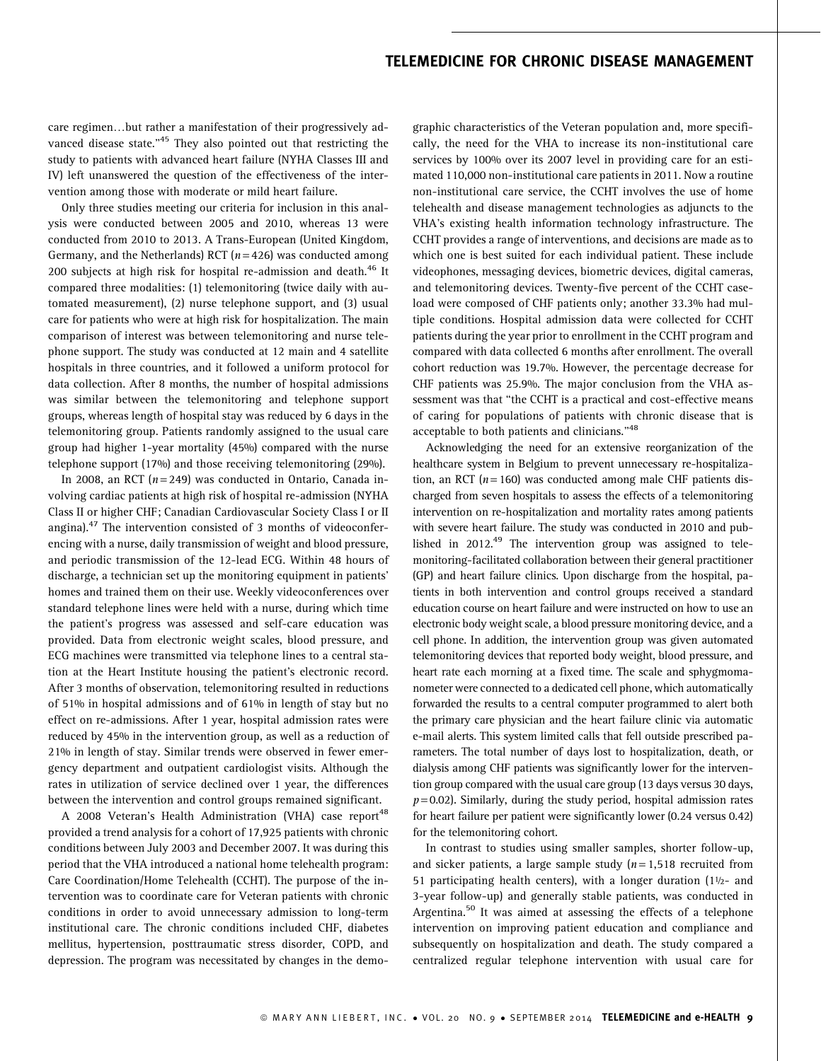care regimen…but rather a manifestation of their progressively advanced disease state."[45] They also pointed out that restricting the study to patients with advanced heart failure (NYHA Classes III and IV) left unanswered the question of the effectiveness of the intervention among those with moderate or mild heart failure.

Only three studies meeting our criteria for inclusion in this analysis were conducted between 2005 and 2010, whereas 13 were conducted from 2010 to 2013. A Trans-European (United Kingdom, Germany, and the Netherlands) RCT ($n=426$) was conducted among 200 subjects at high risk for hospital re-admission and death.[46] It compared three modalities: (1) telemonitoring (twice daily with automated measurement), (2) nurse telephone support, and (3) usual care for patients who were at high risk for hospitalization. The main comparison of interest was between telemonitoring and nurse telephone support. The study was conducted at 12 main and 4 satellite hospitals in three countries, and it followed a uniform protocol for data collection. After 8 months, the number of hospital admissions was similar between the telemonitoring and telephone support groups, whereas length of hospital stay was reduced by 6 days in the telemonitoring group. Patients randomly assigned to the usual care group had higher 1-year mortality (45%) compared with the nurse telephone support (17%) and those receiving telemonitoring (29%).

In 2008, an RCT ($n=249$) was conducted in Ontario, Canada involving cardiac patients at high risk of hospital re-admission (NYHA Class II or higher CHF; Canadian Cardiovascular Society Class I or II angina).[47] The intervention consisted of 3 months of videoconferencing with a nurse, daily transmission of weight and blood pressure, and periodic transmission of the 12-lead ECG. Within 48 hours of discharge, a technician set up the monitoring equipment in patients' homes and trained them on their use. Weekly videoconferences over standard telephone lines were held with a nurse, during which time the patient's progress was assessed and self-care education was provided. Data from electronic weight scales, blood pressure, and ECG machines were transmitted via telephone lines to a central station at the Heart Institute housing the patient's electronic record. After 3 months of observation, telemonitoring resulted in reductions of 51% in hospital admissions and of 61% in length of stay but no effect on re-admissions. After 1 year, hospital admission rates were reduced by 45% in the intervention group, as well as a reduction of 21% in length of stay. Similar trends were observed in fewer emergency department and outpatient cardiologist visits. Although the rates in utilization of service declined over 1 year, the differences between the intervention and control groups remained significant.

A 2008 Veteran's Health Administration (VHA) case report[48] provided a trend analysis for a cohort of 17,925 patients with chronic conditions between July 2003 and December 2007. It was during this period that the VHA introduced a national home telehealth program: Care Coordination/Home Telehealth (CCHT). The purpose of the intervention was to coordinate care for Veteran patients with chronic conditions in order to avoid unnecessary admission to long-term institutional care. The chronic conditions included CHF, diabetes mellitus, hypertension, posttraumatic stress disorder, COPD, and depression. The program was necessitated by changes in the demographic characteristics of the Veteran population and, more specifically, the need for the VHA to increase its non-institutional care services by 100% over its 2007 level in providing care for an estimated 110,000 non-institutional care patients in 2011. Now a routine non-institutional care service, the CCHT involves the use of home telehealth and disease management technologies as adjuncts to the VHA's existing health information technology infrastructure. The CCHT provides a range of interventions, and decisions are made as to which one is best suited for each individual patient. These include videophones, messaging devices, biometric devices, digital cameras, and telemonitoring devices. Twenty-five percent of the CCHT caseload were composed of CHF patients only; another 33.3% had multiple conditions. Hospital admission data were collected for CCHT patients during the year prior to enrollment in the CCHT program and compared with data collected 6 months after enrollment. The overall cohort reduction was 19.7%. However, the percentage decrease for CHF patients was 25.9%. The major conclusion from the VHA assessment was that "the CCHT is a practical and cost-effective means of caring for populations of patients with chronic disease that is acceptable to both patients and clinicians."[48]

Acknowledging the need for an extensive reorganization of the healthcare system in Belgium to prevent unnecessary re-hospitalization, an RCT ($n=160$) was conducted among male CHF patients discharged from seven hospitals to assess the effects of a telemonitoring intervention on re-hospitalization and mortality rates among patients with severe heart failure. The study was conducted in 2010 and published in 2012.[49] The intervention group was assigned to telemonitoring-facilitated collaboration between their general practitioner (GP) and heart failure clinics. Upon discharge from the hospital, patients in both intervention and control groups received a standard education course on heart failure and were instructed on how to use an electronic body weight scale, a blood pressure monitoring device, and a cell phone. In addition, the intervention group was given automated telemonitoring devices that reported body weight, blood pressure, and heart rate each morning at a fixed time. The scale and sphygmomanometer were connected to a dedicated cell phone, which automatically forwarded the results to a central computer programmed to alert both the primary care physician and the heart failure clinic via automatic e-mail alerts. This system limited calls that fell outside prescribed parameters. The total number of days lost to hospitalization, death, or dialysis among CHF patients was significantly lower for the intervention group compared with the usual care group (13 days versus 30 days, $p=0.02$). Similarly, during the study period, hospital admission rates for heart failure per patient were significantly lower (0.24 versus 0.42) for the telemonitoring cohort.

In contrast to studies using smaller samples, shorter follow-up, and sicker patients, a large sample study ($n=1,518$ recruited from 51 participating health centers), with a longer duration (1½- and 3-year follow-up) and generally stable patients, was conducted in Argentina.[50] It was aimed at assessing the effects of a telephone intervention on improving patient education and compliance and subsequently on hospitalization and death. The study compared a centralized regular telephone intervention with usual care for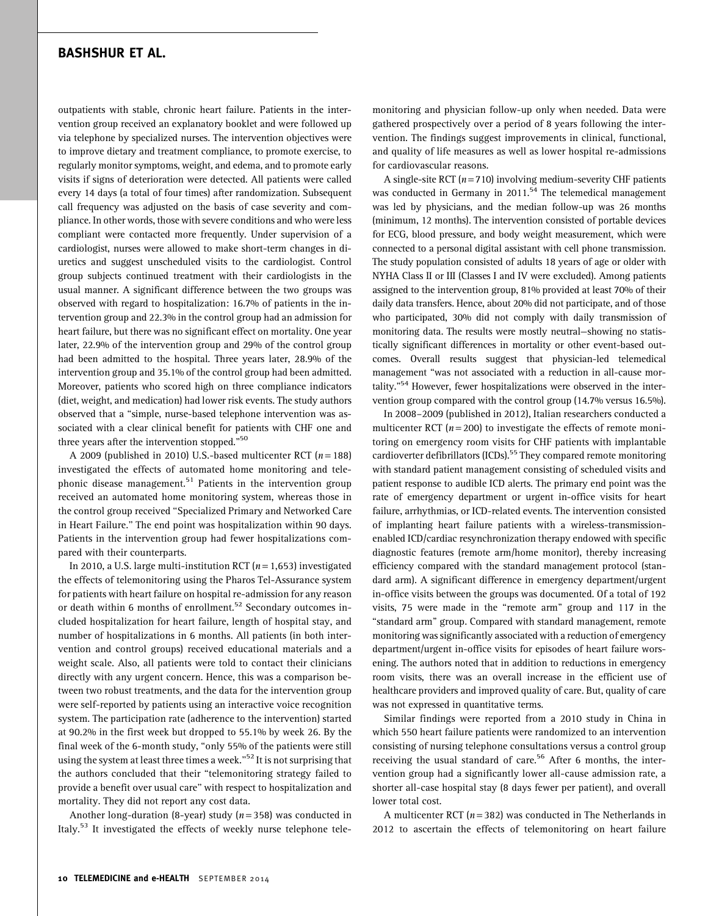outpatients with stable, chronic heart failure. Patients in the intervention group received an explanatory booklet and were followed up via telephone by specialized nurses. The intervention objectives were to improve dietary and treatment compliance, to promote exercise, to regularly monitor symptoms, weight, and edema, and to promote early visits if signs of deterioration were detected. All patients were called every 14 days (a total of four times) after randomization. Subsequent call frequency was adjusted on the basis of case severity and compliance. In other words, those with severe conditions and who were less compliant were contacted more frequently. Under supervision of a cardiologist, nurses were allowed to make short-term changes in diuretics and suggest unscheduled visits to the cardiologist. Control group subjects continued treatment with their cardiologists in the usual manner. A significant difference between the two groups was observed with regard to hospitalization: 16.7% of patients in the intervention group and 22.3% in the control group had an admission for heart failure, but there was no significant effect on mortality. One year later, 22.9% of the intervention group and 29% of the control group had been admitted to the hospital. Three years later, 28.9% of the intervention group and 35.1% of the control group had been admitted. Moreover, patients who scored high on three compliance indicators (diet, weight, and medication) had lower risk events. The study authors observed that a "simple, nurse-based telephone intervention was associated with a clear clinical benefit for patients with CHF one and three years after the intervention stopped."[50]

A 2009 (published in 2010) U.S.-based multicenter RCT ($n = 188$) investigated the effects of automated home monitoring and telephonic disease management.[51] Patients in the intervention group received an automated home monitoring system, whereas those in the control group received "Specialized Primary and Networked Care in Heart Failure." The end point was hospitalization within 90 days. Patients in the intervention group had fewer hospitalizations compared with their counterparts.

In 2010, a U.S. large multi-institution RCT ($n = 1{,}653$) investigated the effects of telemonitoring using the Pharos Tel-Assurance system for patients with heart failure on hospital re-admission for any reason or death within 6 months of enrollment.[52] Secondary outcomes included hospitalization for heart failure, length of hospital stay, and number of hospitalizations in 6 months. All patients (in both intervention and control groups) received educational materials and a weight scale. Also, all patients were told to contact their clinicians directly with any urgent concern. Hence, this was a comparison between two robust treatments, and the data for the intervention group were self-reported by patients using an interactive voice recognition system. The participation rate (adherence to the intervention) started at 90.2% in the first week but dropped to 55.1% by week 26. By the final week of the 6-month study, "only 55% of the patients were still using the system at least three times a week."[52] It is not surprising that the authors concluded that their "telemonitoring strategy failed to provide a benefit over usual care" with respect to hospitalization and mortality. They did not report any cost data.

Another long-duration (8-year) study ($n = 358$) was conducted in Italy.[53] It investigated the effects of weekly nurse telephone telemonitoring and physician follow-up only when needed. Data were gathered prospectively over a period of 8 years following the intervention. The findings suggest improvements in clinical, functional, and quality of life measures as well as lower hospital re-admissions for cardiovascular reasons.

A single-site RCT ($n = 710$) involving medium-severity CHF patients was conducted in Germany in 2011.[54] The telemedical management was led by physicians, and the median follow-up was 26 months (minimum, 12 months). The intervention consisted of portable devices for ECG, blood pressure, and body weight measurement, which were connected to a personal digital assistant with cell phone transmission. The study population consisted of adults 18 years of age or older with NYHA Class II or III (Classes I and IV were excluded). Among patients assigned to the intervention group, 81% provided at least 70% of their daily data transfers. Hence, about 20% did not participate, and of those who participated, 30% did not comply with daily transmission of monitoring data. The results were mostly neutral—showing no statistically significant differences in mortality or other event-based outcomes. Overall results suggest that physician-led telemedical management "was not associated with a reduction in all-cause mortality."[54] However, fewer hospitalizations were observed in the intervention group compared with the control group (14.7% versus 16.5%).

In 2008–2009 (published in 2012), Italian researchers conducted a multicenter RCT ($n = 200$) to investigate the effects of remote monitoring on emergency room visits for CHF patients with implantable cardioverter defibrillators (ICDs).[55] They compared remote monitoring with standard patient management consisting of scheduled visits and patient response to audible ICD alerts. The primary end point was the rate of emergency department or urgent in-office visits for heart failure, arrhythmias, or ICD-related events. The intervention consisted of implanting heart failure patients with a wireless-transmission-enabled ICD/cardiac resynchronization therapy endowed with specific diagnostic features (remote arm/home monitor), thereby increasing efficiency compared with the standard management protocol (standard arm). A significant difference in emergency department/urgent in-office visits between the groups was documented. Of a total of 192 visits, 75 were made in the "remote arm" group and 117 in the "standard arm" group. Compared with standard management, remote monitoring was significantly associated with a reduction of emergency department/urgent in-office visits for episodes of heart failure worsening. The authors noted that in addition to reductions in emergency room visits, there was an overall increase in the efficient use of healthcare providers and improved quality of care. But, quality of care was not expressed in quantitative terms.

Similar findings were reported from a 2010 study in China in which 550 heart failure patients were randomized to an intervention consisting of nursing telephone consultations versus a control group receiving the usual standard of care.[56] After 6 months, the intervention group had a significantly lower all-cause admission rate, a shorter all-case hospital stay (8 days fewer per patient), and overall lower total cost.

A multicenter RCT ($n = 382$) was conducted in The Netherlands in 2012 to ascertain the effects of telemonitoring on heart failure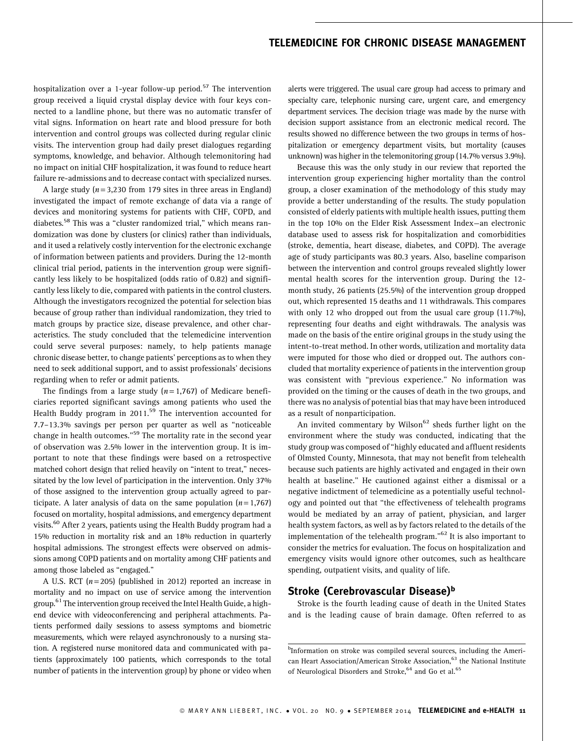hospitalization over a 1-year follow-up period.[57] The intervention group received a liquid crystal display device with four keys connected to a landline phone, but there was no automatic transfer of vital signs. Information on heart rate and blood pressure for both intervention and control groups was collected during regular clinic visits. The intervention group had daily preset dialogues regarding symptoms, knowledge, and behavior. Although telemonitoring had no impact on initial CHF hospitalization, it was found to reduce heart failure re-admissions and to decrease contact with specialized nurses.

A large study ($n = 3{,}230$ from 179 sites in three areas in England) investigated the impact of remote exchange of data via a range of devices and monitoring systems for patients with CHF, COPD, and diabetes.[58] This was a "cluster randomized trial," which means randomization was done by clusters (or clinics) rather than individuals, and it used a relatively costly intervention for the electronic exchange of information between patients and providers. During the 12-month clinical trial period, patients in the intervention group were significantly less likely to be hospitalized (odds ratio of 0.82) and significantly less likely to die, compared with patients in the control clusters. Although the investigators recognized the potential for selection bias because of group rather than individual randomization, they tried to match groups by practice size, disease prevalence, and other characteristics. The study concluded that the telemedicine intervention could serve several purposes: namely, to help patients manage chronic disease better, to change patients' perceptions as to when they need to seek additional support, and to assist professionals' decisions regarding when to refer or admit patients.

The findings from a large study ($n = 1{,}767$) of Medicare beneficiaries reported significant savings among patients who used the Health Buddy program in 2011.[59] The intervention accounted for 7.7–13.3% savings per person per quarter as well as "noticeable change in health outcomes."[59] The mortality rate in the second year of observation was 2.5% lower in the intervention group. It is important to note that these findings were based on a retrospective matched cohort design that relied heavily on "intent to treat," necessitated by the low level of participation in the intervention. Only 37% of those assigned to the intervention group actually agreed to participate. A later analysis of data on the same population ($n = 1{,}767$) focused on mortality, hospital admissions, and emergency department visits.[60] After 2 years, patients using the Health Buddy program had a 15% reduction in mortality risk and an 18% reduction in quarterly hospital admissions. The strongest effects were observed on admissions among COPD patients and on mortality among CHF patients and among those labeled as "engaged."

A U.S. RCT ($n = 205$) (published in 2012) reported an increase in mortality and no impact on use of service among the intervention group.[61] The intervention group received the Intel Health Guide, a high-end device with videoconferencing and peripheral attachments. Patients performed daily sessions to assess symptoms and biometric measurements, which were relayed asynchronously to a nursing station. A registered nurse monitored data and communicated with patients (approximately 100 patients, which corresponds to the total number of patients in the intervention group) by phone or video when alerts were triggered. The usual care group had access to primary and specialty care, telephonic nursing care, urgent care, and emergency department services. The decision triage was made by the nurse with decision support assistance from an electronic medical record. The results showed no difference between the two groups in terms of hospitalization or emergency department visits, but mortality (causes unknown) was higher in the telemonitoring group (14.7% versus 3.9%).

Because this was the only study in our review that reported the intervention group experiencing higher mortality than the control group, a closer examination of the methodology of this study may provide a better understanding of the results. The study population consisted of elderly patients with multiple health issues, putting them in the top 10% on the Elder Risk Assessment Index—an electronic database used to assess risk for hospitalization and comorbidities (stroke, dementia, heart disease, diabetes, and COPD). The average age of study participants was 80.3 years. Also, baseline comparison between the intervention and control groups revealed slightly lower mental health scores for the intervention group. During the 12-month study, 26 patients (25.5%) of the intervention group dropped out, which represented 15 deaths and 11 withdrawals. This compares with only 12 who dropped out from the usual care group (11.7%), representing four deaths and eight withdrawals. The analysis was made on the basis of the entire original groups in the study using the intent-to-treat method. In other words, utilization and mortality data were imputed for those who died or dropped out. The authors concluded that mortality experience of patients in the intervention group was consistent with "previous experience." No information was provided on the timing or the causes of death in the two groups, and there was no analysis of potential bias that may have been introduced as a result of nonparticipation.

An invited commentary by Wilson[62] sheds further light on the environment where the study was conducted, indicating that the study group was composed of "highly educated and affluent residents of Olmsted County, Minnesota, that may not benefit from telehealth because such patients are highly activated and engaged in their own health at baseline." He cautioned against either a dismissal or a negative indictment of telemedicine as a potentially useful technology and pointed out that "the effectiveness of telehealth programs would be mediated by an array of patient, physician, and larger health system factors, as well as by factors related to the details of the implementation of the telehealth program."[62] It is also important to consider the metrics for evaluation. The focus on hospitalization and emergency visits would ignore other outcomes, such as healthcare spending, outpatient visits, and quality of life.

## Stroke (Cerebrovascular Disease)[b]

Stroke is the fourth leading cause of death in the United States and is the leading cause of brain damage. Often referred to as

[b]Information on stroke was compiled several sources, including the American Heart Association/American Stroke Association,[63] the National Institute of Neurological Disorders and Stroke,[64] and Go et al.[65]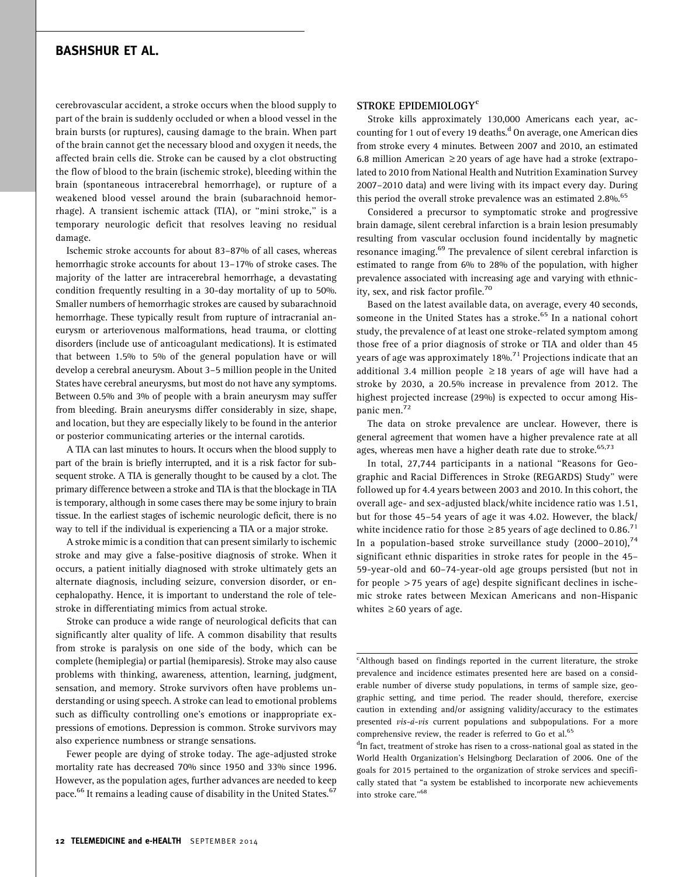cerebrovascular accident, a stroke occurs when the blood supply to part of the brain is suddenly occluded or when a blood vessel in the brain bursts (or ruptures), causing damage to the brain. When part of the brain cannot get the necessary blood and oxygen it needs, the affected brain cells die. Stroke can be caused by a clot obstructing the flow of blood to the brain (ischemic stroke), bleeding within the brain (spontaneous intracerebral hemorrhage), or rupture of a weakened blood vessel around the brain (subarachnoid hemorrhage). A transient ischemic attack (TIA), or "mini stroke," is a temporary neurologic deficit that resolves leaving no residual damage.

Ischemic stroke accounts for about 83–87% of all cases, whereas hemorrhagic stroke accounts for about 13–17% of stroke cases. The majority of the latter are intracerebral hemorrhage, a devastating condition frequently resulting in a 30-day mortality of up to 50%. Smaller numbers of hemorrhagic strokes are caused by subarachnoid hemorrhage. These typically result from rupture of intracranial aneurysm or arteriovenous malformations, head trauma, or clotting disorders (include use of anticoagulant medications). It is estimated that between 1.5% to 5% of the general population have or will develop a cerebral aneurysm. About 3–5 million people in the United States have cerebral aneurysms, but most do not have any symptoms. Between 0.5% and 3% of people with a brain aneurysm may suffer from bleeding. Brain aneurysms differ considerably in size, shape, and location, but they are especially likely to be found in the anterior or posterior communicating arteries or the internal carotids.

A TIA can last minutes to hours. It occurs when the blood supply to part of the brain is briefly interrupted, and it is a risk factor for subsequent stroke. A TIA is generally thought to be caused by a clot. The primary difference between a stroke and TIA is that the blockage in TIA is temporary, although in some cases there may be some injury to brain tissue. In the earliest stages of ischemic neurologic deficit, there is no way to tell if the individual is experiencing a TIA or a major stroke.

A stroke mimic is a condition that can present similarly to ischemic stroke and may give a false-positive diagnosis of stroke. When it occurs, a patient initially diagnosed with stroke ultimately gets an alternate diagnosis, including seizure, conversion disorder, or encephalopathy. Hence, it is important to understand the role of telestroke in differentiating mimics from actual stroke.

Stroke can produce a wide range of neurological deficits that can significantly alter quality of life. A common disability that results from stroke is paralysis on one side of the body, which can be complete (hemiplegia) or partial (hemiparesis). Stroke may also cause problems with thinking, awareness, attention, learning, judgment, sensation, and memory. Stroke survivors often have problems understanding or using speech. A stroke can lead to emotional problems such as difficulty controlling one's emotions or inappropriate expressions of emotions. Depression is common. Stroke survivors may also experience numbness or strange sensations.

Fewer people are dying of stroke today. The age-adjusted stroke mortality rate has decreased 70% since 1950 and 33% since 1996. However, as the population ages, further advances are needed to keep pace.[66] It remains a leading cause of disability in the United States.[67]

## STROKE EPIDEMIOLOGY[c]

Stroke kills approximately 130,000 Americans each year, accounting for 1 out of every 19 deaths.[d] On average, one American dies from stroke every 4 minutes. Between 2007 and 2010, an estimated 6.8 million American $\geq$20 years of age have had a stroke (extrapolated to 2010 from National Health and Nutrition Examination Survey 2007–2010 data) and were living with its impact every day. During this period the overall stroke prevalence was an estimated 2.8%.[65]

Considered a precursor to symptomatic stroke and progressive brain damage, silent cerebral infarction is a brain lesion presumably resulting from vascular occlusion found incidentally by magnetic resonance imaging.[69] The prevalence of silent cerebral infarction is estimated to range from 6% to 28% of the population, with higher prevalence associated with increasing age and varying with ethnicity, sex, and risk factor profile.[70]

Based on the latest available data, on average, every 40 seconds, someone in the United States has a stroke.[65] In a national cohort study, the prevalence of at least one stroke-related symptom among those free of a prior diagnosis of stroke or TIA and older than 45 years of age was approximately 18%.[71] Projections indicate that an additional 3.4 million people $\geq$18 years of age will have had a stroke by 2030, a 20.5% increase in prevalence from 2012. The highest projected increase (29%) is expected to occur among Hispanic men.[72]

The data on stroke prevalence are unclear. However, there is general agreement that women have a higher prevalence rate at all ages, whereas men have a higher death rate due to stroke.[65,73]

In total, 27,744 participants in a national "Reasons for Geographic and Racial Differences in Stroke (REGARDS) Study" were followed up for 4.4 years between 2003 and 2010. In this cohort, the overall age- and sex-adjusted black/white incidence ratio was 1.51, but for those 45–54 years of age it was 4.02. However, the black/white incidence ratio for those $\geq$85 years of age declined to 0.86.[71] In a population-based stroke surveillance study (2000–2010),[74] significant ethnic disparities in stroke rates for people in the 45–59-year-old and 60–74-year-old age groups persisted (but not in for people $>$75 years of age) despite significant declines in ischemic stroke rates between Mexican Americans and non-Hispanic whites $\geq$60 years of age.

---

[c]Although based on findings reported in the current literature, the stroke prevalence and incidence estimates presented here are based on a considerable number of diverse study populations, in terms of sample size, geographic setting, and time period. The reader should, therefore, exercise caution in extending and/or assigning validity/accuracy to the estimates presented *vis-à-vis* current populations and subpopulations. For a more comprehensive review, the reader is referred to Go et al.[65]

[d]In fact, treatment of stroke has risen to a cross-national goal as stated in the World Health Organization's Helsingborg Declaration of 2006. One of the goals for 2015 pertained to the organization of stroke services and specifically stated that "a system be established to incorporate new achievements into stroke care."[68]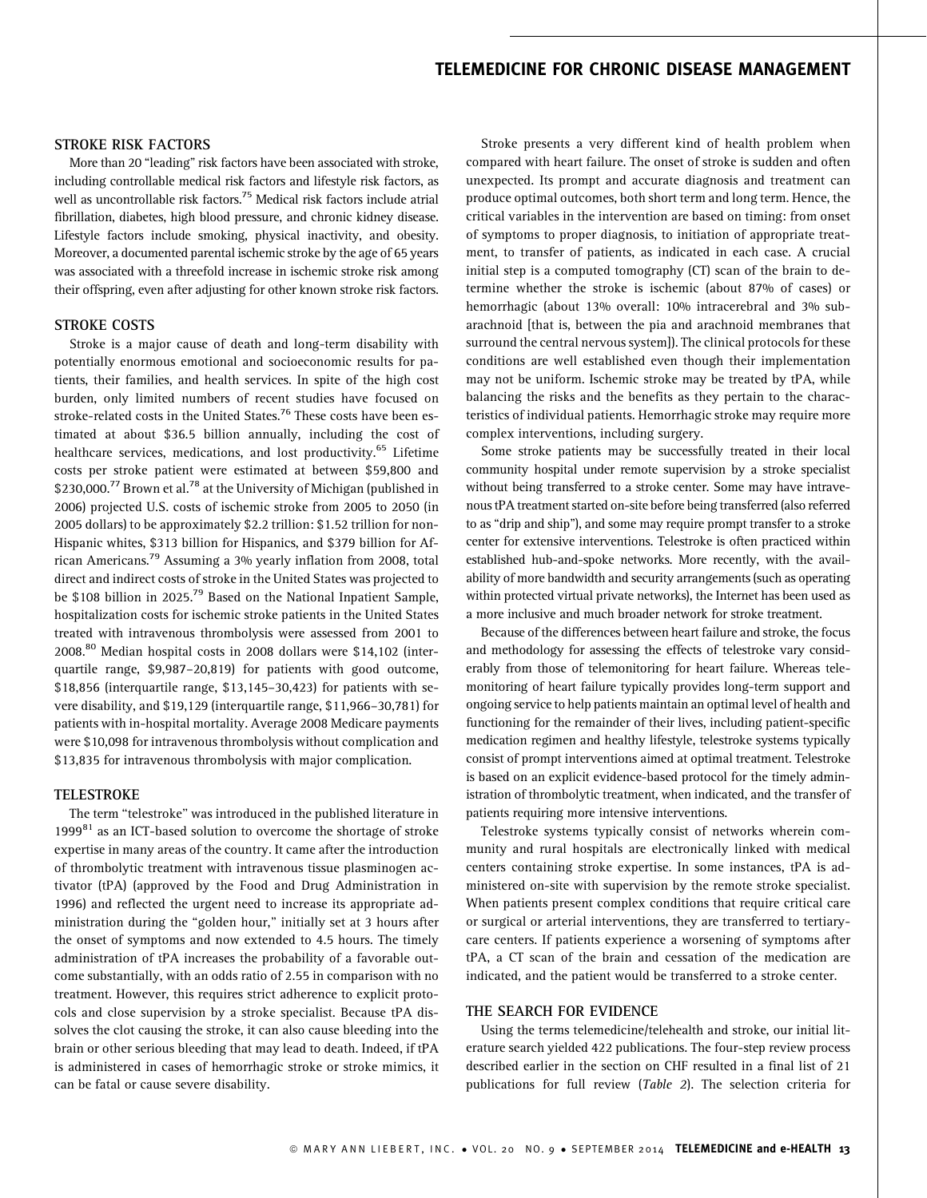## STROKE RISK FACTORS

More than 20 "leading" risk factors have been associated with stroke, including controllable medical risk factors and lifestyle risk factors, as well as uncontrollable risk factors.[75] Medical risk factors include atrial fibrillation, diabetes, high blood pressure, and chronic kidney disease. Lifestyle factors include smoking, physical inactivity, and obesity. Moreover, a documented parental ischemic stroke by the age of 65 years was associated with a threefold increase in ischemic stroke risk among their offspring, even after adjusting for other known stroke risk factors.

## STROKE COSTS

Stroke is a major cause of death and long-term disability with potentially enormous emotional and socioeconomic results for patients, their families, and health services. In spite of the high cost burden, only limited numbers of recent studies have focused on stroke-related costs in the United States.[76] These costs have been estimated at about $36.5 billion annually, including the cost of healthcare services, medications, and lost productivity.[65] Lifetime costs per stroke patient were estimated at between $59,800 and $230,000.[77] Brown et al.[78] at the University of Michigan (published in 2006) projected U.S. costs of ischemic stroke from 2005 to 2050 (in 2005 dollars) to be approximately $2.2 trillion: $1.52 trillion for non-Hispanic whites, $313 billion for Hispanics, and $379 billion for African Americans.[79] Assuming a 3% yearly inflation from 2008, total direct and indirect costs of stroke in the United States was projected to be $108 billion in 2025.[79] Based on the National Inpatient Sample, hospitalization costs for ischemic stroke patients in the United States treated with intravenous thrombolysis were assessed from 2001 to 2008.[80] Median hospital costs in 2008 dollars were $14,102 (interquartile range, $9,987–20,819) for patients with good outcome, $18,856 (interquartile range, $13,145–30,423) for patients with severe disability, and $19,129 (interquartile range, $11,966–30,781) for patients with in-hospital mortality. Average 2008 Medicare payments were $10,098 for intravenous thrombolysis without complication and $13,835 for intravenous thrombolysis with major complication.

## TELESTROKE

The term "telestroke" was introduced in the published literature in 1999[81] as an ICT-based solution to overcome the shortage of stroke expertise in many areas of the country. It came after the introduction of thrombolytic treatment with intravenous tissue plasminogen activator (tPA) (approved by the Food and Drug Administration in 1996) and reflected the urgent need to increase its appropriate administration during the "golden hour," initially set at 3 hours after the onset of symptoms and now extended to 4.5 hours. The timely administration of tPA increases the probability of a favorable outcome substantially, with an odds ratio of 2.55 in comparison with no treatment. However, this requires strict adherence to explicit protocols and close supervision by a stroke specialist. Because tPA dissolves the clot causing the stroke, it can also cause bleeding into the brain or other serious bleeding that may lead to death. Indeed, if tPA is administered in cases of hemorrhagic stroke or stroke mimics, it can be fatal or cause severe disability.

Stroke presents a very different kind of health problem when compared with heart failure. The onset of stroke is sudden and often unexpected. Its prompt and accurate diagnosis and treatment can produce optimal outcomes, both short term and long term. Hence, the critical variables in the intervention are based on timing: from onset of symptoms to proper diagnosis, to initiation of appropriate treatment, to transfer of patients, as indicated in each case. A crucial initial step is a computed tomography (CT) scan of the brain to determine whether the stroke is ischemic (about 87% of cases) or hemorrhagic (about 13% overall: 10% intracerebral and 3% subarachnoid [that is, between the pia and arachnoid membranes that surround the central nervous system]). The clinical protocols for these conditions are well established even though their implementation may not be uniform. Ischemic stroke may be treated by tPA, while balancing the risks and the benefits as they pertain to the characteristics of individual patients. Hemorrhagic stroke may require more complex interventions, including surgery.

Some stroke patients may be successfully treated in their local community hospital under remote supervision by a stroke specialist without being transferred to a stroke center. Some may have intravenous tPA treatment started on-site before being transferred (also referred to as "drip and ship"), and some may require prompt transfer to a stroke center for extensive interventions. Telestroke is often practiced within established hub-and-spoke networks. More recently, with the availability of more bandwidth and security arrangements (such as operating within protected virtual private networks), the Internet has been used as a more inclusive and much broader network for stroke treatment.

Because of the differences between heart failure and stroke, the focus and methodology for assessing the effects of telestroke vary considerably from those of telemonitoring for heart failure. Whereas telemonitoring of heart failure typically provides long-term support and ongoing service to help patients maintain an optimal level of health and functioning for the remainder of their lives, including patient-specific medication regimen and healthy lifestyle, telestroke systems typically consist of prompt interventions aimed at optimal treatment. Telestroke is based on an explicit evidence-based protocol for the timely administration of thrombolytic treatment, when indicated, and the transfer of patients requiring more intensive interventions.

Telestroke systems typically consist of networks wherein community and rural hospitals are electronically linked with medical centers containing stroke expertise. In some instances, tPA is administered on-site with supervision by the remote stroke specialist. When patients present complex conditions that require critical care or surgical or arterial interventions, they are transferred to tertiary-care centers. If patients experience a worsening of symptoms after tPA, a CT scan of the brain and cessation of the medication are indicated, and the patient would be transferred to a stroke center.

## THE SEARCH FOR EVIDENCE

Using the terms telemedicine/telehealth and stroke, our initial literature search yielded 422 publications. The four-step review process described earlier in the section on CHF resulted in a final list of 21 publications for full review (*Table 2*). The selection criteria for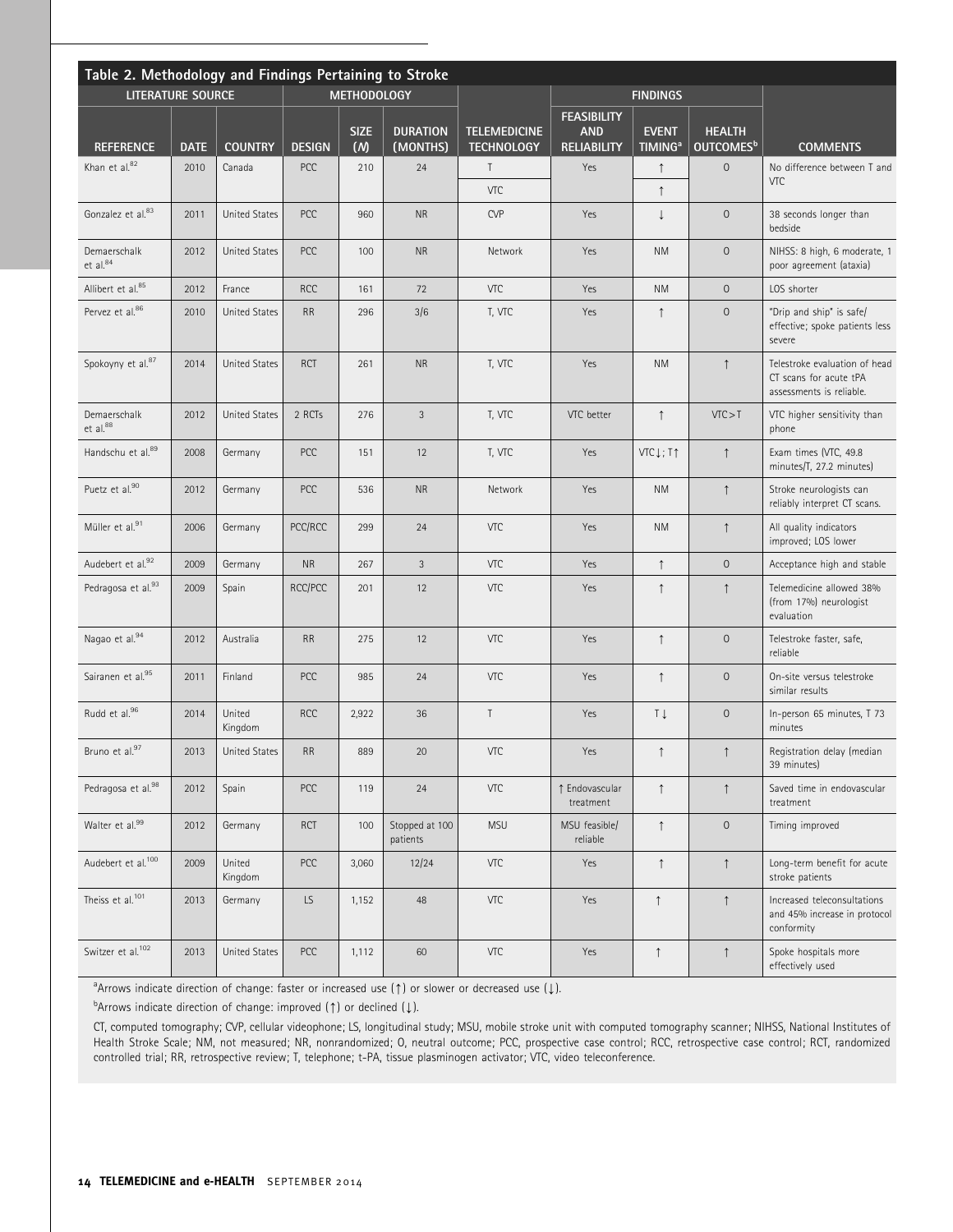**Table 2. Methodology and Findings Pertaining to Stroke**

| LITERATURE SOURCE | | | METHODOLOGY | | | | FINDINGS | | | |
|---|---|---|---|---|---|---|---|---|---|---|
| REFERENCE | DATE | COUNTRY | DESIGN | SIZE (N) | DURATION (MONTHS) | TELEMEDICINE TECHNOLOGY | FEASIBILITY AND RELIABILITY | EVENT TIMING[a] | HEALTH OUTCOMES[b] | COMMENTS |
| Khan et al.[82] | 2010 | Canada | PCC | 210 | 24 | T | Yes | ↑ | O | No difference between T and VTC |
| | | | | | | VTC | | ↑ | | |
| Gonzalez et al.[83] | 2011 | United States | PCC | 960 | NR | CVP | Yes | ↓ | O | 38 seconds longer than bedside |
| Demaerschalk et al.[84] | 2012 | United States | PCC | 100 | NR | Network | Yes | NM | O | NIHSS: 8 high, 6 moderate, 1 poor agreement (ataxia) |
| Allibert et al.[85] | 2012 | France | RCC | 161 | 72 | VTC | Yes | NM | O | LOS shorter |
| Pervez et al.[86] | 2010 | United States | RR | 296 | 3/6 | T, VTC | Yes | ↑ | O | "Drip and ship" is safe/ effective; spoke patients less severe |
| Spokoyny et al.[87] | 2014 | United States | RCT | 261 | NR | T, VTC | Yes | NM | ↑ | Telestroke evaluation of head CT scans for acute tPA assessments is reliable. |
| Demaerschalk et al.[88] | 2012 | United States | 2 RCTs | 276 | 3 | T, VTC | VTC better | ↑ | VTC > T | VTC higher sensitivity than phone |
| Handschu et al.[89] | 2008 | Germany | PCC | 151 | 12 | T, VTC | Yes | VTC↓; T↑ | ↑ | Exam times (VTC, 49.8 minutes/T, 27.2 minutes) |
| Puetz et al.[90] | 2012 | Germany | PCC | 536 | NR | Network | Yes | NM | ↑ | Stroke neurologists can reliably interpret CT scans. |
| Müller et al.[91] | 2006 | Germany | PCC/RCC | 299 | 24 | VTC | Yes | NM | ↑ | All quality indicators improved; LOS lower |
| Audebert et al.[92] | 2009 | Germany | NR | 267 | 3 | VTC | Yes | ↑ | O | Acceptance high and stable |
| Pedragosa et al.[93] | 2009 | Spain | RCC/PCC | 201 | 12 | VTC | Yes | ↑ | ↑ | Telemedicine allowed 38% (from 17%) neurologist evaluation |
| Nagao et al.[94] | 2012 | Australia | RR | 275 | 12 | VTC | Yes | ↑ | O | Telestroke faster, safe, reliable |
| Sairanen et al.[95] | 2011 | Finland | PCC | 985 | 24 | VTC | Yes | ↑ | O | On-site versus telestroke similar results |
| Rudd et al.[96] | 2014 | United Kingdom | RCC | 2,922 | 36 | T | Yes | T↓ | O | In-person 65 minutes, T 73 minutes |
| Bruno et al.[97] | 2013 | United States | RR | 889 | 20 | VTC | Yes | ↑ | ↑ | Registration delay (median 39 minutes) |
| Pedragosa et al.[98] | 2012 | Spain | PCC | 119 | 24 | VTC | ↑ Endovascular treatment | ↑ | ↑ | Saved time in endovascular treatment |
| Walter et al.[99] | 2012 | Germany | RCT | 100 | Stopped at 100 patients | MSU | MSU feasible/ reliable | ↑ | O | Timing improved |
| Audebert et al.[100] | 2009 | United Kingdom | PCC | 3,060 | 12/24 | VTC | Yes | ↑ | ↑ | Long-term benefit for acute stroke patients |
| Theiss et al.[101] | 2013 | Germany | LS | 1,152 | 48 | VTC | Yes | ↑ | ↑ | Increased teleconsultations and 45% increase in protocol conformity |
| Switzer et al.[102] | 2013 | United States | PCC | 1,112 | 60 | VTC | Yes | ↑ | ↑ | Spoke hospitals more effectively used |

[a]Arrows indicate direction of change: faster or increased use (↑) or slower or decreased use (↓).

[b]Arrows indicate direction of change: improved (↑) or declined (↓).

CT, computed tomography; CVP, cellular videophone; LS, longitudinal study; MSU, mobile stroke unit with computed tomography scanner; NIHSS, National Institutes of Health Stroke Scale; NM, not measured; NR, nonrandomized; O, neutral outcome; PCC, prospective case control; RCC, retrospective case control; RCT, randomized controlled trial; RR, retrospective review; T, telephone; t-PA, tissue plasminogen activator; VTC, video teleconference.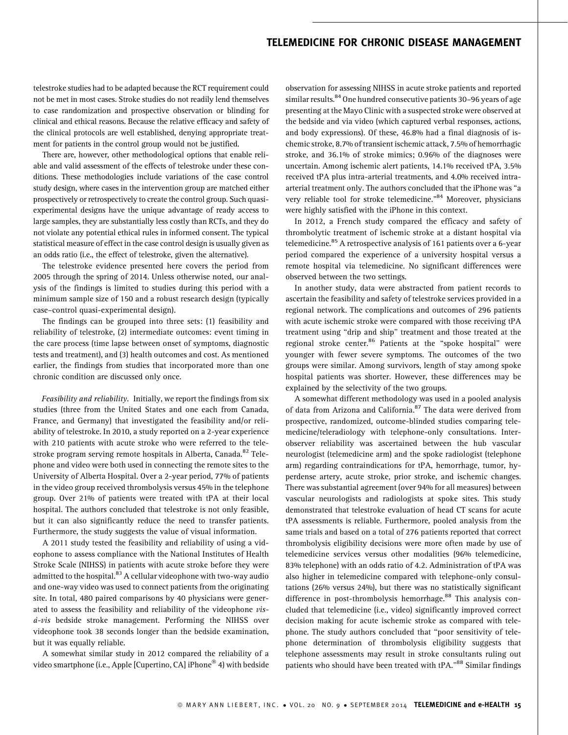telestroke studies had to be adapted because the RCT requirement could not be met in most cases. Stroke studies do not readily lend themselves to case randomization and prospective observation or blinding for clinical and ethical reasons. Because the relative efficacy and safety of the clinical protocols are well established, denying appropriate treatment for patients in the control group would not be justified.

There are, however, other methodological options that enable reliable and valid assessment of the effects of telestroke under these conditions. These methodologies include variations of the case control study design, where cases in the intervention group are matched either prospectively or retrospectively to create the control group. Such quasi-experimental designs have the unique advantage of ready access to large samples, they are substantially less costly than RCTs, and they do not violate any potential ethical rules in informed consent. The typical statistical measure of effect in the case control design is usually given as an odds ratio (i.e., the effect of telestroke, given the alternative).

The telestroke evidence presented here covers the period from 2005 through the spring of 2014. Unless otherwise noted, our analysis of the findings is limited to studies during this period with a minimum sample size of 150 and a robust research design (typically case–control quasi-experimental design).

The findings can be grouped into three sets: (1) feasibility and reliability of telestroke, (2) intermediate outcomes: event timing in the care process (time lapse between onset of symptoms, diagnostic tests and treatment), and (3) health outcomes and cost. As mentioned earlier, the findings from studies that incorporated more than one chronic condition are discussed only once.

*Feasibility and reliability.* Initially, we report the findings from six studies (three from the United States and one each from Canada, France, and Germany) that investigated the feasibility and/or reliability of telestroke. In 2010, a study reported on a 2-year experience with 210 patients with acute stroke who were referred to the telestroke program serving remote hospitals in Alberta, Canada.[82] Telephone and video were both used in connecting the remote sites to the University of Alberta Hospital. Over a 2-year period, 77% of patients in the video group received thrombolysis versus 45% in the telephone group. Over 21% of patients were treated with tPA at their local hospital. The authors concluded that telestroke is not only feasible, but it can also significantly reduce the need to transfer patients. Furthermore, the study suggests the value of visual information.

A 2011 study tested the feasibility and reliability of using a videophone to assess compliance with the National Institutes of Health Stroke Scale (NIHSS) in patients with acute stroke before they were admitted to the hospital.[83] A cellular videophone with two-way audio and one-way video was used to connect patients from the originating site. In total, 480 paired comparisons by 40 physicians were generated to assess the feasibility and reliability of the videophone *vis-à-vis* bedside stroke management. Performing the NIHSS over videophone took 38 seconds longer than the bedside examination, but it was equally reliable.

A somewhat similar study in 2012 compared the reliability of a video smartphone (i.e., Apple [Cupertino, CA] iPhone® 4) with bedside observation for assessing NIHSS in acute stroke patients and reported similar results.[84] One hundred consecutive patients 30–96 years of age presenting at the Mayo Clinic with a suspected stroke were observed at the bedside and via video (which captured verbal responses, actions, and body expressions). Of these, 46.8% had a final diagnosis of ischemic stroke, 8.7% of transient ischemic attack, 7.5% of hemorrhagic stroke, and 36.1% of stroke mimics; 0.96% of the diagnoses were uncertain. Among ischemic alert patients, 14.1% received tPA, 3.5% received tPA plus intra-arterial treatments, and 4.0% received intra-arterial treatment only. The authors concluded that the iPhone was "a very reliable tool for stroke telemedicine."[84] Moreover, physicians were highly satisfied with the iPhone in this context.

In 2012, a French study compared the efficacy and safety of thrombolytic treatment of ischemic stroke at a distant hospital via telemedicine.[85] A retrospective analysis of 161 patients over a 6-year period compared the experience of a university hospital versus a remote hospital via telemedicine. No significant differences were observed between the two settings.

In another study, data were abstracted from patient records to ascertain the feasibility and safety of telestroke services provided in a regional network. The complications and outcomes of 296 patients with acute ischemic stroke were compared with those receiving tPA treatment using "drip and ship" treatment and those treated at the regional stroke center.[86] Patients at the "spoke hospital" were younger with fewer severe symptoms. The outcomes of the two groups were similar. Among survivors, length of stay among spoke hospital patients was shorter. However, these differences may be explained by the selectivity of the two groups.

A somewhat different methodology was used in a pooled analysis of data from Arizona and California.[87] The data were derived from prospective, randomized, outcome-blinded studies comparing telemedicine/teleradiology with telephone-only consultations. Interobserver reliability was ascertained between the hub vascular neurologist (telemedicine arm) and the spoke radiologist (telephone arm) regarding contraindications for tPA, hemorrhage, tumor, hyperdense artery, acute stroke, prior stroke, and ischemic changes. There was substantial agreement (over 94% for all measures) between vascular neurologists and radiologists at spoke sites. This study demonstrated that telestroke evaluation of head CT scans for acute tPA assessments is reliable. Furthermore, pooled analysis from the same trials and based on a total of 276 patients reported that correct thrombolysis eligibility decisions were more often made by use of telemedicine services versus other modalities (96% telemedicine, 83% telephone) with an odds ratio of 4.2. Administration of tPA was also higher in telemedicine compared with telephone-only consultations (26% versus 24%), but there was no statistically significant difference in post-thrombolysis hemorrhage.[88] This analysis concluded that telemedicine (i.e., video) significantly improved correct decision making for acute ischemic stroke as compared with telephone. The study authors concluded that "poor sensitivity of telephone determination of thrombolysis eligibility suggests that telephone assessments may result in stroke consultants ruling out patients who should have been treated with tPA."[88] Similar findings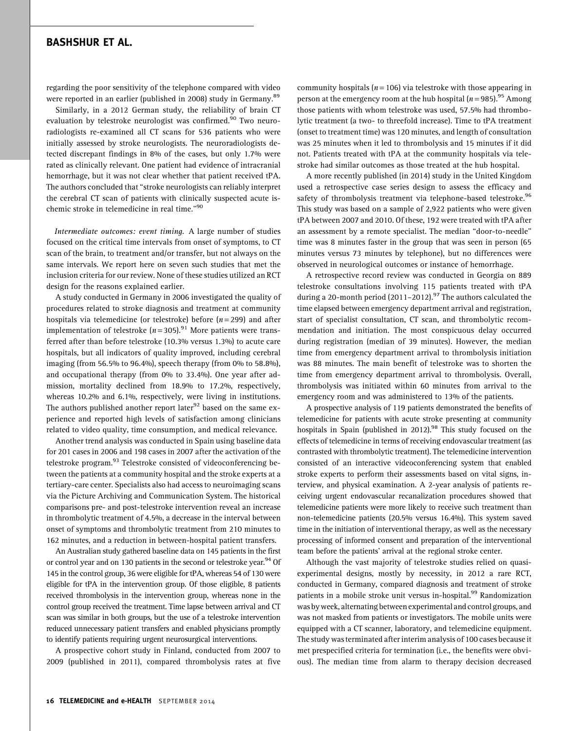regarding the poor sensitivity of the telephone compared with video were reported in an earlier (published in 2008) study in Germany.[89]

Similarly, in a 2012 German study, the reliability of brain CT evaluation by telestroke neurologist was confirmed.[90] Two neuroradiologists re-examined all CT scans for 536 patients who were initially assessed by stroke neurologists. The neuroradiologists detected discrepant findings in 8% of the cases, but only 1.7% were rated as clinically relevant. One patient had evidence of intracranial hemorrhage, but it was not clear whether that patient received tPA. The authors concluded that "stroke neurologists can reliably interpret the cerebral CT scan of patients with clinically suspected acute ischemic stroke in telemedicine in real time."[90]

*Intermediate outcomes: event timing.* A large number of studies focused on the critical time intervals from onset of symptoms, to CT scan of the brain, to treatment and/or transfer, but not always on the same intervals. We report here on seven such studies that met the inclusion criteria for our review. None of these studies utilized an RCT design for the reasons explained earlier.

A study conducted in Germany in 2006 investigated the quality of procedures related to stroke diagnosis and treatment at community hospitals via telemedicine (or telestroke) before ($n = 299$) and after implementation of telestroke ($n = 305$).[91] More patients were transferred after than before telestroke (10.3% versus 1.3%) to acute care hospitals, but all indicators of quality improved, including cerebral imaging (from 56.5% to 96.4%), speech therapy (from 0% to 58.8%), and occupational therapy (from 0% to 33.4%). One year after admission, mortality declined from 18.9% to 17.2%, respectively, whereas 10.2% and 6.1%, respectively, were living in institutions. The authors published another report later[92] based on the same experience and reported high levels of satisfaction among clinicians related to video quality, time consumption, and medical relevance.

Another trend analysis was conducted in Spain using baseline data for 201 cases in 2006 and 198 cases in 2007 after the activation of the telestroke program.[93] Telestroke consisted of videoconferencing between the patients at a community hospital and the stroke experts at a tertiary-care center. Specialists also had access to neuroimaging scans via the Picture Archiving and Communication System. The historical comparisons pre- and post-telestroke intervention reveal an increase in thrombolytic treatment of 4.5%, a decrease in the interval between onset of symptoms and thrombolytic treatment from 210 minutes to 162 minutes, and a reduction in between-hospital patient transfers.

An Australian study gathered baseline data on 145 patients in the first or control year and on 130 patients in the second or telestroke year.[94] Of 145 in the control group, 36 were eligible for tPA, whereas 54 of 130 were eligible for tPA in the intervention group. Of those eligible, 8 patients received thrombolysis in the intervention group, whereas none in the control group received the treatment. Time lapse between arrival and CT scan was similar in both groups, but the use of a telestroke intervention reduced unnecessary patient transfers and enabled physicians promptly to identify patients requiring urgent neurosurgical interventions.

A prospective cohort study in Finland, conducted from 2007 to 2009 (published in 2011), compared thrombolysis rates at five community hospitals ($n = 106$) via telestroke with those appearing in person at the emergency room at the hub hospital ($n = 985$).[95] Among those patients with whom telestroke was used, 57.5% had thrombolytic treatment (a two- to threefold increase). Time to tPA treatment (onset to treatment time) was 120 minutes, and length of consultation was 25 minutes when it led to thrombolysis and 15 minutes if it did not. Patients treated with tPA at the community hospitals via telestroke had similar outcomes as those treated at the hub hospital.

A more recently published (in 2014) study in the United Kingdom used a retrospective case series design to assess the efficacy and safety of thrombolysis treatment via telephone-based telestroke.[96] This study was based on a sample of 2,922 patients who were given tPA between 2007 and 2010. Of these, 192 were treated with tPA after an assessment by a remote specialist. The median "door-to-needle" time was 8 minutes faster in the group that was seen in person (65 minutes versus 73 minutes by telephone), but no differences were observed in neurological outcomes or instance of hemorrhage.

A retrospective record review was conducted in Georgia on 889 telestroke consultations involving 115 patients treated with tPA during a 20-month period (2011–2012).[97] The authors calculated the time elapsed between emergency department arrival and registration, start of specialist consultation, CT scan, and thrombolytic recommendation and initiation. The most conspicuous delay occurred during registration (median of 39 minutes). However, the median time from emergency department arrival to thrombolysis initiation was 88 minutes. The main benefit of telestroke was to shorten the time from emergency department arrival to thrombolysis. Overall, thrombolysis was initiated within 60 minutes from arrival to the emergency room and was administered to 13% of the patients.

A prospective analysis of 119 patients demonstrated the benefits of telemedicine for patients with acute stroke presenting at community hospitals in Spain (published in 2012).[98] This study focused on the effects of telemedicine in terms of receiving endovascular treatment (as contrasted with thrombolytic treatment). The telemedicine intervention consisted of an interactive videoconferencing system that enabled stroke experts to perform their assessments based on vital signs, interview, and physical examination. A 2-year analysis of patients receiving urgent endovascular recanalization procedures showed that telemedicine patients were more likely to receive such treatment than non-telemedicine patients (20.5% versus 16.4%). This system saved time in the initiation of interventional therapy, as well as the necessary processing of informed consent and preparation of the interventional team before the patients' arrival at the regional stroke center.

Although the vast majority of telestroke studies relied on quasi-experimental designs, mostly by necessity, in 2012 a rare RCT, conducted in Germany, compared diagnosis and treatment of stroke patients in a mobile stroke unit versus in-hospital.[99] Randomization was by week, alternating between experimental and control groups, and was not masked from patients or investigators. The mobile units were equipped with a CT scanner, laboratory, and telemedicine equipment. The study was terminated after interim analysis of 100 cases because it met prespecified criteria for termination (i.e., the benefits were obvious). The median time from alarm to therapy decision decreased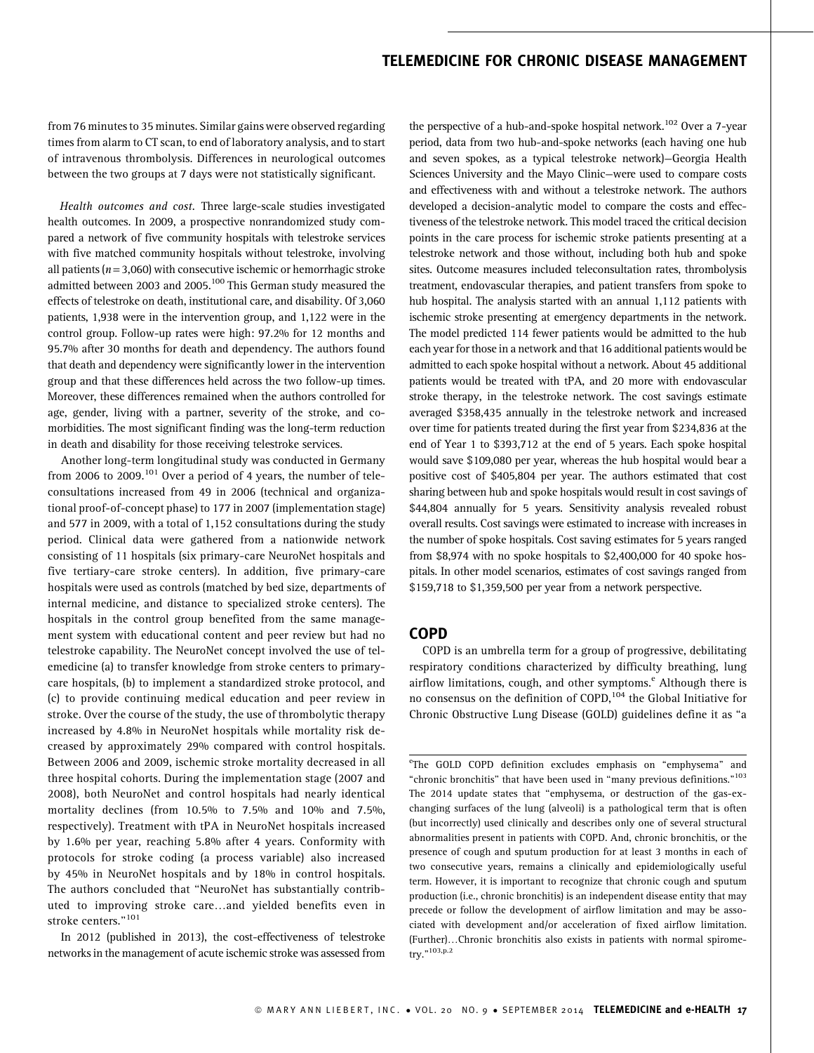from 76 minutes to 35 minutes. Similar gains were observed regarding times from alarm to CT scan, to end of laboratory analysis, and to start of intravenous thrombolysis. Differences in neurological outcomes between the two groups at 7 days were not statistically significant.

*Health outcomes and cost.* Three large-scale studies investigated health outcomes. In 2009, a prospective nonrandomized study compared a network of five community hospitals with telestroke services with five matched community hospitals without telestroke, involving all patients ($n = 3{,}060$) with consecutive ischemic or hemorrhagic stroke admitted between 2003 and 2005.[100] This German study measured the effects of telestroke on death, institutional care, and disability. Of 3,060 patients, 1,938 were in the intervention group, and 1,122 were in the control group. Follow-up rates were high: 97.2% for 12 months and 95.7% after 30 months for death and dependency. The authors found that death and dependency were significantly lower in the intervention group and that these differences held across the two follow-up times. Moreover, these differences remained when the authors controlled for age, gender, living with a partner, severity of the stroke, and comorbidities. The most significant finding was the long-term reduction in death and disability for those receiving telestroke services.

Another long-term longitudinal study was conducted in Germany from 2006 to 2009.[101] Over a period of 4 years, the number of teleconsultations increased from 49 in 2006 (technical and organizational proof-of-concept phase) to 177 in 2007 (implementation stage) and 577 in 2009, with a total of 1,152 consultations during the study period. Clinical data were gathered from a nationwide network consisting of 11 hospitals (six primary-care NeuroNet hospitals and five tertiary-care stroke centers). In addition, five primary-care hospitals were used as controls (matched by bed size, departments of internal medicine, and distance to specialized stroke centers). The hospitals in the control group benefited from the same management system with educational content and peer review but had no telestroke capability. The NeuroNet concept involved the use of telemedicine (a) to transfer knowledge from stroke centers to primary-care hospitals, (b) to implement a standardized stroke protocol, and (c) to provide continuing medical education and peer review in stroke. Over the course of the study, the use of thrombolytic therapy increased by 4.8% in NeuroNet hospitals while mortality risk decreased by approximately 29% compared with control hospitals. Between 2006 and 2009, ischemic stroke mortality decreased in all three hospital cohorts. During the implementation stage (2007 and 2008), both NeuroNet and control hospitals had nearly identical mortality declines (from 10.5% to 7.5% and 10% and 7.5%, respectively). Treatment with tPA in NeuroNet hospitals increased by 1.6% per year, reaching 5.8% after 4 years. Conformity with protocols for stroke coding (a process variable) also increased by 45% in NeuroNet hospitals and by 18% in control hospitals. The authors concluded that "NeuroNet has substantially contributed to improving stroke care…and yielded benefits even in stroke centers."[101]

In 2012 (published in 2013), the cost-effectiveness of telestroke networks in the management of acute ischemic stroke was assessed from the perspective of a hub-and-spoke hospital network.[102] Over a 7-year period, data from two hub-and-spoke networks (each having one hub and seven spokes, as a typical telestroke network)—Georgia Health Sciences University and the Mayo Clinic—were used to compare costs and effectiveness with and without a telestroke network. The authors developed a decision-analytic model to compare the costs and effectiveness of the telestroke network. This model traced the critical decision points in the care process for ischemic stroke patients presenting at a telestroke network and those without, including both hub and spoke sites. Outcome measures included teleconsultation rates, thrombolysis treatment, endovascular therapies, and patient transfers from spoke to hub hospital. The analysis started with an annual 1,112 patients with ischemic stroke presenting at emergency departments in the network. The model predicted 114 fewer patients would be admitted to the hub each year for those in a network and that 16 additional patients would be admitted to each spoke hospital without a network. About 45 additional patients would be treated with tPA, and 20 more with endovascular stroke therapy, in the telestroke network. The cost savings estimate averaged $358,435 annually in the telestroke network and increased over time for patients treated during the first year from $234,836 at the end of Year 1 to $393,712 at the end of 5 years. Each spoke hospital would save $109,080 per year, whereas the hub hospital would bear a positive cost of $405,804 per year. The authors estimated that cost sharing between hub and spoke hospitals would result in cost savings of $44,804 annually for 5 years. Sensitivity analysis revealed robust overall results. Cost savings were estimated to increase with increases in the number of spoke hospitals. Cost saving estimates for 5 years ranged from $8,974 with no spoke hospitals to $2,400,000 for 40 spoke hospitals. In other model scenarios, estimates of cost savings ranged from $159,718 to $1,359,500 per year from a network perspective.

## COPD

COPD is an umbrella term for a group of progressive, debilitating respiratory conditions characterized by difficulty breathing, lung airflow limitations, cough, and other symptoms.[e] Although there is no consensus on the definition of COPD,[104] the Global Initiative for Chronic Obstructive Lung Disease (GOLD) guidelines define it as "a

---

[e]The GOLD COPD definition excludes emphasis on "emphysema" and "chronic bronchitis" that have been used in "many previous definitions."[103] The 2014 update states that "emphysema, or destruction of the gas-exchanging surfaces of the lung (alveoli) is a pathological term that is often (but incorrectly) used clinically and describes only one of several structural abnormalities present in patients with COPD. And, chronic bronchitis, or the presence of cough and sputum production for at least 3 months in each of two consecutive years, remains a clinically and epidemiologically useful term. However, it is important to recognize that chronic cough and sputum production (i.e., chronic bronchitis) is an independent disease entity that may precede or follow the development of airflow limitation and may be associated with development and/or acceleration of fixed airflow limitation. (Further)…Chronic bronchitis also exists in patients with normal spirometry."[103,p.2]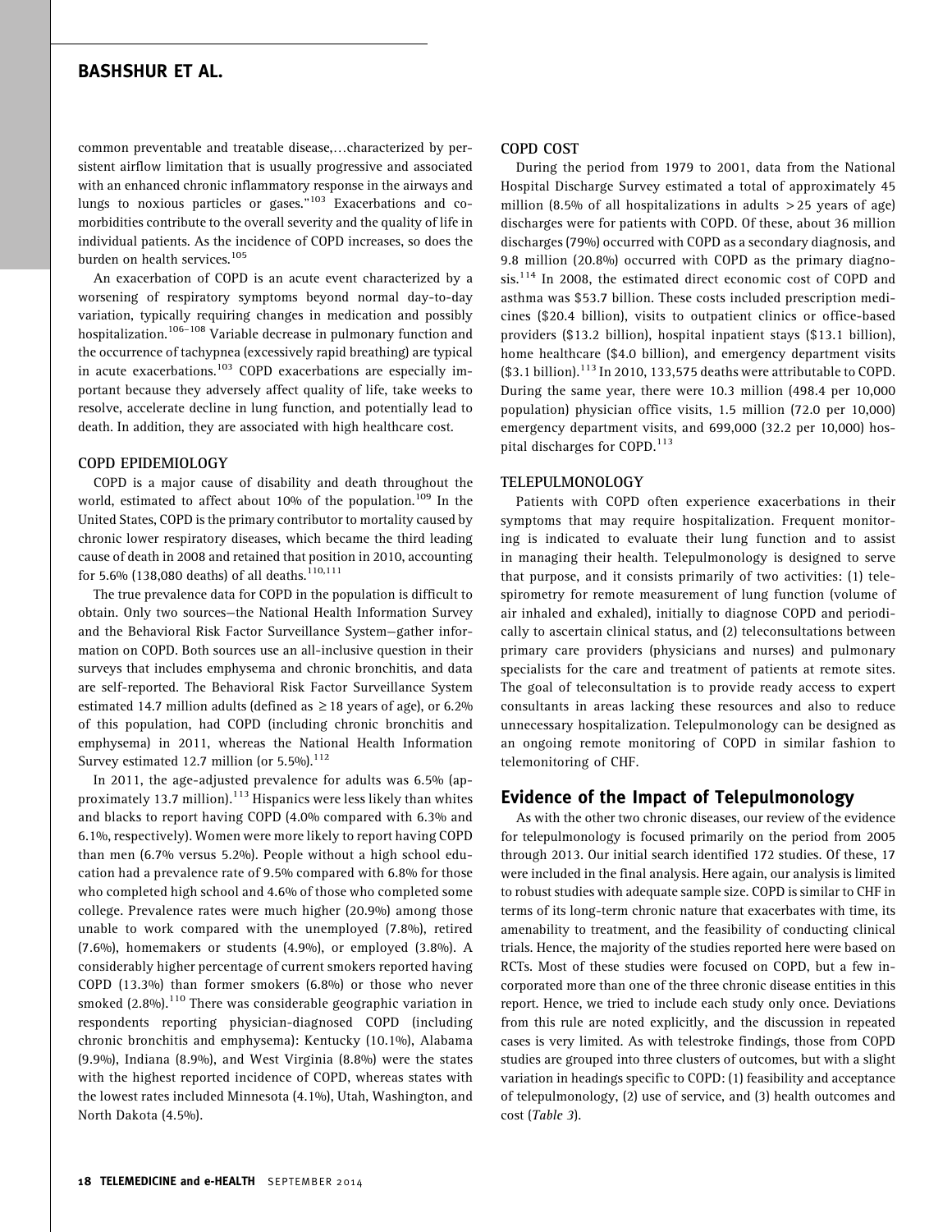common preventable and treatable disease,...characterized by persistent airflow limitation that is usually progressive and associated with an enhanced chronic inflammatory response in the airways and lungs to noxious particles or gases."[103] Exacerbations and comorbidities contribute to the overall severity and the quality of life in individual patients. As the incidence of COPD increases, so does the burden on health services.[105]

An exacerbation of COPD is an acute event characterized by a worsening of respiratory symptoms beyond normal day-to-day variation, typically requiring changes in medication and possibly hospitalization.[106–108] Variable decrease in pulmonary function and the occurrence of tachypnea (excessively rapid breathing) are typical in acute exacerbations.[103] COPD exacerbations are especially important because they adversely affect quality of life, take weeks to resolve, accelerate decline in lung function, and potentially lead to death. In addition, they are associated with high healthcare cost.

### COPD EPIDEMIOLOGY

COPD is a major cause of disability and death throughout the world, estimated to affect about 10% of the population.[109] In the United States, COPD is the primary contributor to mortality caused by chronic lower respiratory diseases, which became the third leading cause of death in 2008 and retained that position in 2010, accounting for 5.6% (138,080 deaths) of all deaths.[110,111]

The true prevalence data for COPD in the population is difficult to obtain. Only two sources—the National Health Information Survey and the Behavioral Risk Factor Surveillance System—gather information on COPD. Both sources use an all-inclusive question in their surveys that includes emphysema and chronic bronchitis, and data are self-reported. The Behavioral Risk Factor Surveillance System estimated 14.7 million adults (defined as ≥18 years of age), or 6.2% of this population, had COPD (including chronic bronchitis and emphysema) in 2011, whereas the National Health Information Survey estimated 12.7 million (or 5.5%).[112]

In 2011, the age-adjusted prevalence for adults was 6.5% (approximately 13.7 million).[113] Hispanics were less likely than whites and blacks to report having COPD (4.0% compared with 6.3% and 6.1%, respectively). Women were more likely to report having COPD than men (6.7% versus 5.2%). People without a high school education had a prevalence rate of 9.5% compared with 6.8% for those who completed high school and 4.6% of those who completed some college. Prevalence rates were much higher (20.9%) among those unable to work compared with the unemployed (7.8%), retired (7.6%), homemakers or students (4.9%), or employed (3.8%). A considerably higher percentage of current smokers reported having COPD (13.3%) than former smokers (6.8%) or those who never smoked (2.8%).[110] There was considerable geographic variation in respondents reporting physician-diagnosed COPD (including chronic bronchitis and emphysema): Kentucky (10.1%), Alabama (9.9%), Indiana (8.9%), and West Virginia (8.8%) were the states with the highest reported incidence of COPD, whereas states with the lowest rates included Minnesota (4.1%), Utah, Washington, and North Dakota (4.5%).

### COPD COST

During the period from 1979 to 2001, data from the National Hospital Discharge Survey estimated a total of approximately 45 million (8.5% of all hospitalizations in adults >25 years of age) discharges were for patients with COPD. Of these, about 36 million discharges (79%) occurred with COPD as a secondary diagnosis, and 9.8 million (20.8%) occurred with COPD as the primary diagnosis.[114] In 2008, the estimated direct economic cost of COPD and asthma was $53.7 billion. These costs included prescription medicines ($20.4 billion), visits to outpatient clinics or office-based providers ($13.2 billion), hospital inpatient stays ($13.1 billion), home healthcare ($4.0 billion), and emergency department visits ($3.1 billion).[113] In 2010, 133,575 deaths were attributable to COPD. During the same year, there were 10.3 million (498.4 per 10,000 population) physician office visits, 1.5 million (72.0 per 10,000) emergency department visits, and 699,000 (32.2 per 10,000) hospital discharges for COPD.[113]

### TELEPULMONOLOGY

Patients with COPD often experience exacerbations in their symptoms that may require hospitalization. Frequent monitoring is indicated to evaluate their lung function and to assist in managing their health. Telepulmonology is designed to serve that purpose, and it consists primarily of two activities: (1) telespirometry for remote measurement of lung function (volume of air inhaled and exhaled), initially to diagnose COPD and periodically to ascertain clinical status, and (2) teleconsultations between primary care providers (physicians and nurses) and pulmonary specialists for the care and treatment of patients at remote sites. The goal of teleconsultation is to provide ready access to expert consultants in areas lacking these resources and also to reduce unnecessary hospitalization. Telepulmonology can be designed as an ongoing remote monitoring of COPD in similar fashion to telemonitoring of CHF.

## Evidence of the Impact of Telepulmonology

As with the other two chronic diseases, our review of the evidence for telepulmonology is focused primarily on the period from 2005 through 2013. Our initial search identified 172 studies. Of these, 17 were included in the final analysis. Here again, our analysis is limited to robust studies with adequate sample size. COPD is similar to CHF in terms of its long-term chronic nature that exacerbates with time, its amenability to treatment, and the feasibility of conducting clinical trials. Hence, the majority of the studies reported here were based on RCTs. Most of these studies were focused on COPD, but a few incorporated more than one of the three chronic disease entities in this report. Hence, we tried to include each study only once. Deviations from this rule are noted explicitly, and the discussion in repeated cases is very limited. As with telestroke findings, those from COPD studies are grouped into three clusters of outcomes, but with a slight variation in headings specific to COPD: (1) feasibility and acceptance of telepulmonology, (2) use of service, and (3) health outcomes and cost (*Table 3*).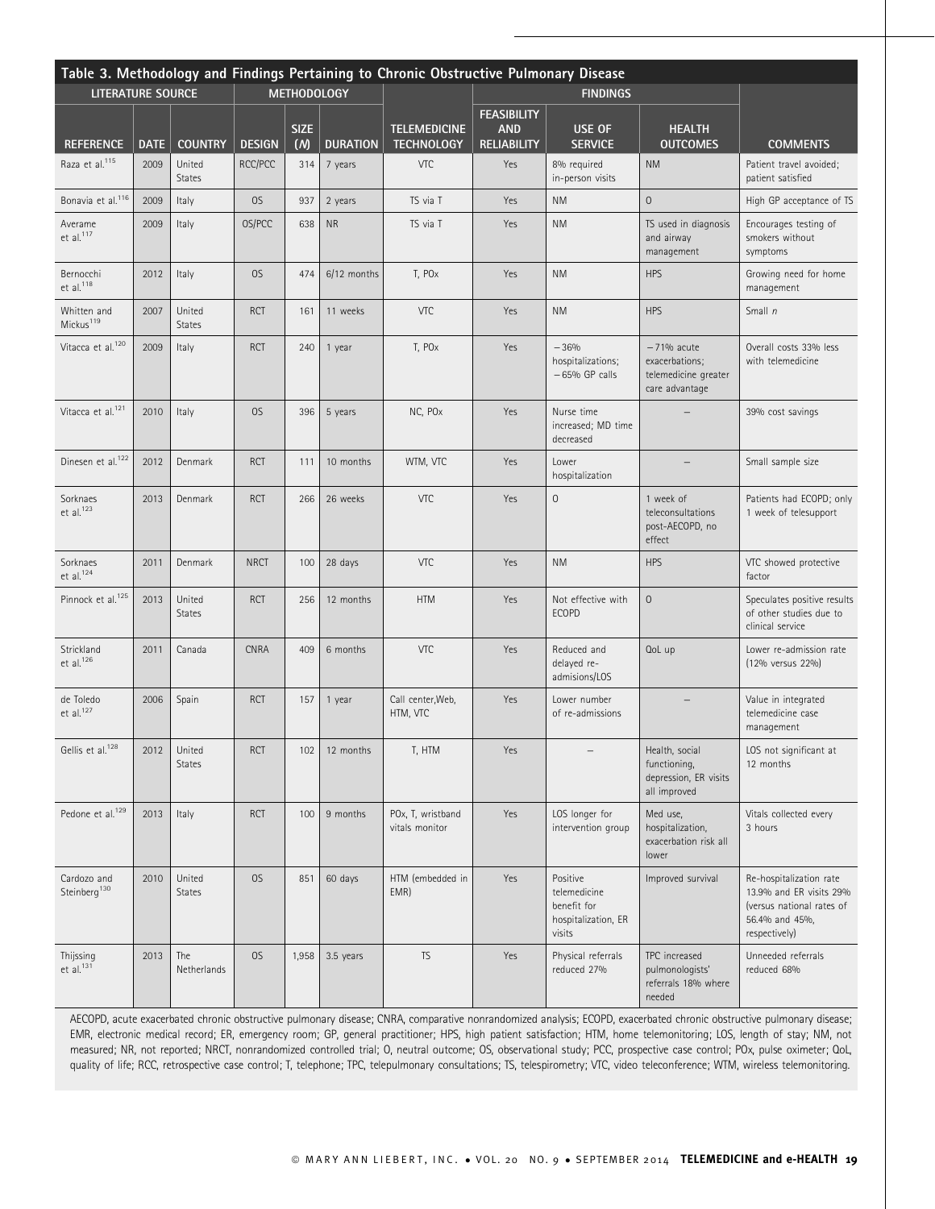**Table 3. Methodology and Findings Pertaining to Chronic Obstructive Pulmonary Disease**

| LITERATURE SOURCE | | | METHODOLOGY | | | | FINDINGS | | | |
|---|---|---|---|---|---|---|---|---|---|---|
| REFERENCE | DATE | COUNTRY | DESIGN | SIZE (N) | DURATION | TELEMEDICINE TECHNOLOGY | FEASIBILITY AND RELIABILITY | USE OF SERVICE | HEALTH OUTCOMES | COMMENTS |
| Raza et al.[115] | 2009 | United States | RCC/PCC | 314 | 7 years | VTC | Yes | 8% required in-person visits | NM | Patient travel avoided; patient satisfied |
| Bonavia et al.[116] | 2009 | Italy | OS | 937 | 2 years | TS via T | Yes | NM | O | High GP acceptance of TS |
| Averame et al.[117] | 2009 | Italy | OS/PCC | 638 | NR | TS via T | Yes | NM | TS used in diagnosis and airway management | Encourages testing of smokers without symptoms |
| Bernocchi et al.[118] | 2012 | Italy | OS | 474 | 6/12 months | T, POx | Yes | NM | HPS | Growing need for home management |
| Whitten and Mickus[119] | 2007 | United States | RCT | 161 | 11 weeks | VTC | Yes | NM | HPS | Small *n* |
| Vitacca et al.[120] | 2009 | Italy | RCT | 240 | 1 year | T, POx | Yes | −36% hospitalizations; −65% GP calls | −71% acute exacerbations; telemedicine greater care advantage | Overall costs 33% less with telemedicine |
| Vitacca et al.[121] | 2010 | Italy | OS | 396 | 5 years | NC, POx | Yes | Nurse time increased; MD time decreased | – | 39% cost savings |
| Dinesen et al.[122] | 2012 | Denmark | RCT | 111 | 10 months | WTM, VTC | Yes | Lower hospitalization | – | Small sample size |
| Sorknaes et al.[123] | 2013 | Denmark | RCT | 266 | 26 weeks | VTC | Yes | O | 1 week of teleconsultations post-AECOPD, no effect | Patients had ECOPD; only 1 week of telesupport |
| Sorknaes et al.[124] | 2011 | Denmark | NRCT | 100 | 28 days | VTC | Yes | NM | HPS | VTC showed protective factor |
| Pinnock et al.[125] | 2013 | United States | RCT | 256 | 12 months | HTM | Yes | Not effective with ECOPD | O | Speculates positive results of other studies due to clinical service |
| Strickland et al.[126] | 2011 | Canada | CNRA | 409 | 6 months | VTC | Yes | Reduced and delayed re-admisions/LOS | QoL up | Lower re-admission rate (12% versus 22%) |
| de Toledo et al.[127] | 2006 | Spain | RCT | 157 | 1 year | Call center,Web, HTM, VTC | Yes | Lower number of re-admissions | – | Value in integrated telemedicine case management |
| Gellis et al.[128] | 2012 | United States | RCT | 102 | 12 months | T, HTM | Yes | – | Health, social functioning, depression, ER visits all improved | LOS not significant at 12 months |
| Pedone et al.[129] | 2013 | Italy | RCT | 100 | 9 months | POx, T, wristband vitals monitor | Yes | LOS longer for intervention group | Med use, hospitalization, exacerbation risk all lower | Vitals collected every 3 hours |
| Cardozo and Steinberg[130] | 2010 | United States | OS | 851 | 60 days | HTM (embedded in EMR) | Yes | Positive telemedicine benefit for hospitalization, ER visits | Improved survival | Re-hospitalization rate 13.9% and ER visits 29% (versus national rates of 56.4% and 45%, respectively) |
| Thijssing et al.[131] | 2013 | The Netherlands | OS | 1,958 | 3.5 years | TS | Yes | Physical referrals reduced 27% | TPC increased pulmonologists' referrals 18% where needed | Unneeded referrals reduced 68% |

AECOPD, acute exacerbated chronic obstructive pulmonary disease; CNRA, comparative nonrandomized analysis; ECOPD, exacerbated chronic obstructive pulmonary disease; EMR, electronic medical record; ER, emergency room; GP, general practitioner; HPS, high patient satisfaction; HTM, home telemonitoring; LOS, length of stay; NM, not measured; NR, not reported; NRCT, nonrandomized controlled trial; O, neutral outcome; OS, observational study; PCC, prospective case control; POx, pulse oximeter; QoL, quality of life; RCC, retrospective case control; T, telephone; TPC, telepulmonary consultations; TS, telespirometry; VTC, video teleconference; WTM, wireless telemonitoring.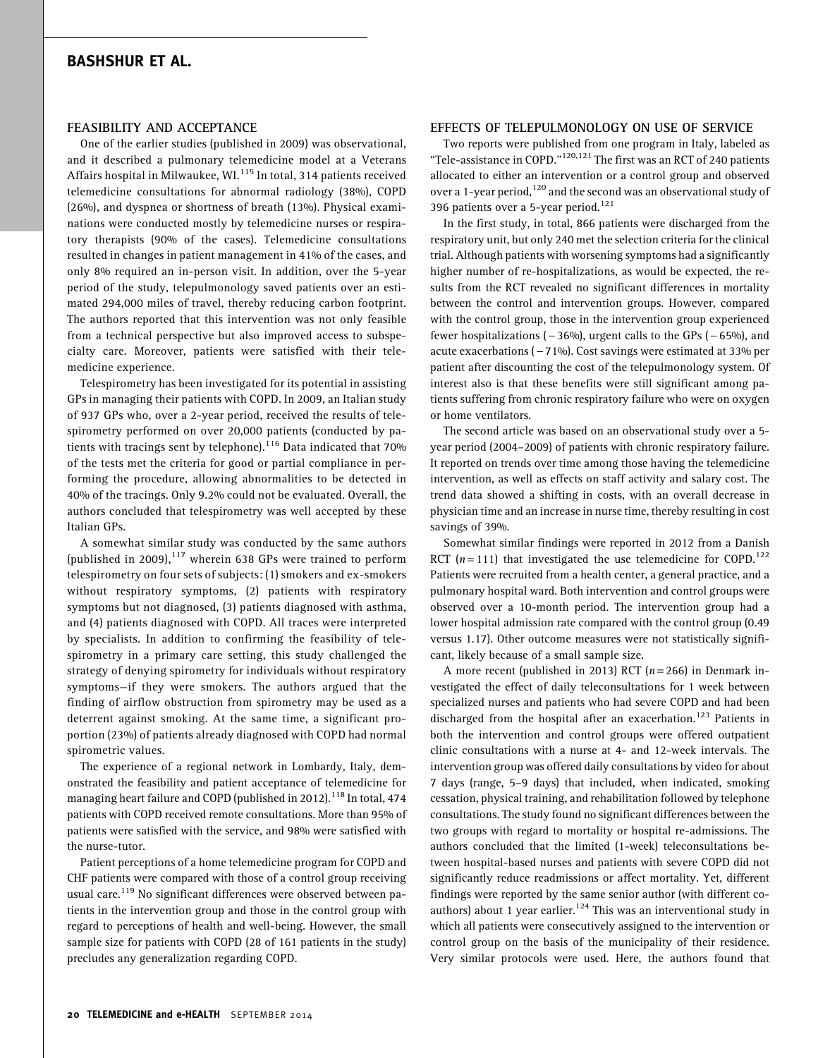### FEASIBILITY AND ACCEPTANCE

One of the earlier studies (published in 2009) was observational, and it described a pulmonary telemedicine model at a Veterans Affairs hospital in Milwaukee, WI.[115] In total, 314 patients received telemedicine consultations for abnormal radiology (38%), COPD (26%), and dyspnea or shortness of breath (13%). Physical examinations were conducted mostly by telemedicine nurses or respiratory therapists (90% of the cases). Telemedicine consultations resulted in changes in patient management in 41% of the cases, and only 8% required an in-person visit. In addition, over the 5-year period of the study, telepulmonology saved patients over an estimated 294,000 miles of travel, thereby reducing carbon footprint. The authors reported that this intervention was not only feasible from a technical perspective but also improved access to subspecialty care. Moreover, patients were satisfied with their telemedicine experience.

Telespirometry has been investigated for its potential in assisting GPs in managing their patients with COPD. In 2009, an Italian study of 937 GPs who, over a 2-year period, received the results of telespirometry performed on over 20,000 patients (conducted by patients with tracings sent by telephone).[116] Data indicated that 70% of the tests met the criteria for good or partial compliance in performing the procedure, allowing abnormalities to be detected in 40% of the tracings. Only 9.2% could not be evaluated. Overall, the authors concluded that telespirometry was well accepted by these Italian GPs.

A somewhat similar study was conducted by the same authors (published in 2009),[117] wherein 638 GPs were trained to perform telespirometry on four sets of subjects: (1) smokers and ex-smokers without respiratory symptoms, (2) patients with respiratory symptoms but not diagnosed, (3) patients diagnosed with asthma, and (4) patients diagnosed with COPD. All traces were interpreted by specialists. In addition to confirming the feasibility of telespirometry in a primary care setting, this study challenged the strategy of denying spirometry for individuals without respiratory symptoms—if they were smokers. The authors argued that the finding of airflow obstruction from spirometry may be used as a deterrent against smoking. At the same time, a significant proportion (23%) of patients already diagnosed with COPD had normal spirometric values.

The experience of a regional network in Lombardy, Italy, demonstrated the feasibility and patient acceptance of telemedicine for managing heart failure and COPD (published in 2012).[118] In total, 474 patients with COPD received remote consultations. More than 95% of patients were satisfied with the service, and 98% were satisfied with the nurse-tutor.

Patient perceptions of a home telemedicine program for COPD and CHF patients were compared with those of a control group receiving usual care.[119] No significant differences were observed between patients in the intervention group and those in the control group with regard to perceptions of health and well-being. However, the small sample size for patients with COPD (28 of 161 patients in the study) precludes any generalization regarding COPD.

### EFFECTS OF TELEPULMONOLOGY ON USE OF SERVICE

Two reports were published from one program in Italy, labeled as "Tele-assistance in COPD."[120,121] The first was an RCT of 240 patients allocated to either an intervention or a control group and observed over a 1-year period,[120] and the second was an observational study of 396 patients over a 5-year period.[121]

In the first study, in total, 866 patients were discharged from the respiratory unit, but only 240 met the selection criteria for the clinical trial. Although patients with worsening symptoms had a significantly higher number of re-hospitalizations, as would be expected, the results from the RCT revealed no significant differences in mortality between the control and intervention groups. However, compared with the control group, those in the intervention group experienced fewer hospitalizations (−36%), urgent calls to the GPs (−65%), and acute exacerbations (−71%). Cost savings were estimated at 33% per patient after discounting the cost of the telepulmonology system. Of interest also is that these benefits were still significant among patients suffering from chronic respiratory failure who were on oxygen or home ventilators.

The second article was based on an observational study over a 5-year period (2004–2009) of patients with chronic respiratory failure. It reported on trends over time among those having the telemedicine intervention, as well as effects on staff activity and salary cost. The trend data showed a shifting in costs, with an overall decrease in physician time and an increase in nurse time, thereby resulting in cost savings of 39%.

Somewhat similar findings were reported in 2012 from a Danish RCT ($n = 111$) that investigated the use telemedicine for COPD.[122] Patients were recruited from a health center, a general practice, and a pulmonary hospital ward. Both intervention and control groups were observed over a 10-month period. The intervention group had a lower hospital admission rate compared with the control group (0.49 versus 1.17). Other outcome measures were not statistically significant, likely because of a small sample size.

A more recent (published in 2013) RCT ($n = 266$) in Denmark investigated the effect of daily teleconsultations for 1 week between specialized nurses and patients who had severe COPD and had been discharged from the hospital after an exacerbation.[123] Patients in both the intervention and control groups were offered outpatient clinic consultations with a nurse at 4- and 12-week intervals. The intervention group was offered daily consultations by video for about 7 days (range, 5–9 days) that included, when indicated, smoking cessation, physical training, and rehabilitation followed by telephone consultations. The study found no significant differences between the two groups with regard to mortality or hospital re-admissions. The authors concluded that the limited (1-week) teleconsultations between hospital-based nurses and patients with severe COPD did not significantly reduce readmissions or affect mortality. Yet, different findings were reported by the same senior author (with different coauthors) about 1 year earlier.[124] This was an interventional study in which all patients were consecutively assigned to the intervention or control group on the basis of the municipality of their residence. Very similar protocols were used. Here, the authors found that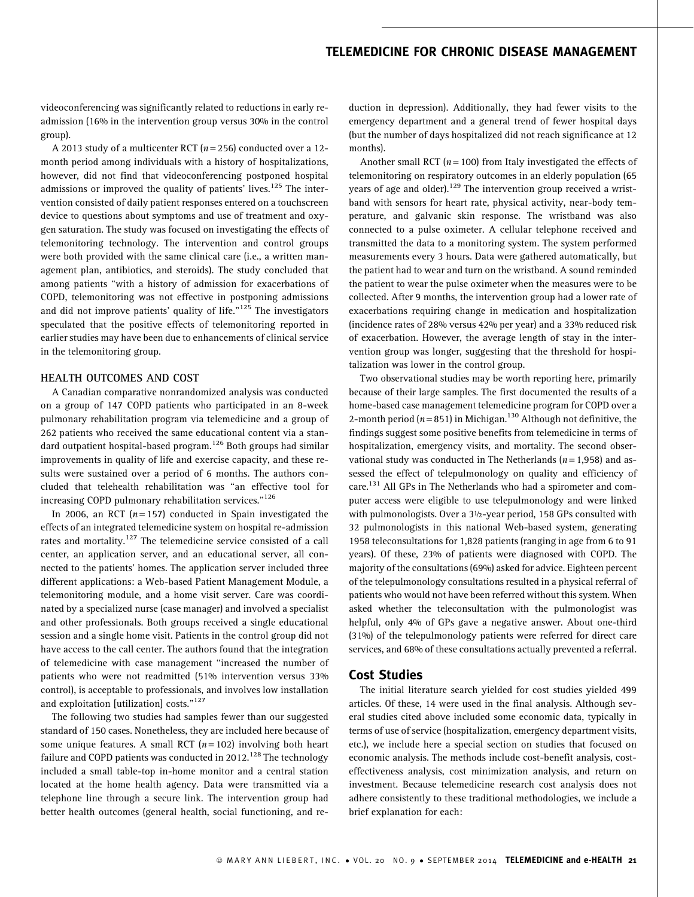videoconferencing was significantly related to reductions in early re-admission (16% in the intervention group versus 30% in the control group).

A 2013 study of a multicenter RCT ($n = 256$) conducted over a 12-month period among individuals with a history of hospitalizations, however, did not find that videoconferencing postponed hospital admissions or improved the quality of patients' lives.[125] The intervention consisted of daily patient responses entered on a touchscreen device to questions about symptoms and use of treatment and oxygen saturation. The study was focused on investigating the effects of telemonitoring technology. The intervention and control groups were both provided with the same clinical care (i.e., a written management plan, antibiotics, and steroids). The study concluded that among patients "with a history of admission for exacerbations of COPD, telemonitoring was not effective in postponing admissions and did not improve patients' quality of life."[125] The investigators speculated that the positive effects of telemonitoring reported in earlier studies may have been due to enhancements of clinical service in the telemonitoring group.

### HEALTH OUTCOMES AND COST

A Canadian comparative nonrandomized analysis was conducted on a group of 147 COPD patients who participated in an 8-week pulmonary rehabilitation program via telemedicine and a group of 262 patients who received the same educational content via a standard outpatient hospital-based program.[126] Both groups had similar improvements in quality of life and exercise capacity, and these results were sustained over a period of 6 months. The authors concluded that telehealth rehabilitation was "an effective tool for increasing COPD pulmonary rehabilitation services."[126]

In 2006, an RCT ($n = 157$) conducted in Spain investigated the effects of an integrated telemedicine system on hospital re-admission rates and mortality.[127] The telemedicine service consisted of a call center, an application server, and an educational server, all connected to the patients' homes. The application server included three different applications: a Web-based Patient Management Module, a telemonitoring module, and a home visit server. Care was coordinated by a specialized nurse (case manager) and involved a specialist and other professionals. Both groups received a single educational session and a single home visit. Patients in the control group did not have access to the call center. The authors found that the integration of telemedicine with case management "increased the number of patients who were not readmitted (51% intervention versus 33% control), is acceptable to professionals, and involves low installation and exploitation [utilization] costs."[127]

The following two studies had samples fewer than our suggested standard of 150 cases. Nonetheless, they are included here because of some unique features. A small RCT ($n = 102$) involving both heart failure and COPD patients was conducted in 2012.[128] The technology included a small table-top in-home monitor and a central station located at the home health agency. Data were transmitted via a telephone line through a secure link. The intervention group had better health outcomes (general health, social functioning, and reduction in depression). Additionally, they had fewer visits to the emergency department and a general trend of fewer hospital days (but the number of days hospitalized did not reach significance at 12 months).

Another small RCT ($n = 100$) from Italy investigated the effects of telemonitoring on respiratory outcomes in an elderly population (65 years of age and older).[129] The intervention group received a wristband with sensors for heart rate, physical activity, near-body temperature, and galvanic skin response. The wristband was also connected to a pulse oximeter. A cellular telephone received and transmitted the data to a monitoring system. The system performed measurements every 3 hours. Data were gathered automatically, but the patient had to wear and turn on the wristband. A sound reminded the patient to wear the pulse oximeter when the measures were to be collected. After 9 months, the intervention group had a lower rate of exacerbations requiring change in medication and hospitalization (incidence rates of 28% versus 42% per year) and a 33% reduced risk of exacerbation. However, the average length of stay in the intervention group was longer, suggesting that the threshold for hospitalization was lower in the control group.

Two observational studies may be worth reporting here, primarily because of their large samples. The first documented the results of a home-based case management telemedicine program for COPD over a 2-month period ($n = 851$) in Michigan.[130] Although not definitive, the findings suggest some positive benefits from telemedicine in terms of hospitalization, emergency visits, and mortality. The second observational study was conducted in The Netherlands ($n = 1{,}958$) and assessed the effect of telepulmonology on quality and efficiency of care.[131] All GPs in The Netherlands who had a spirometer and computer access were eligible to use telepulmonology and were linked with pulmonologists. Over a 3½-year period, 158 GPs consulted with 32 pulmonologists in this national Web-based system, generating 1958 teleconsultations for 1,828 patients (ranging in age from 6 to 91 years). Of these, 23% of patients were diagnosed with COPD. The majority of the consultations (69%) asked for advice. Eighteen percent of the telepulmonology consultations resulted in a physical referral of patients who would not have been referred without this system. When asked whether the teleconsultation with the pulmonologist was helpful, only 4% of GPs gave a negative answer. About one-third (31%) of the telepulmonology patients were referred for direct care services, and 68% of these consultations actually prevented a referral.

## Cost Studies

The initial literature search yielded for cost studies yielded 499 articles. Of these, 14 were used in the final analysis. Although several studies cited above included some economic data, typically in terms of use of service (hospitalization, emergency department visits, etc.), we include here a special section on studies that focused on economic analysis. The methods include cost-benefit analysis, cost-effectiveness analysis, cost minimization analysis, and return on investment. Because telemedicine research cost analysis does not adhere consistently to these traditional methodologies, we include a brief explanation for each: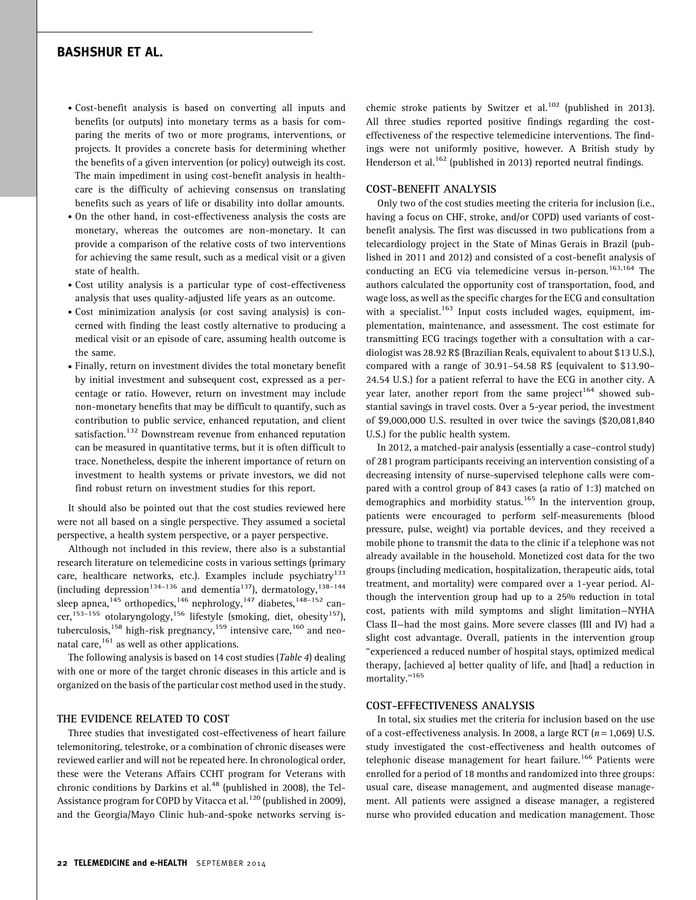- Cost-benefit analysis is based on converting all inputs and benefits (or outputs) into monetary terms as a basis for comparing the merits of two or more programs, interventions, or projects. It provides a concrete basis for determining whether the benefits of a given intervention (or policy) outweigh its cost. The main impediment in using cost-benefit analysis in healthcare is the difficulty of achieving consensus on translating benefits such as years of life or disability into dollar amounts.
- On the other hand, in cost-effectiveness analysis the costs are monetary, whereas the outcomes are non-monetary. It can provide a comparison of the relative costs of two interventions for achieving the same result, such as a medical visit or a given state of health.
- Cost utility analysis is a particular type of cost-effectiveness analysis that uses quality-adjusted life years as an outcome.
- Cost minimization analysis (or cost saving analysis) is concerned with finding the least costly alternative to producing a medical visit or an episode of care, assuming health outcome is the same.
- Finally, return on investment divides the total monetary benefit by initial investment and subsequent cost, expressed as a percentage or ratio. However, return on investment may include non-monetary benefits that may be difficult to quantify, such as contribution to public service, enhanced reputation, and client satisfaction.[132] Downstream revenue from enhanced reputation can be measured in quantitative terms, but it is often difficult to trace. Nonetheless, despite the inherent importance of return on investment to health systems or private investors, we did not find robust return on investment studies for this report.

It should also be pointed out that the cost studies reviewed here were not all based on a single perspective. They assumed a societal perspective, a health system perspective, or a payer perspective.

Although not included in this review, there also is a substantial research literature on telemedicine costs in various settings (primary care, healthcare networks, etc.). Examples include psychiatry[133] (including depression[134–136] and dementia[137]), dermatology,[138–144] sleep apnea,[145] orthopedics,[146] nephrology,[147] diabetes,[148–152] cancer,[153–155] otolaryngology,[156] lifestyle (smoking, diet, obesity[157]), tuberculosis,[158] high-risk pregnancy,[159] intensive care,[160] and neonatal care,[161] as well as other applications.

The following analysis is based on 14 cost studies (*Table 4*) dealing with one or more of the target chronic diseases in this article and is organized on the basis of the particular cost method used in the study.

## THE EVIDENCE RELATED TO COST

Three studies that investigated cost-effectiveness of heart failure telemonitoring, telestroke, or a combination of chronic diseases were reviewed earlier and will not be repeated here. In chronological order, these were the Veterans Affairs CCHT program for Veterans with chronic conditions by Darkins et al.[48] (published in 2008), the Tel-Assistance program for COPD by Vitacca et al.[120] (published in 2009), and the Georgia/Mayo Clinic hub-and-spoke networks serving ischemic stroke patients by Switzer et al.[102] (published in 2013). All three studies reported positive findings regarding the cost-effectiveness of the respective telemedicine interventions. The findings were not uniformly positive, however. A British study by Henderson et al.[162] (published in 2013) reported neutral findings.

## COST-BENEFIT ANALYSIS

Only two of the cost studies meeting the criteria for inclusion (i.e., having a focus on CHF, stroke, and/or COPD) used variants of cost-benefit analysis. The first was discussed in two publications from a telecardiology project in the State of Minas Gerais in Brazil (published in 2011 and 2012) and consisted of a cost-benefit analysis of conducting an ECG via telemedicine versus in-person.[163,164] The authors calculated the opportunity cost of transportation, food, and wage loss, as well as the specific charges for the ECG and consultation with a specialist.[163] Input costs included wages, equipment, implementation, maintenance, and assessment. The cost estimate for transmitting ECG tracings together with a consultation with a cardiologist was 28.92 R$ (Brazilian Reals, equivalent to about $13 U.S.), compared with a range of 30.91–54.58 R$ (equivalent to $13.90–24.54 U.S.) for a patient referral to have the ECG in another city. A year later, another report from the same project[164] showed substantial savings in travel costs. Over a 5-year period, the investment of $9,000,000 U.S. resulted in over twice the savings ($20,081,840 U.S.) for the public health system.

In 2012, a matched-pair analysis (essentially a case–control study) of 281 program participants receiving an intervention consisting of a decreasing intensity of nurse-supervised telephone calls were compared with a control group of 843 cases (a ratio of 1:3) matched on demographics and morbidity status.[165] In the intervention group, patients were encouraged to perform self-measurements (blood pressure, pulse, weight) via portable devices, and they received a mobile phone to transmit the data to the clinic if a telephone was not already available in the household. Monetized cost data for the two groups (including medication, hospitalization, therapeutic aids, total treatment, and mortality) were compared over a 1-year period. Although the intervention group had up to a 25% reduction in total cost, patients with mild symptoms and slight limitation—NYHA Class II—had the most gains. More severe classes (III and IV) had a slight cost advantage. Overall, patients in the intervention group "experienced a reduced number of hospital stays, optimized medical therapy, [achieved a] better quality of life, and [had] a reduction in mortality."[165]

## COST-EFFECTIVENESS ANALYSIS

In total, six studies met the criteria for inclusion based on the use of a cost-effectiveness analysis. In 2008, a large RCT ($n = 1{,}069$) U.S. study investigated the cost-effectiveness and health outcomes of telephonic disease management for heart failure.[166] Patients were enrolled for a period of 18 months and randomized into three groups: usual care, disease management, and augmented disease management. All patients were assigned a disease manager, a registered nurse who provided education and medication management. Those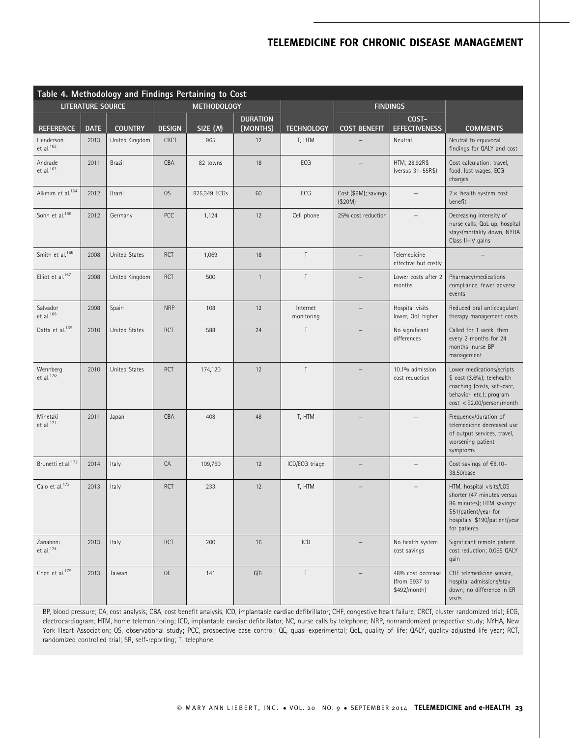Table 4. Methodology and Findings Pertaining to Cost

| LITERATURE SOURCE | | | METHODOLOGY | | | | FINDINGS | | |
|---|---|---|---|---|---|---|---|---|---|
| REFERENCE | DATE | COUNTRY | DESIGN | SIZE (*N*) | DURATION (MONTHS) | TECHNOLOGY | COST BENEFIT | COST-EFFECTIVENESS | COMMENTS |
| Henderson et al.[162] | 2013 | United Kingdom | CRCT | 965 | 12 | T, HTM | – | Neutral | Neutral to equivocal findings for QALY and cost |
| Andrade et al.[163] | 2011 | Brazil | CBA | 82 towns | 18 | ECG | – | HTM, 28.92R$ (versus 31–55R$) | Cost calculation: travel, food, lost wages, ECG charges |
| Alkmim et al.[164] | 2012 | Brazil | OS | 825,349 ECGs | 60 | ECG | Cost ($9M); savings ($20M) | – | 2× health system cost benefit |
| Sohn et al.[165] | 2012 | Germany | PCC | 1,124 | 12 | Cell phone | 25% cost reduction | – | Decreasing intensity of nurse calls; QoL up, hospital stays/mortality down, NYHA Class II–IV gains |
| Smith et al.[166] | 2008 | United States | RCT | 1,069 | 18 | T | – | Telemedicine effective but costly | – |
| Elliot et al.[167] | 2008 | United Kingdom | RCT | 500 | 1 | T | – | Lower costs after 2 months | Pharmacy/medications compliance, fewer adverse events |
| Salvador et al.[168] | 2008 | Spain | NRP | 108 | 12 | Internet monitoring | – | Hospital visits lower, QoL higher | Reduced oral anticoagulant therapy management costs |
| Datta et al.[169] | 2010 | United States | RCT | 588 | 24 | T | – | No significant differences | Called for 1 week, then every 2 months for 24 months; nurse BP management |
| Wennberg et al.[170] | 2010 | United States | RCT | 174,120 | 12 | T | – | 10.1% admission cost reduction | Lower medications/scripts $ cost (3.6%); telehealth coaching (costs, self-care, behavior, etc.); program cost <$2.00/person/month |
| Minetaki et al.[171] | 2011 | Japan | CBA | 408 | 48 | T, HTM | – | – | Frequency/duration of telemedicine decreased use of output services, travel, worsening patient symptoms |
| Brunetti et al.[172] | 2014 | Italy | CA | 109,750 | 12 | ICD/ECG triage | – | – | Cost savings of €8.10–38.50/case |
| Calo et al.[173] | 2013 | Italy | RCT | 233 | 12 | T, HTM | – | – | HTM, hospital visits/LOS shorter (47 minutes versus 86 minutes); HTM savings: $51/patient/year for hospitals, $190/patient/year for patients |
| Zanaboni et al.[174] | 2013 | Italy | RCT | 200 | 16 | ICD | – | No health system cost savings | Significant remote patient cost reduction; 0.065 QALY gain |
| Chen et al.[175] | 2013 | Taiwan | QE | 141 | 6/6 | T | – | 48% cost decrease (from $937 to $492/month) | CHF telemedicine service, hospital admissions/stay down; no difference in ER visits |

BP, blood pressure; CA, cost analysis; CBA, cost benefit analysis, ICD, implantable cardiac defibrillator; CHF, congestive heart failure; CRCT, cluster randomized trial; ECG, electrocardiogram; HTM, home telemonitoring; ICD, implantable cardiac defibrillator; NC, nurse calls by telephone; NRP, nonrandomized prospective study; NYHA, New York Heart Association; OS, observational study; PCC, prospective case control; QE, quasi-experimental; QoL, quality of life; QALY, quality-adjusted life year; RCT, randomized controlled trial; SR, self-reporting; T, telephone.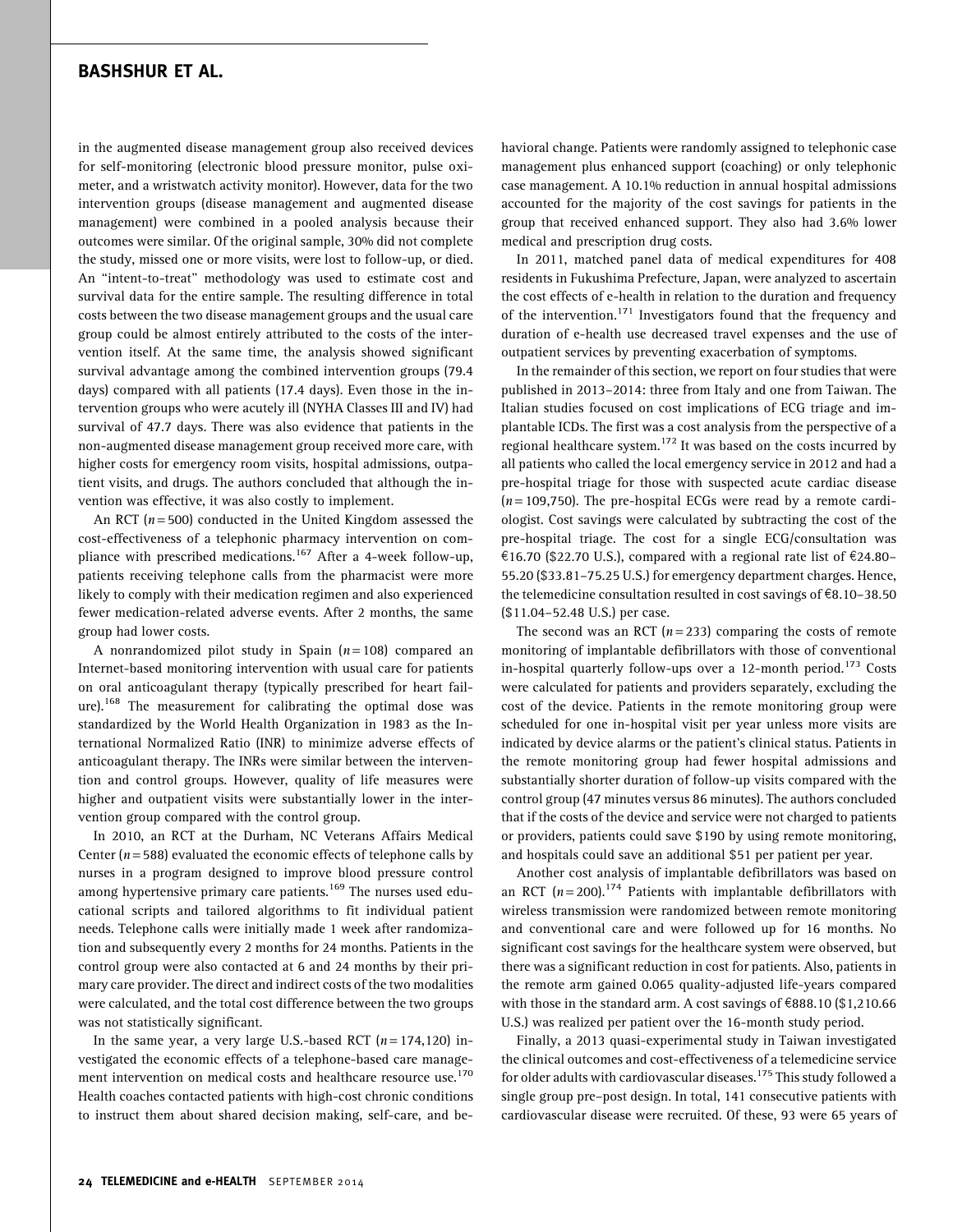in the augmented disease management group also received devices for self-monitoring (electronic blood pressure monitor, pulse oximeter, and a wristwatch activity monitor). However, data for the two intervention groups (disease management and augmented disease management) were combined in a pooled analysis because their outcomes were similar. Of the original sample, 30% did not complete the study, missed one or more visits, were lost to follow-up, or died. An "intent-to-treat" methodology was used to estimate cost and survival data for the entire sample. The resulting difference in total costs between the two disease management groups and the usual care group could be almost entirely attributed to the costs of the intervention itself. At the same time, the analysis showed significant survival advantage among the combined intervention groups (79.4 days) compared with all patients (17.4 days). Even those in the intervention groups who were acutely ill (NYHA Classes III and IV) had survival of 47.7 days. There was also evidence that patients in the non-augmented disease management group received more care, with higher costs for emergency room visits, hospital admissions, outpatient visits, and drugs. The authors concluded that although the invention was effective, it was also costly to implement.

An RCT ($n$ = 500) conducted in the United Kingdom assessed the cost-effectiveness of a telephonic pharmacy intervention on compliance with prescribed medications.[167] After a 4-week follow-up, patients receiving telephone calls from the pharmacist were more likely to comply with their medication regimen and also experienced fewer medication-related adverse events. After 2 months, the same group had lower costs.

A nonrandomized pilot study in Spain ($n$ = 108) compared an Internet-based monitoring intervention with usual care for patients on oral anticoagulant therapy (typically prescribed for heart failure).[168] The measurement for calibrating the optimal dose was standardized by the World Health Organization in 1983 as the International Normalized Ratio (INR) to minimize adverse effects of anticoagulant therapy. The INRs were similar between the intervention and control groups. However, quality of life measures were higher and outpatient visits were substantially lower in the intervention group compared with the control group.

In 2010, an RCT at the Durham, NC Veterans Affairs Medical Center ($n$ = 588) evaluated the economic effects of telephone calls by nurses in a program designed to improve blood pressure control among hypertensive primary care patients.[169] The nurses used educational scripts and tailored algorithms to fit individual patient needs. Telephone calls were initially made 1 week after randomization and subsequently every 2 months for 24 months. Patients in the control group were also contacted at 6 and 24 months by their primary care provider. The direct and indirect costs of the two modalities were calculated, and the total cost difference between the two groups was not statistically significant.

In the same year, a very large U.S.-based RCT ($n$ = 174,120) investigated the economic effects of a telephone-based care management intervention on medical costs and healthcare resource use.[170] Health coaches contacted patients with high-cost chronic conditions to instruct them about shared decision making, self-care, and behavioral change. Patients were randomly assigned to telephonic case management plus enhanced support (coaching) or only telephonic case management. A 10.1% reduction in annual hospital admissions accounted for the majority of the cost savings for patients in the group that received enhanced support. They also had 3.6% lower medical and prescription drug costs.

In 2011, matched panel data of medical expenditures for 408 residents in Fukushima Prefecture, Japan, were analyzed to ascertain the cost effects of e-health in relation to the duration and frequency of the intervention.[171] Investigators found that the frequency and duration of e-health use decreased travel expenses and the use of outpatient services by preventing exacerbation of symptoms.

In the remainder of this section, we report on four studies that were published in 2013–2014: three from Italy and one from Taiwan. The Italian studies focused on cost implications of ECG triage and implantable ICDs. The first was a cost analysis from the perspective of a regional healthcare system.[172] It was based on the costs incurred by all patients who called the local emergency service in 2012 and had a pre-hospital triage for those with suspected acute cardiac disease ($n$ = 109,750). The pre-hospital ECGs were read by a remote cardiologist. Cost savings were calculated by subtracting the cost of the pre-hospital triage. The cost for a single ECG/consultation was €16.70 ($22.70 U.S.), compared with a regional rate list of €24.80–55.20 ($33.81–75.25 U.S.) for emergency department charges. Hence, the telemedicine consultation resulted in cost savings of €8.10–38.50 ($11.04–52.48 U.S.) per case.

The second was an RCT ($n$ = 233) comparing the costs of remote monitoring of implantable defibrillators with those of conventional in-hospital quarterly follow-ups over a 12-month period.[173] Costs were calculated for patients and providers separately, excluding the cost of the device. Patients in the remote monitoring group were scheduled for one in-hospital visit per year unless more visits are indicated by device alarms or the patient's clinical status. Patients in the remote monitoring group had fewer hospital admissions and substantially shorter duration of follow-up visits compared with the control group (47 minutes versus 86 minutes). The authors concluded that if the costs of the device and service were not charged to patients or providers, patients could save $190 by using remote monitoring, and hospitals could save an additional $51 per patient per year.

Another cost analysis of implantable defibrillators was based on an RCT ($n$ = 200).[174] Patients with implantable defibrillators with wireless transmission were randomized between remote monitoring and conventional care and were followed up for 16 months. No significant cost savings for the healthcare system were observed, but there was a significant reduction in cost for patients. Also, patients in the remote arm gained 0.065 quality-adjusted life-years compared with those in the standard arm. A cost savings of €888.10 ($1,210.66 U.S.) was realized per patient over the 16-month study period.

Finally, a 2013 quasi-experimental study in Taiwan investigated the clinical outcomes and cost-effectiveness of a telemedicine service for older adults with cardiovascular diseases.[175] This study followed a single group pre–post design. In total, 141 consecutive patients with cardiovascular disease were recruited. Of these, 93 were 65 years of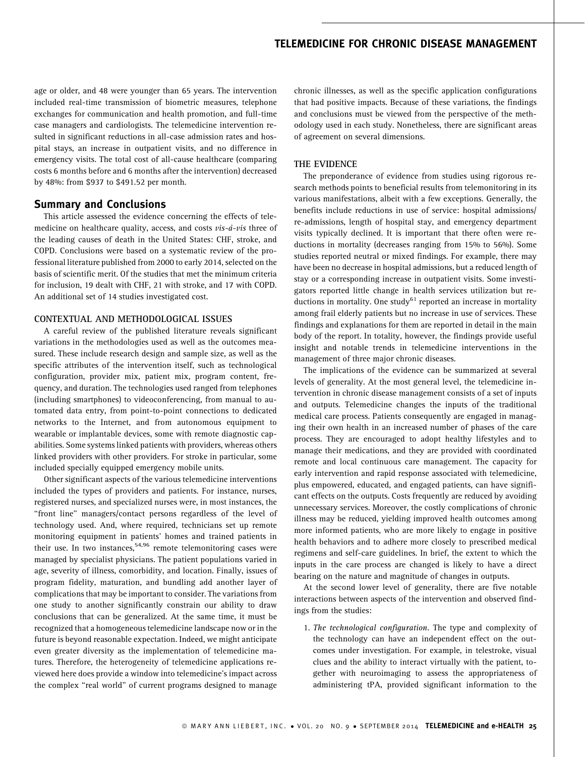age or older, and 48 were younger than 65 years. The intervention included real-time transmission of biometric measures, telephone exchanges for communication and health promotion, and full-time case managers and cardiologists. The telemedicine intervention resulted in significant reductions in all-case admission rates and hospital stays, an increase in outpatient visits, and no difference in emergency visits. The total cost of all-cause healthcare (comparing costs 6 months before and 6 months after the intervention) decreased by 48%: from $937 to $491.52 per month.

## Summary and Conclusions

This article assessed the evidence concerning the effects of telemedicine on healthcare quality, access, and costs *vis-à-vis* three of the leading causes of death in the United States: CHF, stroke, and COPD. Conclusions were based on a systematic review of the professional literature published from 2000 to early 2014, selected on the basis of scientific merit. Of the studies that met the minimum criteria for inclusion, 19 dealt with CHF, 21 with stroke, and 17 with COPD. An additional set of 14 studies investigated cost.

### CONTEXTUAL AND METHODOLOGICAL ISSUES

A careful review of the published literature reveals significant variations in the methodologies used as well as the outcomes measured. These include research design and sample size, as well as the specific attributes of the intervention itself, such as technological configuration, provider mix, patient mix, program content, frequency, and duration. The technologies used ranged from telephones (including smartphones) to videoconferencing, from manual to automated data entry, from point-to-point connections to dedicated networks to the Internet, and from autonomous equipment to wearable or implantable devices, some with remote diagnostic capabilities. Some systems linked patients with providers, whereas others linked providers with other providers. For stroke in particular, some included specially equipped emergency mobile units.

Other significant aspects of the various telemedicine interventions included the types of providers and patients. For instance, nurses, registered nurses, and specialized nurses were, in most instances, the "front line" managers/contact persons regardless of the level of technology used. And, where required, technicians set up remote monitoring equipment in patients' homes and trained patients in their use. In two instances,[54,96] remote telemonitoring cases were managed by specialist physicians. The patient populations varied in age, severity of illness, comorbidity, and location. Finally, issues of program fidelity, maturation, and bundling add another layer of complications that may be important to consider. The variations from one study to another significantly constrain our ability to draw conclusions that can be generalized. At the same time, it must be recognized that a homogeneous telemedicine landscape now or in the future is beyond reasonable expectation. Indeed, we might anticipate even greater diversity as the implementation of telemedicine matures. Therefore, the heterogeneity of telemedicine applications reviewed here does provide a window into telemedicine's impact across the complex "real world" of current programs designed to manage chronic illnesses, as well as the specific application configurations that had positive impacts. Because of these variations, the findings and conclusions must be viewed from the perspective of the methodology used in each study. Nonetheless, there are significant areas of agreement on several dimensions.

### THE EVIDENCE

The preponderance of evidence from studies using rigorous research methods points to beneficial results from telemonitoring in its various manifestations, albeit with a few exceptions. Generally, the benefits include reductions in use of service: hospital admissions/re-admissions, length of hospital stay, and emergency department visits typically declined. It is important that there often were reductions in mortality (decreases ranging from 15% to 56%). Some studies reported neutral or mixed findings. For example, there may have been no decrease in hospital admissions, but a reduced length of stay or a corresponding increase in outpatient visits. Some investigators reported little change in health services utilization but reductions in mortality. One study[61] reported an increase in mortality among frail elderly patients but no increase in use of services. These findings and explanations for them are reported in detail in the main body of the report. In totality, however, the findings provide useful insight and notable trends in telemedicine interventions in the management of three major chronic diseases.

The implications of the evidence can be summarized at several levels of generality. At the most general level, the telemedicine intervention in chronic disease management consists of a set of inputs and outputs. Telemedicine changes the inputs of the traditional medical care process. Patients consequently are engaged in managing their own health in an increased number of phases of the care process. They are encouraged to adopt healthy lifestyles and to manage their medications, and they are provided with coordinated remote and local continuous care management. The capacity for early intervention and rapid response associated with telemedicine, plus empowered, educated, and engaged patients, can have significant effects on the outputs. Costs frequently are reduced by avoiding unnecessary services. Moreover, the costly complications of chronic illness may be reduced, yielding improved health outcomes among more informed patients, who are more likely to engage in positive health behaviors and to adhere more closely to prescribed medical regimens and self-care guidelines. In brief, the extent to which the inputs in the care process are changed is likely to have a direct bearing on the nature and magnitude of changes in outputs.

At the second lower level of generality, there are five notable interactions between aspects of the intervention and observed findings from the studies:

1. *The technological configuration*. The type and complexity of the technology can have an independent effect on the outcomes under investigation. For example, in telestroke, visual clues and the ability to interact virtually with the patient, together with neuroimaging to assess the appropriateness of administering tPA, provided significant information to the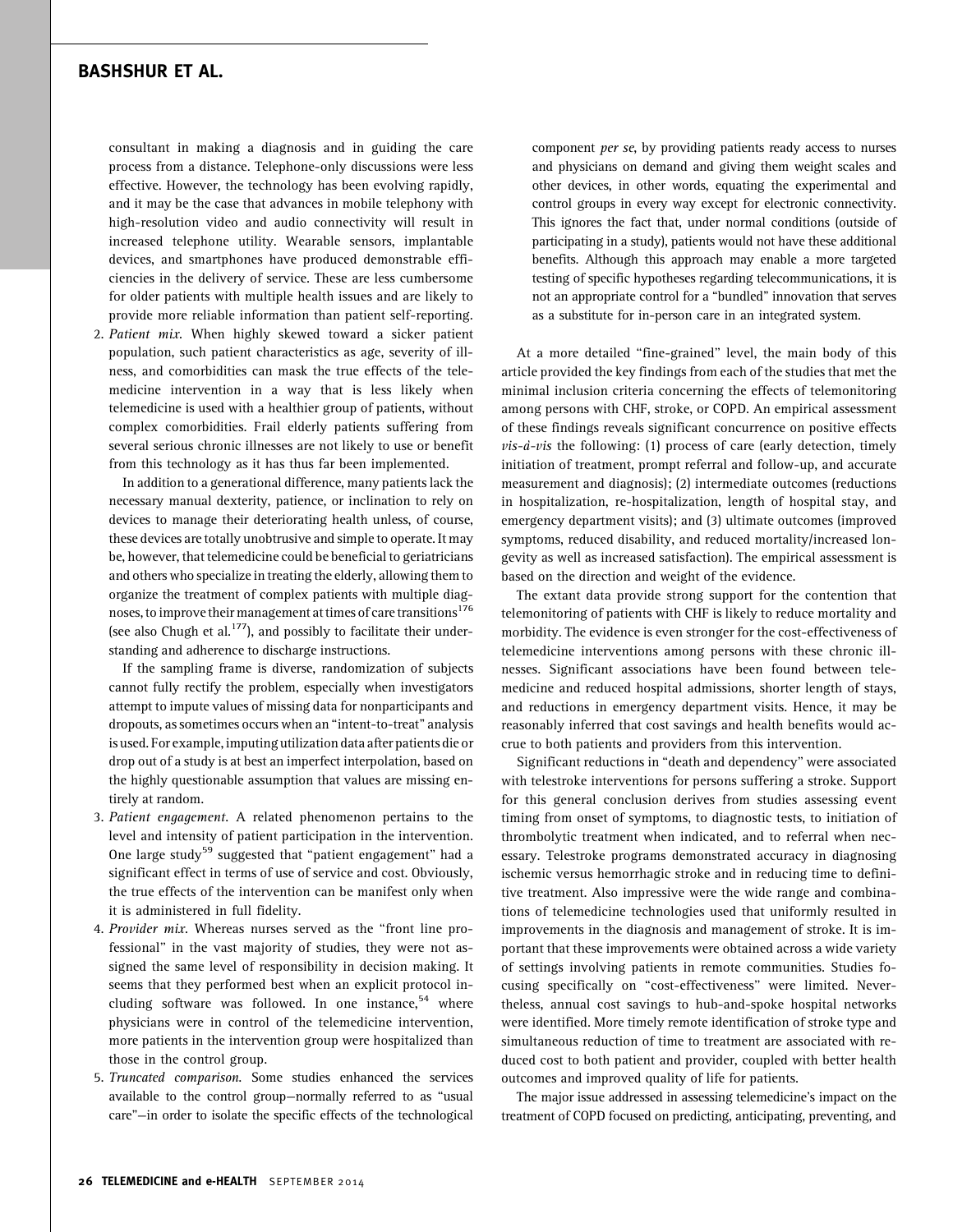consultant in making a diagnosis and in guiding the care process from a distance. Telephone-only discussions were less effective. However, the technology has been evolving rapidly, and it may be the case that advances in mobile telephony with high-resolution video and audio connectivity will result in increased telephone utility. Wearable sensors, implantable devices, and smartphones have produced demonstrable efficiencies in the delivery of service. These are less cumbersome for older patients with multiple health issues and are likely to provide more reliable information than patient self-reporting.

2. *Patient mix.* When highly skewed toward a sicker patient population, such patient characteristics as age, severity of illness, and comorbidities can mask the true effects of the telemedicine intervention in a way that is less likely when telemedicine is used with a healthier group of patients, without complex comorbidities. Frail elderly patients suffering from several serious chronic illnesses are not likely to use or benefit from this technology as it has thus far been implemented.

   In addition to a generational difference, many patients lack the necessary manual dexterity, patience, or inclination to rely on devices to manage their deteriorating health unless, of course, these devices are totally unobtrusive and simple to operate. It may be, however, that telemedicine could be beneficial to geriatricians and others who specialize in treating the elderly, allowing them to organize the treatment of complex patients with multiple diagnoses, to improve their management at times of care transitions[176] (see also Chugh et al.[177]), and possibly to facilitate their understanding and adherence to discharge instructions.

   If the sampling frame is diverse, randomization of subjects cannot fully rectify the problem, especially when investigators attempt to impute values of missing data for nonparticipants and dropouts, as sometimes occurs when an "intent-to-treat" analysis is used. For example, imputing utilization data after patients die or drop out of a study is at best an imperfect interpolation, based on the highly questionable assumption that values are missing entirely at random.

3. *Patient engagement.* A related phenomenon pertains to the level and intensity of patient participation in the intervention. One large study[59] suggested that "patient engagement" had a significant effect in terms of use of service and cost. Obviously, the true effects of the intervention can be manifest only when it is administered in full fidelity.

4. *Provider mix.* Whereas nurses served as the "front line professional" in the vast majority of studies, they were not assigned the same level of responsibility in decision making. It seems that they performed best when an explicit protocol including software was followed. In one instance,[54] where physicians were in control of the telemedicine intervention, more patients in the intervention group were hospitalized than those in the control group.

5. *Truncated comparison.* Some studies enhanced the services available to the control group—normally referred to as "usual care"—in order to isolate the specific effects of the technological component *per se*, by providing patients ready access to nurses and physicians on demand and giving them weight scales and other devices, in other words, equating the experimental and control groups in every way except for electronic connectivity. This ignores the fact that, under normal conditions (outside of participating in a study), patients would not have these additional benefits. Although this approach may enable a more targeted testing of specific hypotheses regarding telecommunications, it is not an appropriate control for a "bundled" innovation that serves as a substitute for in-person care in an integrated system.

At a more detailed "fine-grained" level, the main body of this article provided the key findings from each of the studies that met the minimal inclusion criteria concerning the effects of telemonitoring among persons with CHF, stroke, or COPD. An empirical assessment of these findings reveals significant concurrence on positive effects *vis-à-vis* the following: (1) process of care (early detection, timely initiation of treatment, prompt referral and follow-up, and accurate measurement and diagnosis); (2) intermediate outcomes (reductions in hospitalization, re-hospitalization, length of hospital stay, and emergency department visits); and (3) ultimate outcomes (improved symptoms, reduced disability, and reduced mortality/increased longevity as well as increased satisfaction). The empirical assessment is based on the direction and weight of the evidence.

The extant data provide strong support for the contention that telemonitoring of patients with CHF is likely to reduce mortality and morbidity. The evidence is even stronger for the cost-effectiveness of telemedicine interventions among persons with these chronic illnesses. Significant associations have been found between telemedicine and reduced hospital admissions, shorter length of stays, and reductions in emergency department visits. Hence, it may be reasonably inferred that cost savings and health benefits would accrue to both patients and providers from this intervention.

Significant reductions in "death and dependency" were associated with telestroke interventions for persons suffering a stroke. Support for this general conclusion derives from studies assessing event timing from onset of symptoms, to diagnostic tests, to initiation of thrombolytic treatment when indicated, and to referral when necessary. Telestroke programs demonstrated accuracy in diagnosing ischemic versus hemorrhagic stroke and in reducing time to definitive treatment. Also impressive were the wide range and combinations of telemedicine technologies used that uniformly resulted in improvements in the diagnosis and management of stroke. It is important that these improvements were obtained across a wide variety of settings involving patients in remote communities. Studies focusing specifically on "cost-effectiveness" were limited. Nevertheless, annual cost savings to hub-and-spoke hospital networks were identified. More timely remote identification of stroke type and simultaneous reduction of time to treatment are associated with reduced cost to both patient and provider, coupled with better health outcomes and improved quality of life for patients.

The major issue addressed in assessing telemedicine's impact on the treatment of COPD focused on predicting, anticipating, preventing, and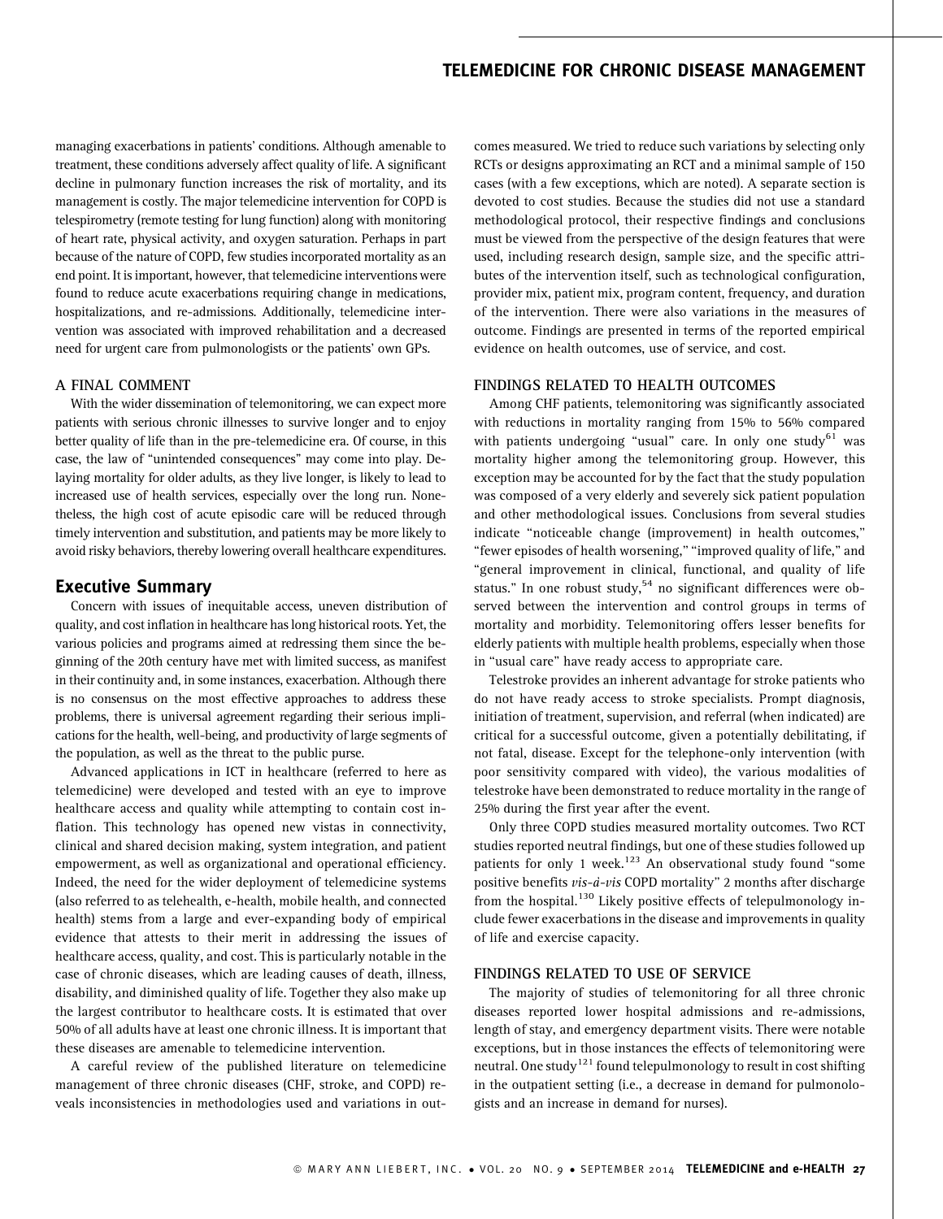managing exacerbations in patients' conditions. Although amenable to treatment, these conditions adversely affect quality of life. A significant decline in pulmonary function increases the risk of mortality, and its management is costly. The major telemedicine intervention for COPD is telespirometry (remote testing for lung function) along with monitoring of heart rate, physical activity, and oxygen saturation. Perhaps in part because of the nature of COPD, few studies incorporated mortality as an end point. It is important, however, that telemedicine interventions were found to reduce acute exacerbations requiring change in medications, hospitalizations, and re-admissions. Additionally, telemedicine intervention was associated with improved rehabilitation and a decreased need for urgent care from pulmonologists or the patients' own GPs.

### A FINAL COMMENT

With the wider dissemination of telemonitoring, we can expect more patients with serious chronic illnesses to survive longer and to enjoy better quality of life than in the pre-telemedicine era. Of course, in this case, the law of "unintended consequences" may come into play. Delaying mortality for older adults, as they live longer, is likely to lead to increased use of health services, especially over the long run. Nonetheless, the high cost of acute episodic care will be reduced through timely intervention and substitution, and patients may be more likely to avoid risky behaviors, thereby lowering overall healthcare expenditures.

## Executive Summary

Concern with issues of inequitable access, uneven distribution of quality, and cost inflation in healthcare has long historical roots. Yet, the various policies and programs aimed at redressing them since the beginning of the 20th century have met with limited success, as manifest in their continuity and, in some instances, exacerbation. Although there is no consensus on the most effective approaches to address these problems, there is universal agreement regarding their serious implications for the health, well-being, and productivity of large segments of the population, as well as the threat to the public purse.

Advanced applications in ICT in healthcare (referred to here as telemedicine) were developed and tested with an eye to improve healthcare access and quality while attempting to contain cost inflation. This technology has opened new vistas in connectivity, clinical and shared decision making, system integration, and patient empowerment, as well as organizational and operational efficiency. Indeed, the need for the wider deployment of telemedicine systems (also referred to as telehealth, e-health, mobile health, and connected health) stems from a large and ever-expanding body of empirical evidence that attests to their merit in addressing the issues of healthcare access, quality, and cost. This is particularly notable in the case of chronic diseases, which are leading causes of death, illness, disability, and diminished quality of life. Together they also make up the largest contributor to healthcare costs. It is estimated that over 50% of all adults have at least one chronic illness. It is important that these diseases are amenable to telemedicine intervention.

A careful review of the published literature on telemedicine management of three chronic diseases (CHF, stroke, and COPD) reveals inconsistencies in methodologies used and variations in outcomes measured. We tried to reduce such variations by selecting only RCTs or designs approximating an RCT and a minimal sample of 150 cases (with a few exceptions, which are noted). A separate section is devoted to cost studies. Because the studies did not use a standard methodological protocol, their respective findings and conclusions must be viewed from the perspective of the design features that were used, including research design, sample size, and the specific attributes of the intervention itself, such as technological configuration, provider mix, patient mix, program content, frequency, and duration of the intervention. There were also variations in the measures of outcome. Findings are presented in terms of the reported empirical evidence on health outcomes, use of service, and cost.

### FINDINGS RELATED TO HEALTH OUTCOMES

Among CHF patients, telemonitoring was significantly associated with reductions in mortality ranging from 15% to 56% compared with patients undergoing "usual" care. In only one study[61] was mortality higher among the telemonitoring group. However, this exception may be accounted for by the fact that the study population was composed of a very elderly and severely sick patient population and other methodological issues. Conclusions from several studies indicate "noticeable change (improvement) in health outcomes," "fewer episodes of health worsening," "improved quality of life," and "general improvement in clinical, functional, and quality of life status." In one robust study,[54] no significant differences were observed between the intervention and control groups in terms of mortality and morbidity. Telemonitoring offers lesser benefits for elderly patients with multiple health problems, especially when those in "usual care" have ready access to appropriate care.

Telestroke provides an inherent advantage for stroke patients who do not have ready access to stroke specialists. Prompt diagnosis, initiation of treatment, supervision, and referral (when indicated) are critical for a successful outcome, given a potentially debilitating, if not fatal, disease. Except for the telephone-only intervention (with poor sensitivity compared with video), the various modalities of telestroke have been demonstrated to reduce mortality in the range of 25% during the first year after the event.

Only three COPD studies measured mortality outcomes. Two RCT studies reported neutral findings, but one of these studies followed up patients for only 1 week.[123] An observational study found "some positive benefits *vis-à-vis* COPD mortality" 2 months after discharge from the hospital.[130] Likely positive effects of telepulmonology include fewer exacerbations in the disease and improvements in quality of life and exercise capacity.

### FINDINGS RELATED TO USE OF SERVICE

The majority of studies of telemonitoring for all three chronic diseases reported lower hospital admissions and re-admissions, length of stay, and emergency department visits. There were notable exceptions, but in those instances the effects of telemonitoring were neutral. One study[121] found telepulmonology to result in cost shifting in the outpatient setting (i.e., a decrease in demand for pulmonologists and an increase in demand for nurses).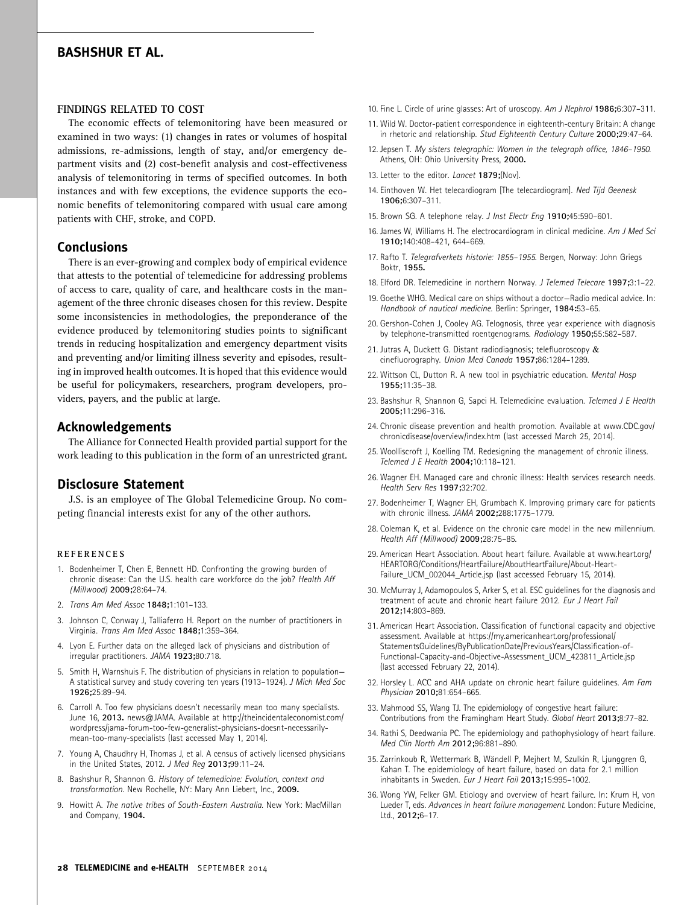### FINDINGS RELATED TO COST

The economic effects of telemonitoring have been measured or examined in two ways: (1) changes in rates or volumes of hospital admissions, re-admissions, length of stay, and/or emergency department visits and (2) cost-benefit analysis and cost-effectiveness analysis of telemonitoring in terms of specified outcomes. In both instances and with few exceptions, the evidence supports the economic benefits of telemonitoring compared with usual care among patients with CHF, stroke, and COPD.

## Conclusions

There is an ever-growing and complex body of empirical evidence that attests to the potential of telemedicine for addressing problems of access to care, quality of care, and healthcare costs in the management of the three chronic diseases chosen for this review. Despite some inconsistencies in methodologies, the preponderance of the evidence produced by telemonitoring studies points to significant trends in reducing hospitalization and emergency department visits and preventing and/or limiting illness severity and episodes, resulting in improved health outcomes. It is hoped that this evidence would be useful for policymakers, researchers, program developers, providers, payers, and the public at large.

## Acknowledgements

The Alliance for Connected Health provided partial support for the work leading to this publication in the form of an unrestricted grant.

## Disclosure Statement

J.S. is an employee of The Global Telemedicine Group. No competing financial interests exist for any of the other authors.

### REFERENCES

1. Bodenheimer T, Chen E, Bennett HD. Confronting the growing burden of chronic disease: Can the U.S. health care workforce do the job? *Health Aff (Millwood)* **2009;**28:64–74.
2. *Trans Am Med Assoc* **1848;**1:101–133.
3. Johnson C, Conway J, Talliaferro H. Report on the number of practitioners in Virginia. *Trans Am Med Assoc* **1848;**1:359–364.
4. Lyon E. Further data on the alleged lack of physicians and distribution of irregular practitioners. *JAMA* **1923;**80:718.
5. Smith H, Warnshuis F. The distribution of physicians in relation to population—A statistical survey and study covering ten years (1913–1924). *J Mich Med Soc* **1926;**25:89–94.
6. Carroll A. Too few physicians doesn't necessarily mean too many specialists. June 16, **2013.** news@JAMA. Available at http://theincidentaleconomist.com/wordpress/jama-forum-too-few-generalist-physicians-doesnt-necessarily-mean-too-many-specialists (last accessed May 1, 2014).
7. Young A, Chaudhry H, Thomas J, et al. A census of actively licensed physicians in the United States, 2012. *J Med Reg* **2013;**99:11–24.
8. Bashshur R, Shannon G. *History of telemedicine: Evolution, context and transformation.* New Rochelle, NY: Mary Ann Liebert, Inc., **2009.**
9. Howitt A. *The native tribes of South-Eastern Australia.* New York: MacMillan and Company, **1904.**
10. Fine L. Circle of urine glasses: Art of uroscopy. *Am J Nephrol* **1986;**6:307–311.
11. Wild W. Doctor-patient correspondence in eighteenth-century Britain: A change in rhetoric and relationship. *Stud Eighteenth Century Culture* **2000;**29:47–64.
12. Jepsen T. *My sisters telegraphic: Women in the telegraph office, 1846–1950.* Athens, OH: Ohio University Press, **2000.**
13. Letter to the editor. *Lancet* **1879;**(Nov).
14. Einthoven W. Het telecardiogram [The telecardiogram]. *Ned Tijd Geenesk* **1906;**6:307–311.
15. Brown SG. A telephone relay. *J Inst Electr Eng* **1910;**45:590–601.
16. James W, Williams H. The electrocardiogram in clinical medicine. *Am J Med Sci* **1910;**140:408–421, 644–669.
17. Rafto T. *Telegrafverkets historie: 1855–1955.* Bergen, Norway: John Griegs Boktr, **1955.**
18. Elford DR. Telemedicine in northern Norway. *J Telemed Telecare* **1997;**3:1–22.
19. Goethe WHG. Medical care on ships without a doctor—Radio medical advice. In: *Handbook of nautical medicine.* Berlin: Springer, **1984:**53–65.
20. Gershon-Cohen J, Cooley AG. Telognosis, three year experience with diagnosis by telephone-transmitted roentgenograms. *Radiology* **1950;**55:582–587.
21. Jutras A, Duckett G. Distant radiodiagnosis; telefluoroscopy & cinefluorography. *Union Med Canada* **1957;**86:1284–1289.
22. Wittson CL, Dutton R. A new tool in psychiatric education. *Mental Hosp* **1955;**11:35–38.
23. Bashshur R, Shannon G, Sapci H. Telemedicine evaluation. *Telemed J E Health* **2005;**11:296–316.
24. Chronic disease prevention and health promotion. Available at www.CDC.gov/chronicdisease/overview/index.htm (last accessed March 25, 2014).
25. Woolliscroft J, Koelling TM. Redesigning the management of chronic illness. *Telemed J E Health* **2004;**10:118–121.
26. Wagner EH. Managed care and chronic illness: Health services research needs. *Health Serv Res* **1997;**32:702.
27. Bodenheimer T, Wagner EH, Grumbach K. Improving primary care for patients with chronic illness. *JAMA* **2002;**288:1775–1779.
28. Coleman K, et al. Evidence on the chronic care model in the new millennium. *Health Aff (Millwood)* **2009;**28:75–85.
29. American Heart Association. About heart failure. Available at www.heart.org/HEARTORG/Conditions/HeartFailure/AboutHeartFailure/About-Heart-Failure_UCM_002044_Article.jsp (last accessed February 15, 2014).
30. McMurray J, Adamopoulos S, Arker S, et al. ESC guidelines for the diagnosis and treatment of acute and chronic heart failure 2012. *Eur J Heart Fail* **2012;**14:803–869.
31. American Heart Association. Classification of functional capacity and objective assessment. Available at https://my.americanheart.org/professional/StatementsGuidelines/ByPublicationDate/PreviousYears/Classification-of-Functional-Capacity-and-Objective-Assessment_UCM_423811_Article.jsp (last accessed February 22, 2014).
32. Horsley L. ACC and AHA update on chronic heart failure guidelines. *Am Fam Physician* **2010;**81:654–665.
33. Mahmood SS, Wang TJ. The epidemiology of congestive heart failure: Contributions from the Framingham Heart Study. *Global Heart* **2013;**8:77–82.
34. Rathi S, Deedwania PC. The epidemiology and pathophysiology of heart failure. *Med Clin North Am* **2012;**96:881–890.
35. Zarrinkoub R, Wettermark B, Wändell P, Mejhert M, Szulkin R, Ljunggren G, Kahan T. The epidemiology of heart failure, based on data for 2.1 million inhabitants in Sweden. *Eur J Heart Fail* **2013;**15:995–1002.
36. Wong YW, Felker GM. Etiology and overview of heart failure. In: Krum H, von Lueder T, eds. *Advances in heart failure management.* London: Future Medicine, Ltd., **2012;**6–17.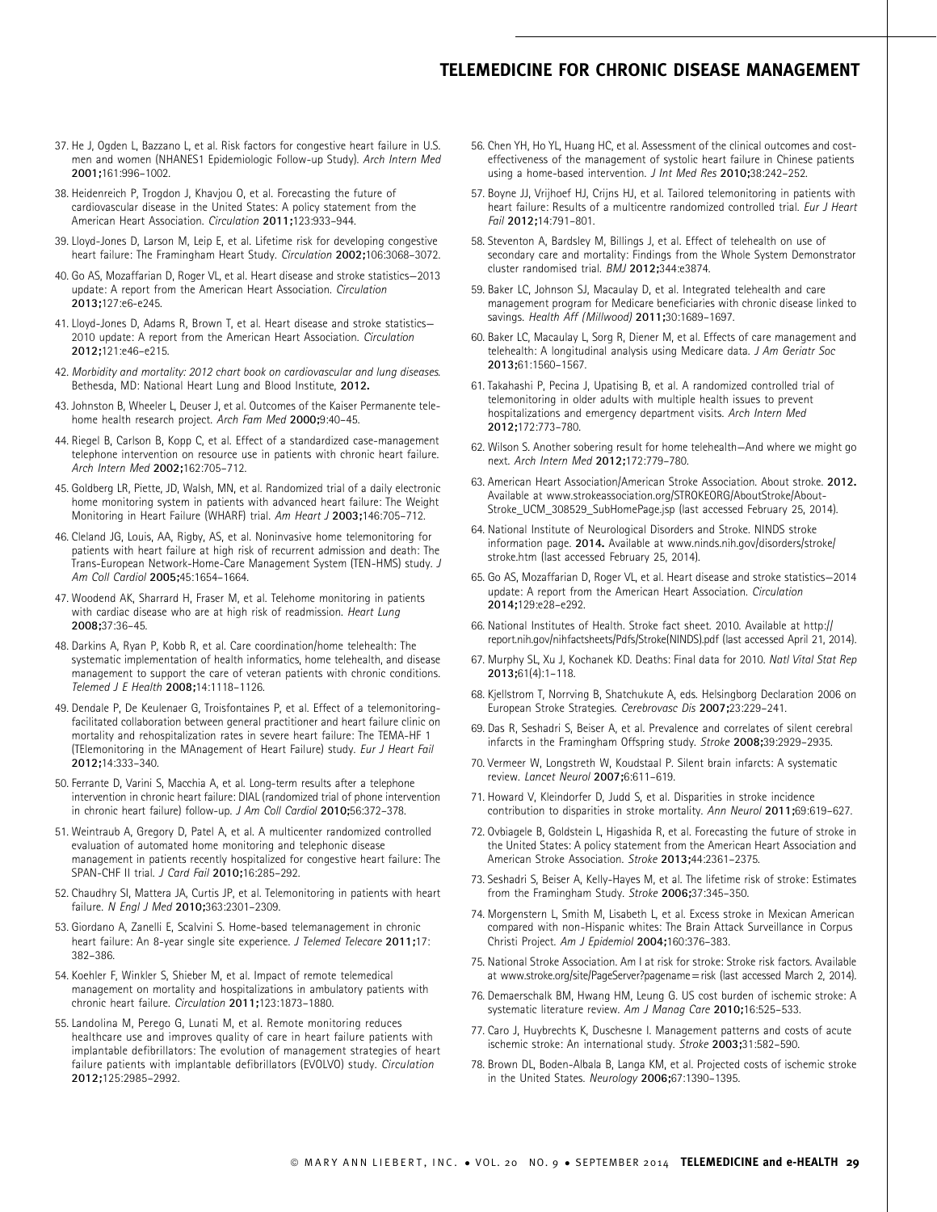37. He J, Ogden L, Bazzano L, et al. Risk factors for congestive heart failure in U.S. men and women (NHANES1 Epidemiologic Follow-up Study). *Arch Intern Med* **2001;**161:996–1002.

38. Heidenreich P, Trogdon J, Khavjou O, et al. Forecasting the future of cardiovascular disease in the United States: A policy statement from the American Heart Association. *Circulation* **2011;**123:933–944.

39. Lloyd-Jones D, Larson M, Leip E, et al. Lifetime risk for developing congestive heart failure: The Framingham Heart Study. *Circulation* **2002;**106:3068–3072.

40. Go AS, Mozaffarian D, Roger VL, et al. Heart disease and stroke statistics—2013 update: A report from the American Heart Association. *Circulation* **2013;**127:e6–e245.

41. Lloyd-Jones D, Adams R, Brown T, et al. Heart disease and stroke statistics—2010 update: A report from the American Heart Association. *Circulation* **2012;**121:e46–e215.

42. *Morbidity and mortality: 2012 chart book on cardiovascular and lung diseases*. Bethesda, MD: National Heart Lung and Blood Institute, **2012.**

43. Johnston B, Wheeler L, Deuser J, et al. Outcomes of the Kaiser Permanente tele-home health research project. *Arch Fam Med* **2000;**9:40–45.

44. Riegel B, Carlson B, Kopp C, et al. Effect of a standardized case-management telephone intervention on resource use in patients with chronic heart failure. *Arch Intern Med* **2002;**162:705–712.

45. Goldberg LR, Piette, JD, Walsh, MN, et al. Randomized trial of a daily electronic home monitoring system in patients with advanced heart failure: The Weight Monitoring in Heart Failure (WHARF) trial. *Am Heart J* **2003;**146:705–712.

46. Cleland JG, Louis, AA, Rigby, AS, et al. Noninvasive home telemonitoring for patients with heart failure at high risk of recurrent admission and death: The Trans-European Network-Home-Care Management System (TEN-HMS) study. *J Am Coll Cardiol* **2005;**45:1654–1664.

47. Woodend AK, Sharrard H, Fraser M, et al. Telehome monitoring in patients with cardiac disease who are at high risk of readmission. *Heart Lung* **2008;**37:36–45.

48. Darkins A, Ryan P, Kobb R, et al. Care coordination/home telehealth: The systematic implementation of health informatics, home telehealth, and disease management to support the care of veteran patients with chronic conditions. *Telemed J E Health* **2008;**14:1118–1126.

49. Dendale P, De Keulenaer G, Troisfontaines P, et al. Effect of a telemonitoring-facilitated collaboration between general practitioner and heart failure clinic on mortality and rehospitalization rates in severe heart failure: The TEMA-HF 1 (TElemonitoring in the MAnagement of Heart Failure) study. *Eur J Heart Fail* **2012;**14:333–340.

50. Ferrante D, Varini S, Macchia A, et al. Long-term results after a telephone intervention in chronic heart failure: DIAL (randomized trial of phone intervention in chronic heart failure) follow-up. *J Am Coll Cardiol* **2010;**56:372–378.

51. Weintraub A, Gregory D, Patel A, et al. A multicenter randomized controlled evaluation of automated home monitoring and telephonic disease management in patients recently hospitalized for congestive heart failure: The SPAN-CHF II trial. *J Card Fail* **2010;**16:285–292.

52. Chaudhry SI, Mattera JA, Curtis JP, et al. Telemonitoring in patients with heart failure. *N Engl J Med* **2010;**363:2301–2309.

53. Giordano A, Zanelli E, Scalvini S. Home-based telemanagement in chronic heart failure: An 8-year single site experience. *J Telemed Telecare* **2011;**17:382–386.

54. Koehler F, Winkler S, Shieber M, et al. Impact of remote telemedical management on mortality and hospitalizations in ambulatory patients with chronic heart failure. *Circulation* **2011;**123:1873–1880.

55. Landolina M, Perego G, Lunati M, et al. Remote monitoring reduces healthcare use and improves quality of care in heart failure patients with implantable defibrillators: The evolution of management strategies of heart failure patients with implantable defibrillators (EVOLVO) study. *Circulation* **2012;**125:2985–2992.

56. Chen YH, Ho YL, Huang HC, et al. Assessment of the clinical outcomes and cost-effectiveness of the management of systolic heart failure in Chinese patients using a home-based intervention. *J Int Med Res* **2010;**38:242–252.

57. Boyne JJ, Vrijhoef HJ, Crijns HJ, et al. Tailored telemonitoring in patients with heart failure: Results of a multicentre randomized controlled trial. *Eur J Heart Fail* **2012;**14:791–801.

58. Steventon A, Bardsley M, Billings J, et al. Effect of telehealth on use of secondary care and mortality: Findings from the Whole System Demonstrator cluster randomised trial. *BMJ* **2012;**344:e3874.

59. Baker LC, Johnson SJ, Macaulay D, et al. Integrated telehealth and care management program for Medicare beneficiaries with chronic disease linked to savings. *Health Aff (Millwood)* **2011;**30:1689–1697.

60. Baker LC, Macaulay L, Sorg R, Diener M, et al. Effects of care management and telehealth: A longitudinal analysis using Medicare data. *J Am Geriatr Soc* **2013;**61:1560–1567.

61. Takahashi P, Pecina J, Upatising B, et al. A randomized controlled trial of telemonitoring in older adults with multiple health issues to prevent hospitalizations and emergency department visits. *Arch Intern Med* **2012;**172:773–780.

62. Wilson S. Another sobering result for home telehealth—And where we might go next. *Arch Intern Med* **2012;**172:779–780.

63. American Heart Association/American Stroke Association. About stroke. **2012.** Available at www.strokeassociation.org/STROKEORG/AboutStroke/About-Stroke_UCM_308529_SubHomePage.jsp (last accessed February 25, 2014).

64. National Institute of Neurological Disorders and Stroke. NINDS stroke information page. **2014.** Available at www.ninds.nih.gov/disorders/stroke/stroke.htm (last accessed February 25, 2014).

65. Go AS, Mozaffarian D, Roger VL, et al. Heart disease and stroke statistics—2014 update: A report from the American Heart Association. *Circulation* **2014;**129:e28–e292.

66. National Institutes of Health. Stroke fact sheet. 2010. Available at http://report.nih.gov/nihfactsheets/Pdfs/Stroke(NINDS).pdf (last accessed April 21, 2014).

67. Murphy SL, Xu J, Kochanek KD. Deaths: Final data for 2010. *Natl Vital Stat Rep* **2013;**61(4):1–118.

68. Kjellstrom T, Norrving B, Shatchukute A, eds. Helsingborg Declaration 2006 on European Stroke Strategies. *Cerebrovasc Dis* **2007;**23:229–241.

69. Das R, Seshadri S, Beiser A, et al. Prevalence and correlates of silent cerebral infarcts in the Framingham Offspring study. *Stroke* **2008;**39:2929–2935.

70. Vermeer W, Longstreth W, Koudstaal P. Silent brain infarcts: A systematic review. *Lancet Neurol* **2007;**6:611–619.

71. Howard V, Kleindorfer D, Judd S, et al. Disparities in stroke incidence contribution to disparities in stroke mortality. *Ann Neurol* **2011;**69:619–627.

72. Ovbiagele B, Goldstein L, Higashida R, et al. Forecasting the future of stroke in the United States: A policy statement from the American Heart Association and American Stroke Association. *Stroke* **2013;**44:2361–2375.

73. Seshadri S, Beiser A, Kelly-Hayes M, et al. The lifetime risk of stroke: Estimates from the Framingham Study. *Stroke* **2006;**37:345–350.

74. Morgenstern L, Smith M, Lisabeth L, et al. Excess stroke in Mexican American compared with non-Hispanic whites: The Brain Attack Surveillance in Corpus Christi Project. *Am J Epidemiol* **2004;**160:376–383.

75. National Stroke Association. Am I at risk for stroke: Stroke risk factors. Available at www.stroke.org/site/PageServer?pagename=risk (last accessed March 2, 2014).

76. Demaerschalk BM, Hwang HM, Leung G. US cost burden of ischemic stroke: A systematic literature review. *Am J Manag Care* **2010;**16:525–533.

77. Caro J, Huybrechts K, Duschesne I. Management patterns and costs of acute ischemic stroke: An international study. *Stroke* **2003;**31:582–590.

78. Brown DL, Boden-Albala B, Langa KM, et al. Projected costs of ischemic stroke in the United States. *Neurology* **2006;**67:1390–1395.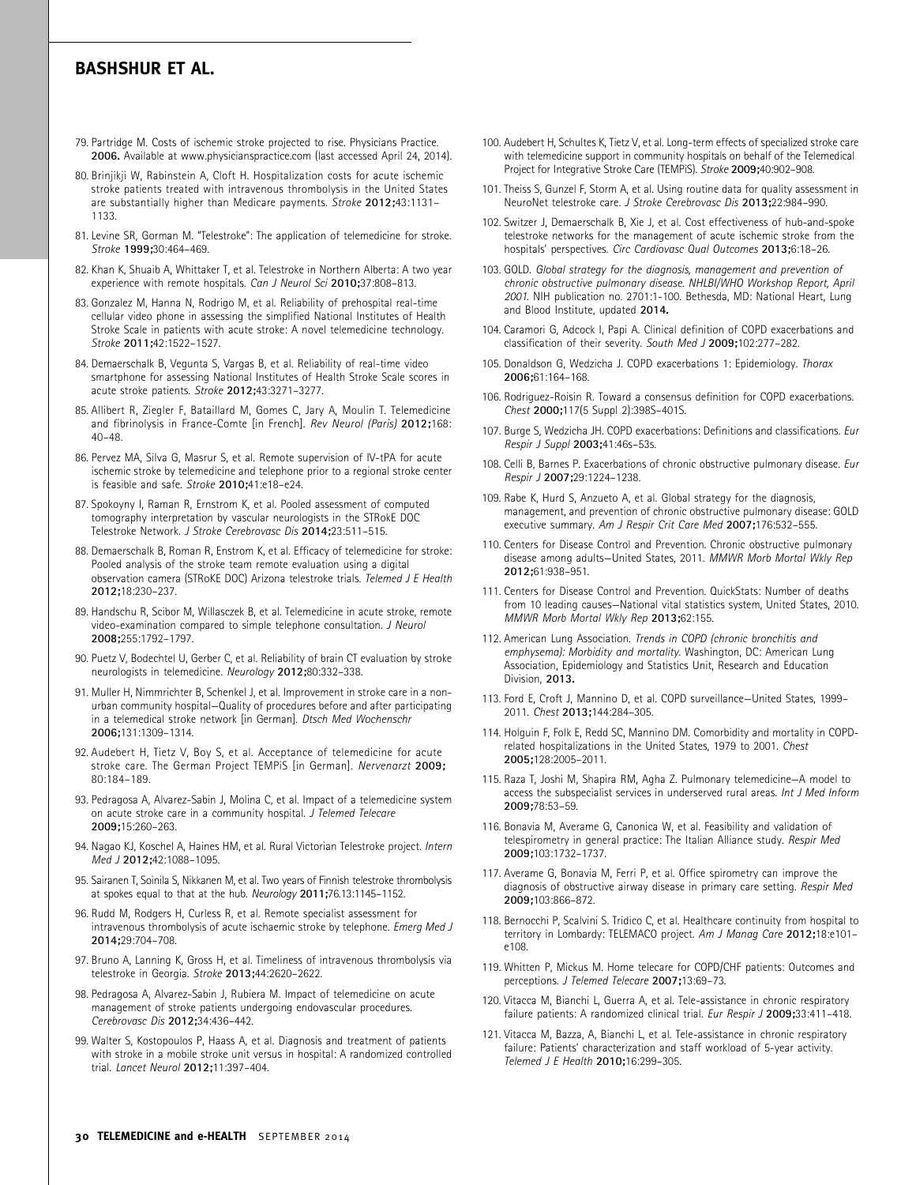79. Partridge M. Costs of ischemic stroke projected to rise. Physicians Practice. **2006.** Available at www.physicianspractice.com (last accessed April 24, 2014).

80. Brinjikji W, Rabinstein A, Cloft H. Hospitalization costs for acute ischemic stroke patients treated with intravenous thrombolysis in the United States are substantially higher than Medicare payments. *Stroke* **2012;**43:1131–1133.

81. Levine SR, Gorman M. "Telestroke": The application of telemedicine for stroke. *Stroke* **1999;**30:464–469.

82. Khan K, Shuaib A, Whittaker T, et al. Telestroke in Northern Alberta: A two year experience with remote hospitals. *Can J Neurol Sci* **2010;**37:808–813.

83. Gonzalez M, Hanna N, Rodrigo M, et al. Reliability of prehospital real-time cellular video phone in assessing the simplified National Institutes of Health Stroke Scale in patients with acute stroke: A novel telemedicine technology. *Stroke* **2011;**42:1522–1527.

84. Demaerschalk B, Vegunta S, Vargas B, et al. Reliability of real-time video smartphone for assessing National Institutes of Health Stroke Scale scores in acute stroke patients. *Stroke* **2012;**43:3271–3277.

85. Allibert R, Ziegler F, Bataillard M, Gomes C, Jary A, Moulin T. Telemedicine and fibrinolysis in France-Comte [in French]. *Rev Neurol (Paris)* **2012;**168:40–48.

86. Pervez MA, Silva G, Masrur S, et al. Remote supervision of IV-tPA for acute ischemic stroke by telemedicine and telephone prior to a regional stroke center is feasible and safe. *Stroke* **2010;**41:e18–e24.

87. Spokoyny I, Raman R, Ernstrom K, et al. Pooled assessment of computed tomography interpretation by vascular neurologists in the STRokE DOC Telestroke Network. *J Stroke Cerebrovasc Dis* **2014;**23:511–515.

88. Demaerschalk B, Roman R, Enstrom K, et al. Efficacy of telemedicine for stroke: Pooled analysis of the stroke team remote evaluation using a digital observation camera (STRoKE DOC) Arizona telestroke trials. *Telemed J E Health* **2012;**18:230–237.

89. Handschu R, Scibor M, Willasczek B, et al. Telemedicine in acute stroke, remote video-examination compared to simple telephone consultation. *J Neurol* **2008;**255:1792–1797.

90. Puetz V, Bodechtel U, Gerber C, et al. Reliability of brain CT evaluation by stroke neurologists in telemedicine. *Neurology* **2012;**80:332–338.

91. Muller H, Nimmrichter B, Schenkel J, et al. Improvement in stroke care in a non-urban community hospital—Quality of procedures before and after participating in a telemedical stroke network [in German]. *Dtsch Med Wochenschr* **2006;**131:1309–1314.

92. Audebert H, Tietz V, Boy S, et al. Acceptance of telemedicine for acute stroke care. The German Project TEMPiS [in German]. *Nervenarzt* **2009;** 80:184–189.

93. Pedragosa A, Alvarez-Sabin J, Molina C, et al. Impact of a telemedicine system on acute stroke care in a community hospital. *J Telemed Telecare* **2009;**15:260–263.

94. Nagao KJ, Koschel A, Haines HM, et al. Rural Victorian Telestroke project. *Intern Med J* **2012;**42:1088–1095.

95. Sairanen T, Soinila S, Nikkanen M, et al. Two years of Finnish telestroke thrombolysis at spokes equal to that at the hub. *Neurology* **2011;**76.13:1145–1152.

96. Rudd M, Rodgers H, Curless R, et al. Remote specialist assessment for intravenous thrombolysis of acute ischaemic stroke by telephone. *Emerg Med J* **2014;**29:704–708.

97. Bruno A, Lanning K, Gross H, et al. Timeliness of intravenous thrombolysis via telestroke in Georgia. *Stroke* **2013;**44:2620–2622.

98. Pedragosa A, Alvarez-Sabin J, Rubiera M. Impact of telemedicine on acute management of stroke patients undergoing endovascular procedures. *Cerebrovasc Dis* **2012;**34:436–442.

99. Walter S, Kostopoulos P, Haass A, et al. Diagnosis and treatment of patients with stroke in a mobile stroke unit versus in hospital: A randomized controlled trial. *Lancet Neurol* **2012;**11:397–404.

100. Audebert H, Schultes K, Tietz V, et al. Long-term effects of specialized stroke care with telemedicine support in community hospitals on behalf of the Telemedical Project for Integrative Stroke Care (TEMPiS). *Stroke* **2009;**40:902–908.

101. Theiss S, Gunzel F, Storm A, et al. Using routine data for quality assessment in NeuroNet telestroke care. *J Stroke Cerebrovasc Dis* **2013;**22:984–990.

102. Switzer J, Demaerschalk B, Xie J, et al. Cost effectiveness of hub-and-spoke telestroke networks for the management of acute ischemic stroke from the hospitals' perspectives. *Circ Cardiovasc Qual Outcomes* **2013;**6:18–26.

103. GOLD. *Global strategy for the diagnosis, management and prevention of chronic obstructive pulmonary disease. NHLBI/WHO Workshop Report, April 2001.* NIH publication no. 2701:1-100. Bethesda, MD: National Heart, Lung and Blood Institute, updated **2014.**

104. Caramori G, Adcock I, Papi A. Clinical definition of COPD exacerbations and classification of their severity. *South Med J* **2009;**102:277–282.

105. Donaldson G, Wedzicha J. COPD exacerbations 1: Epidemiology. *Thorax* **2006;**61:164–168.

106. Rodriguez-Roisin R. Toward a consensus definition for COPD exacerbations. *Chest* **2000;**117(5 Suppl 2):398S–401S.

107. Burge S, Wedzicha JH. COPD exacerbations: Definitions and classifications. *Eur Respir J Suppl* **2003;**41:46s–53s.

108. Celli B, Barnes P. Exacerbations of chronic obstructive pulmonary disease. *Eur Respir J* **2007;**29:1224–1238.

109. Rabe K, Hurd S, Anzueto A, et al. Global strategy for the diagnosis, management, and prevention of chronic obstructive pulmonary disease: GOLD executive summary. *Am J Respir Crit Care Med* **2007;**176:532–555.

110. Centers for Disease Control and Prevention. Chronic obstructive pulmonary disease among adults—United States, 2011. *MMWR Morb Mortal Wkly Rep* **2012;**61:938–951.

111. Centers for Disease Control and Prevention. QuickStats: Number of deaths from 10 leading causes—National vital statistics system, United States, 2010. *MMWR Morb Mortal Wkly Rep* **2013;**62:155.

112. American Lung Association. *Trends in COPD (chronic bronchitis and emphysema): Morbidity and mortality.* Washington, DC: American Lung Association, Epidemiology and Statistics Unit, Research and Education Division, **2013.**

113. Ford E, Croft J, Mannino D, et al. COPD surveillance—United States, 1999–2011. *Chest* **2013;**144:284–305.

114. Holguin F, Folk E, Redd SC, Mannino DM. Comorbidity and mortality in COPD-related hospitalizations in the United States, 1979 to 2001. *Chest* **2005;**128:2005–2011.

115. Raza T, Joshi M, Shapira RM, Agha Z. Pulmonary telemedicine—A model to access the subspecialist services in underserved rural areas. *Int J Med Inform* **2009;**78:53–59.

116. Bonavia M, Averame G, Canonica W, et al. Feasibility and validation of telespirometry in general practice: The Italian Alliance study. *Respir Med* **2009;**103:1732–1737.

117. Averame G, Bonavia M, Ferri P, et al. Office spirometry can improve the diagnosis of obstructive airway disease in primary care setting. *Respir Med* **2009;**103:866–872.

118. Bernocchi P, Scalvini S. Tridico C, et al. Healthcare continuity from hospital to territory in Lombardy: TELEMACO project. *Am J Manag Care* **2012;**18:e101–e108.

119. Whitten P, Mickus M. Home telecare for COPD/CHF patients: Outcomes and perceptions. *J Telemed Telecare* **2007;**13:69–73.

120. Vitacca M, Bianchi L, Guerra A, et al. Tele-assistance in chronic respiratory failure patients: A randomized clinical trial. *Eur Respir J* **2009;**33:411–418.

121. Vitacca M, Bazza, A, Bianchi L, et al. Tele-assistance in chronic respiratory failure: Patients' characterization and staff workload of 5-year activity. *Telemed J E Health* **2010;**16:299–305.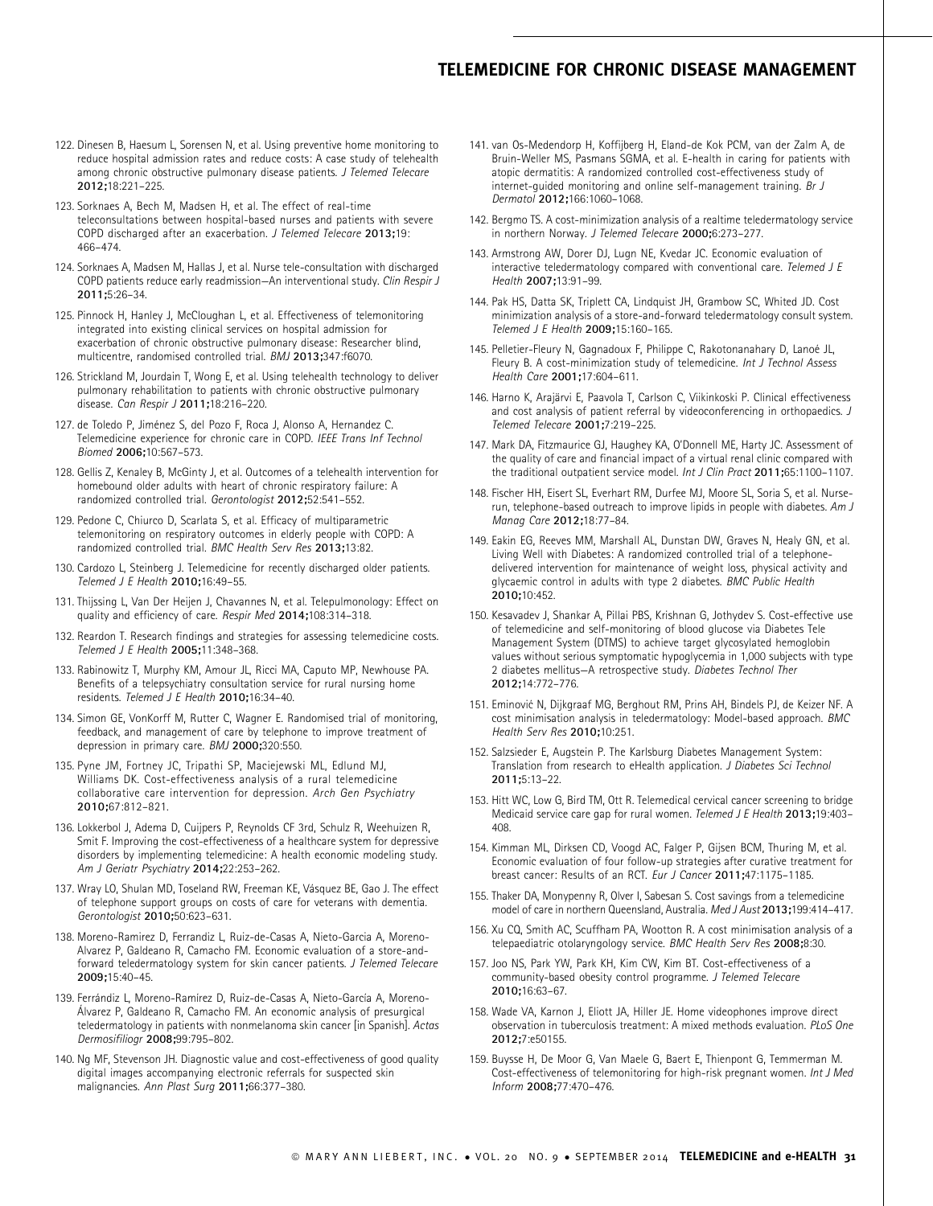122. Dinesen B, Haesum L, Sorensen N, et al. Using preventive home monitoring to reduce hospital admission rates and reduce costs: A case study of telehealth among chronic obstructive pulmonary disease patients. *J Telemed Telecare* **2012;**18:221–225.

123. Sorknaes A, Bech M, Madsen H, et al. The effect of real-time teleconsultations between hospital-based nurses and patients with severe COPD discharged after an exacerbation. *J Telemed Telecare* **2013;**19: 466–474.

124. Sorknaes A, Madsen M, Hallas J, et al. Nurse tele-consultation with discharged COPD patients reduce early readmission—An interventional study. *Clin Respir J* **2011;**5:26–34.

125. Pinnock H, Hanley J, McCloughan L, et al. Effectiveness of telemonitoring integrated into existing clinical services on hospital admission for exacerbation of chronic obstructive pulmonary disease: Researcher blind, multicentre, randomised controlled trial. *BMJ* **2013;**347:f6070.

126. Strickland M, Jourdain T, Wong E, et al. Using telehealth technology to deliver pulmonary rehabilitation to patients with chronic obstructive pulmonary disease. *Can Respir J* **2011;**18:216–220.

127. de Toledo P, Jiménez S, del Pozo F, Roca J, Alonso A, Hernandez C. Telemedicine experience for chronic care in COPD. *IEEE Trans Inf Technol Biomed* **2006;**10:567–573.

128. Gellis Z, Kenaley B, McGinty J, et al. Outcomes of a telehealth intervention for homebound older adults with heart of chronic respiratory failure: A randomized controlled trial. *Gerontologist* **2012;**52:541–552.

129. Pedone C, Chiurco D, Scarlata S, et al. Efficacy of multiparametric telemonitoring on respiratory outcomes in elderly people with COPD: A randomized controlled trial. *BMC Health Serv Res* **2013;**13:82.

130. Cardozo L, Steinberg J. Telemedicine for recently discharged older patients. *Telemed J E Health* **2010;**16:49–55.

131. Thijssing L, Van Der Heijen J, Chavannes N, et al. Telepulmonology: Effect on quality and efficiency of care. *Respir Med* **2014;**108:314–318.

132. Reardon T. Research findings and strategies for assessing telemedicine costs. *Telemed J E Health* **2005;**11:348–368.

133. Rabinowitz T, Murphy KM, Amour JL, Ricci MA, Caputo MP, Newhouse PA. Benefits of a telepsychiatry consultation service for rural nursing home residents. *Telemed J E Health* **2010;**16:34–40.

134. Simon GE, VonKorff M, Rutter C, Wagner E. Randomised trial of monitoring, feedback, and management of care by telephone to improve treatment of depression in primary care. *BMJ* **2000;**320:550.

135. Pyne JM, Fortney JC, Tripathi SP, Maciejewski ML, Edlund MJ, Williams DK. Cost-effectiveness analysis of a rural telemedicine collaborative care intervention for depression. *Arch Gen Psychiatry* **2010;**67:812–821.

136. Lokkerbol J, Adema D, Cuijpers P, Reynolds CF 3rd, Schulz R, Weehuizen R, Smit F. Improving the cost-effectiveness of a healthcare system for depressive disorders by implementing telemedicine: A health economic modeling study. *Am J Geriatr Psychiatry* **2014;**22:253–262.

137. Wray LO, Shulan MD, Toseland RW, Freeman KE, Vásquez BE, Gao J. The effect of telephone support groups on costs of care for veterans with dementia. *Gerontologist* **2010;**50:623–631.

138. Moreno-Ramirez D, Ferrandiz L, Ruiz-de-Casas A, Nieto-Garcia A, Moreno-Alvarez P, Galdeano R, Camacho FM. Economic evaluation of a store-and-forward teledermatology system for skin cancer patients. *J Telemed Telecare* **2009;**15:40–45.

139. Ferrándiz L, Moreno-Ramírez D, Ruiz-de-Casas A, Nieto-García A, Moreno-Álvarez P, Galdeano R, Camacho FM. An economic analysis of presurgical teledermatology in patients with nonmelanoma skin cancer [in Spanish]. *Actas Dermosifiliogr* **2008;**99:795–802.

140. Ng MF, Stevenson JH. Diagnostic value and cost-effectiveness of good quality digital images accompanying electronic referrals for suspected skin malignancies. *Ann Plast Surg* **2011;**66:377–380.

141. van Os-Medendorp H, Koffijberg H, Eland-de Kok PCM, van der Zalm A, de Bruin-Weller MS, Pasmans SGMA, et al. E-health in caring for patients with atopic dermatitis: A randomized controlled cost-effectiveness study of internet-guided monitoring and online self-management training. *Br J Dermatol* **2012;**166:1060–1068.

142. Bergmo TS. A cost-minimization analysis of a realtime teledermatology service in northern Norway. *J Telemed Telecare* **2000;**6:273–277.

143. Armstrong AW, Dorer DJ, Lugn NE, Kvedar JC. Economic evaluation of interactive teledermatology compared with conventional care. *Telemed J E Health* **2007;**13:91–99.

144. Pak HS, Datta SK, Triplett CA, Lindquist JH, Grambow SC, Whited JD. Cost minimization analysis of a store-and-forward teledermatology consult system. *Telemed J E Health* **2009;**15:160–165.

145. Pelletier-Fleury N, Gagnadoux F, Philippe C, Rakotonanahary D, Lanoé JL, Fleury B. A cost-minimization study of telemedicine. *Int J Technol Assess Health Care* **2001;**17:604–611.

146. Harno K, Arajärvi E, Paavola T, Carlson C, Viikinkoski P. Clinical effectiveness and cost analysis of patient referral by videoconferencing in orthopaedics. *J Telemed Telecare* **2001;**7:219–225.

147. Mark DA, Fitzmaurice GJ, Haughey KA, O'Donnell ME, Harty JC. Assessment of the quality of care and financial impact of a virtual renal clinic compared with the traditional outpatient service model. *Int J Clin Pract* **2011;**65:1100–1107.

148. Fischer HH, Eisert SL, Everhart RM, Durfee MJ, Moore SL, Soria S, et al. Nurse-run, telephone-based outreach to improve lipids in people with diabetes. *Am J Manag Care* **2012;**18:77–84.

149. Eakin EG, Reeves MM, Marshall AL, Dunstan DW, Graves N, Healy GN, et al. Living Well with Diabetes: A randomized controlled trial of a telephone-delivered intervention for maintenance of weight loss, physical activity and glycaemic control in adults with type 2 diabetes. *BMC Public Health* **2010;**10:452.

150. Kesavadev J, Shankar A, Pillai PBS, Krishnan G, Jothydev S. Cost-effective use of telemedicine and self-monitoring of blood glucose via Diabetes Tele Management System (DTMS) to achieve target glycosylated hemoglobin values without serious symptomatic hypoglycemia in 1,000 subjects with type 2 diabetes mellitus—A retrospective study. *Diabetes Technol Ther* **2012;**14:772–776.

151. Eminović N, Dijkgraaf MG, Berghout RM, Prins AH, Bindels PJ, de Keizer NF. A cost minimisation analysis in teledermatology: Model-based approach. *BMC Health Serv Res* **2010;**10:251.

152. Salzsieder E, Augstein P. The Karlsburg Diabetes Management System: Translation from research to eHealth application. *J Diabetes Sci Technol* **2011;**5:13–22.

153. Hitt WC, Low G, Bird TM, Ott R. Telemedical cervical cancer screening to bridge Medicaid service care gap for rural women. *Telemed J E Health* **2013;**19:403–408.

154. Kimman ML, Dirksen CD, Voogd AC, Falger P, Gijsen BCM, Thuring M, et al. Economic evaluation of four follow-up strategies after curative treatment for breast cancer: Results of an RCT. *Eur J Cancer* **2011;**47:1175–1185.

155. Thaker DA, Monypenny R, Olver I, Sabesan S. Cost savings from a telemedicine model of care in northern Queensland, Australia. *Med J Aust* **2013;**199:414–417.

156. Xu CQ, Smith AC, Scuffham PA, Wootton R. A cost minimisation analysis of a telepaediatric otolaryngology service. *BMC Health Serv Res* **2008;**8:30.

157. Joo NS, Park YW, Park KH, Kim CW, Kim BT. Cost-effectiveness of a community-based obesity control programme. *J Telemed Telecare* **2010;**16:63–67.

158. Wade VA, Karnon J, Eliott JA, Hiller JE. Home videophones improve direct observation in tuberculosis treatment: A mixed methods evaluation. *PLoS One* **2012;**7:e50155.

159. Buysse H, De Moor G, Van Maele G, Baert E, Thienpont G, Temmerman M. Cost-effectiveness of telemonitoring for high-risk pregnant women. *Int J Med Inform* **2008;**77:470–476.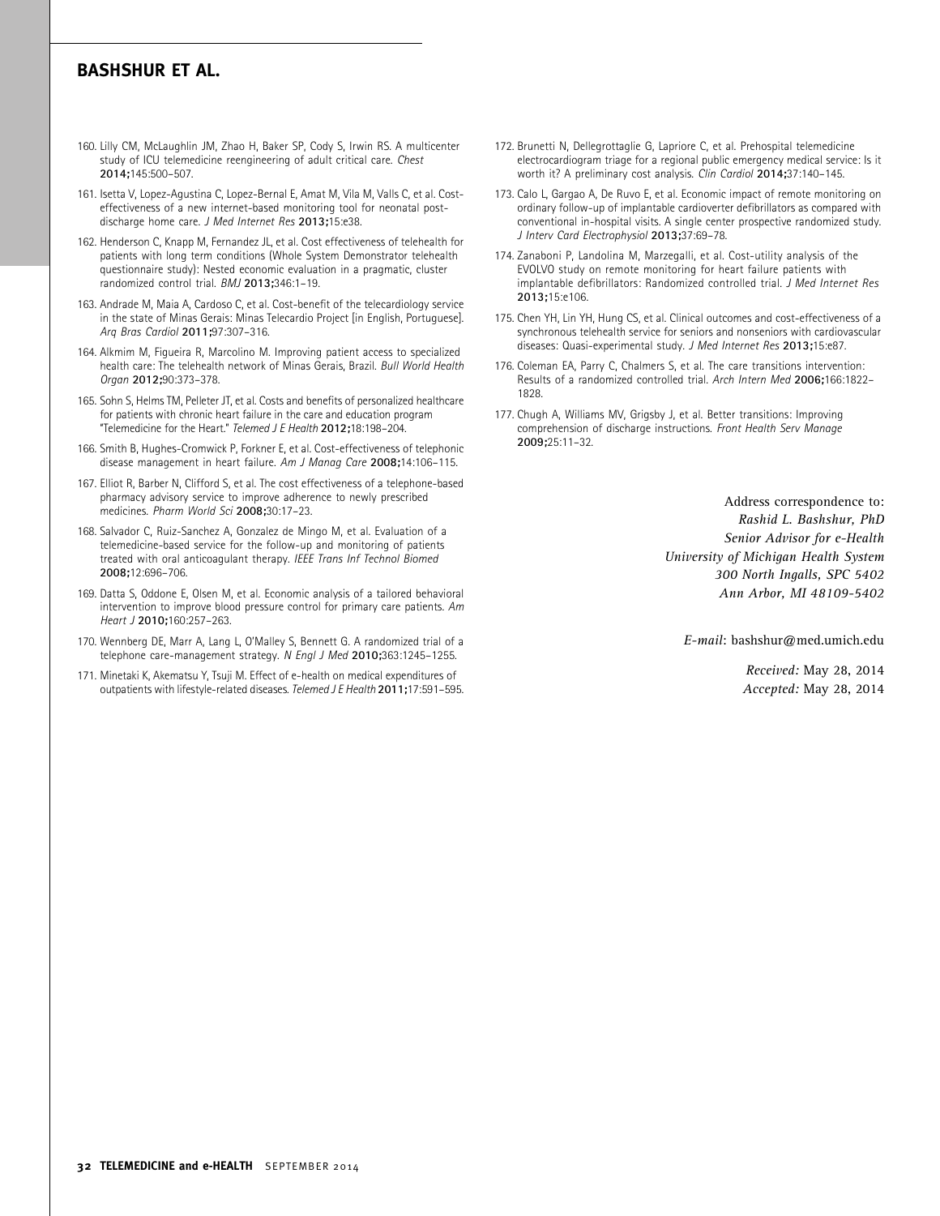160. Lilly CM, McLaughlin JM, Zhao H, Baker SP, Cody S, Irwin RS. A multicenter study of ICU telemedicine reengineering of adult critical care. *Chest* **2014;**145:500–507.

161. Isetta V, Lopez-Agustina C, Lopez-Bernal E, Amat M, Vila M, Valls C, et al. Cost-effectiveness of a new internet-based monitoring tool for neonatal post-discharge home care. *J Med Internet Res* **2013;**15:e38.

162. Henderson C, Knapp M, Fernandez JL, et al. Cost effectiveness of telehealth for patients with long term conditions (Whole System Demonstrator telehealth questionnaire study): Nested economic evaluation in a pragmatic, cluster randomized control trial. *BMJ* **2013;**346:1–19.

163. Andrade M, Maia A, Cardoso C, et al. Cost-benefit of the telecardiology service in the state of Minas Gerais: Minas Telecardio Project [in English, Portuguese]. *Arq Bras Cardiol* **2011;**97:307–316.

164. Alkmim M, Figueira R, Marcolino M. Improving patient access to specialized health care: The telehealth network of Minas Gerais, Brazil. *Bull World Health Organ* **2012;**90:373–378.

165. Sohn S, Helms TM, Pelleter JT, et al. Costs and benefits of personalized healthcare for patients with chronic heart failure in the care and education program "Telemedicine for the Heart." *Telemed J E Health* **2012;**18:198–204.

166. Smith B, Hughes-Cromwick P, Forkner E, et al. Cost-effectiveness of telephonic disease management in heart failure. *Am J Manag Care* **2008;**14:106–115.

167. Elliot R, Barber N, Clifford S, et al. The cost effectiveness of a telephone-based pharmacy advisory service to improve adherence to newly prescribed medicines. *Pharm World Sci* **2008;**30:17–23.

168. Salvador C, Ruiz-Sanchez A, Gonzalez de Mingo M, et al. Evaluation of a telemedicine-based service for the follow-up and monitoring of patients treated with oral anticoagulant therapy. *IEEE Trans Inf Technol Biomed* **2008;**12:696–706.

169. Datta S, Oddone E, Olsen M, et al. Economic analysis of a tailored behavioral intervention to improve blood pressure control for primary care patients. *Am Heart J* **2010;**160:257–263.

170. Wennberg DE, Marr A, Lang L, O'Malley S, Bennett G. A randomized trial of a telephone care-management strategy. *N Engl J Med* **2010;**363:1245–1255.

171. Minetaki K, Akematsu Y, Tsuji M. Effect of e-health on medical expenditures of outpatients with lifestyle-related diseases. *Telemed J E Health* **2011;**17:591–595.

172. Brunetti N, Dellegrottaglie G, Lapriore C, et al. Prehospital telemedicine electrocardiogram triage for a regional public emergency medical service: Is it worth it? A preliminary cost analysis. *Clin Cardiol* **2014;**37:140–145.

173. Calo L, Gargao A, De Ruvo E, et al. Economic impact of remote monitoring on ordinary follow-up of implantable cardioverter defibrillators as compared with conventional in-hospital visits. A single center prospective randomized study. *J Interv Card Electrophysiol* **2013;**37:69–78.

174. Zanaboni P, Landolina M, Marzegalli, et al. Cost-utility analysis of the EVOLVO study on remote monitoring for heart failure patients with implantable defibrillators: Randomized controlled trial. *J Med Internet Res* **2013;**15:e106.

175. Chen YH, Lin YH, Hung CS, et al. Clinical outcomes and cost-effectiveness of a synchronous telehealth service for seniors and nonseniors with cardiovascular diseases: Quasi-experimental study. *J Med Internet Res* **2013;**15:e87.

176. Coleman EA, Parry C, Chalmers S, et al. The care transitions intervention: Results of a randomized controlled trial. *Arch Intern Med* **2006;**166:1822–1828.

177. Chugh A, Williams MV, Grigsby J, et al. Better transitions: Improving comprehension of discharge instructions. *Front Health Serv Manage* **2009;**25:11–32.

Address correspondence to:
*Rashid L. Bashshur, PhD*
*Senior Advisor for e-Health*
*University of Michigan Health System*
*300 North Ingalls, SPC 5402*
*Ann Arbor, MI 48109-5402*

*E-mail*: bashshur@med.umich.edu

*Received:* May 28, 2014
*Accepted:* May 28, 2014